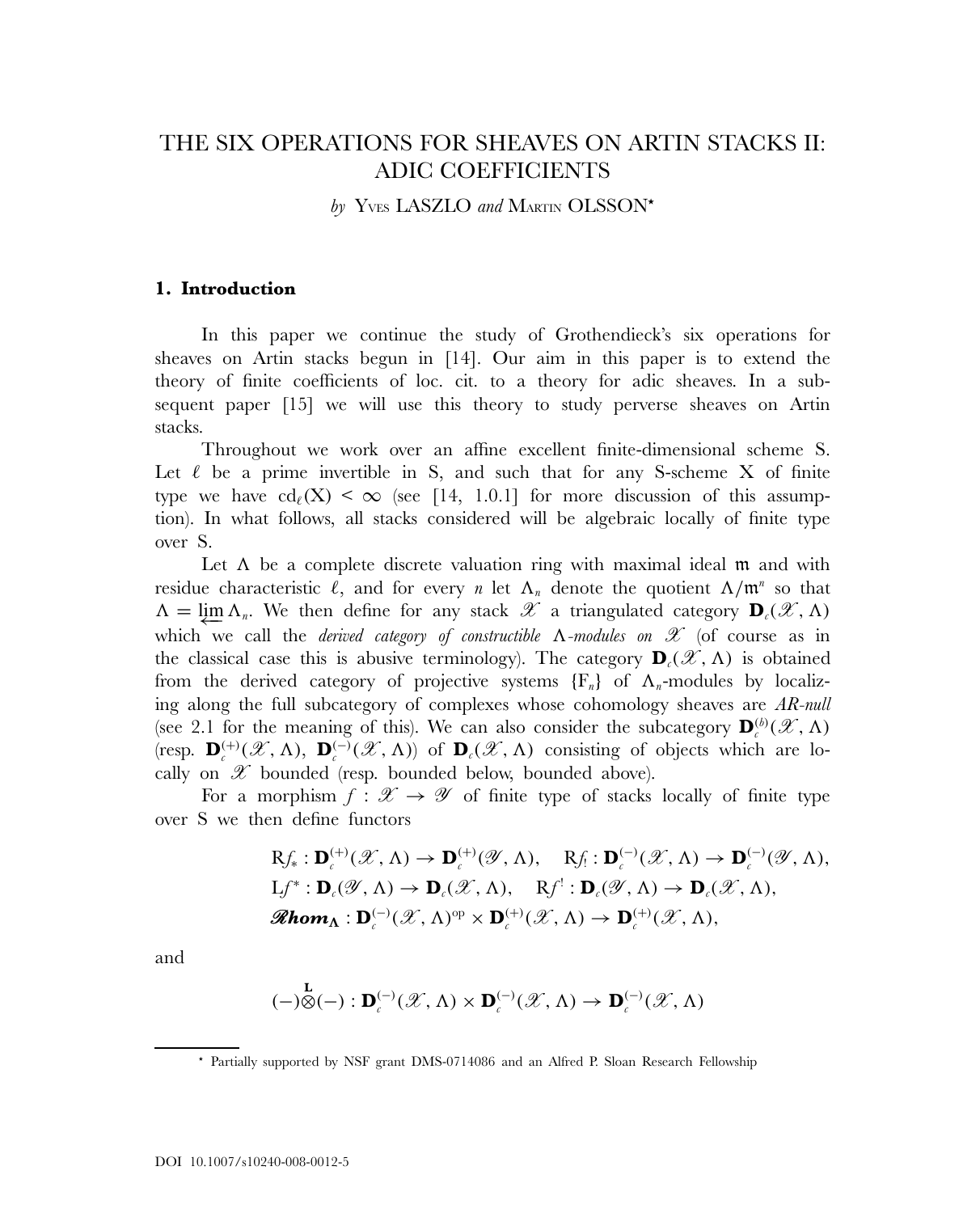# THE SIX OPERATIONS FOR SHEAVES ON ARTIN STACKS II: ADIC COEFFICIENTS

*by* YVES LASZLO *and* MARTIN OLSSON*

## 1. Introduction

In this paper we continue the study of Grothendieck's six operations for sheaves on Artin stacks begun in [14]. Our aim in this paper is to extend the theory of finite coefficients of loc. cit. to a theory for adic sheaves. In a subsequent paper [15] we will use this theory to study perverse sheaves on Artin stacks.

Throughout we work over an affine excellent finite-dimensional scheme S. Let $\ell$ be a prime invertible in S, and such that for any S-scheme X of finite type we have $\mathrm{cd}_\ell(\mathrm{X}) < \infty$ (see [14, 1.0.1] for more discussion of this assumption). In what follows, all stacks considered will be algebraic locally of finite type over S.

Let $\Lambda$ be a complete discrete valuation ring with maximal ideal $\mathfrak{m}$ and with residue characteristic $\ell$, and for every $n$ let $\Lambda_n$ denote the quotient $\Lambda/\mathfrak{m}^n$ so that $\Lambda = \varprojlim \Lambda_n$. We then define for any stack $\mathscr{X}$ a triangulated category $\mathbf{D}_c(\mathscr{X}, \Lambda)$ which we call the *derived category of constructible* $\Lambda$*-modules on* $\mathscr{X}$ (of course as in the classical case this is abusive terminology). The category $\mathbf{D}_c(\mathscr{X}, \Lambda)$ is obtained from the derived category of projective systems $\{\mathrm{F}_n\}$ of $\Lambda_n$-modules by localizing along the full subcategory of complexes whose cohomology sheaves are *AR-null* (see 2.1 for the meaning of this). We can also consider the subcategory $\mathbf{D}_c^{(b)}(\mathscr{X}, \Lambda)$ (resp. $\mathbf{D}_c^{(+)}(\mathscr{X}, \Lambda)$, $\mathbf{D}_c^{(-)}(\mathscr{X}, \Lambda)$) of $\mathbf{D}_c(\mathscr{X}, \Lambda)$ consisting of objects which are locally on $\mathscr{X}$ bounded (resp. bounded below, bounded above).

For a morphism $f : \mathscr{X} \to \mathscr{Y}$ of finite type of stacks locally of finite type over S we then define functors

$$\mathrm{R}f_* : \mathbf{D}_c^{(+)}(\mathscr{X}, \Lambda) \to \mathbf{D}_c^{(+)}(\mathscr{Y}, \Lambda), \quad \mathrm{R}f_! : \mathbf{D}_c^{(-)}(\mathscr{X}, \Lambda) \to \mathbf{D}_c^{(-)}(\mathscr{Y}, \Lambda),$$
$$\mathrm{L}f^* : \mathbf{D}_c(\mathscr{Y}, \Lambda) \to \mathbf{D}_c(\mathscr{X}, \Lambda), \quad \mathrm{R}f^! : \mathbf{D}_c(\mathscr{Y}, \Lambda) \to \mathbf{D}_c(\mathscr{X}, \Lambda),$$
$$\mathscr{R}\mathbf{hom}_\Lambda : \mathbf{D}_c^{(-)}(\mathscr{X}, \Lambda)^{\mathrm{op}} \times \mathbf{D}_c^{(+)}(\mathscr{X}, \Lambda) \to \mathbf{D}_c^{(+)}(\mathscr{X}, \Lambda),$$

and

$$(-)\overset{\mathbf{L}}{\otimes}(-) : \mathbf{D}_c^{(-)}(\mathscr{X}, \Lambda) \times \mathbf{D}_c^{(-)}(\mathscr{X}, \Lambda) \to \mathbf{D}_c^{(-)}(\mathscr{X}, \Lambda)$$

---

* Partially supported by NSF grant DMS-0714086 and an Alfred P. Sloan Research Fellowship

DOI 10.1007/s10240-008-0012-5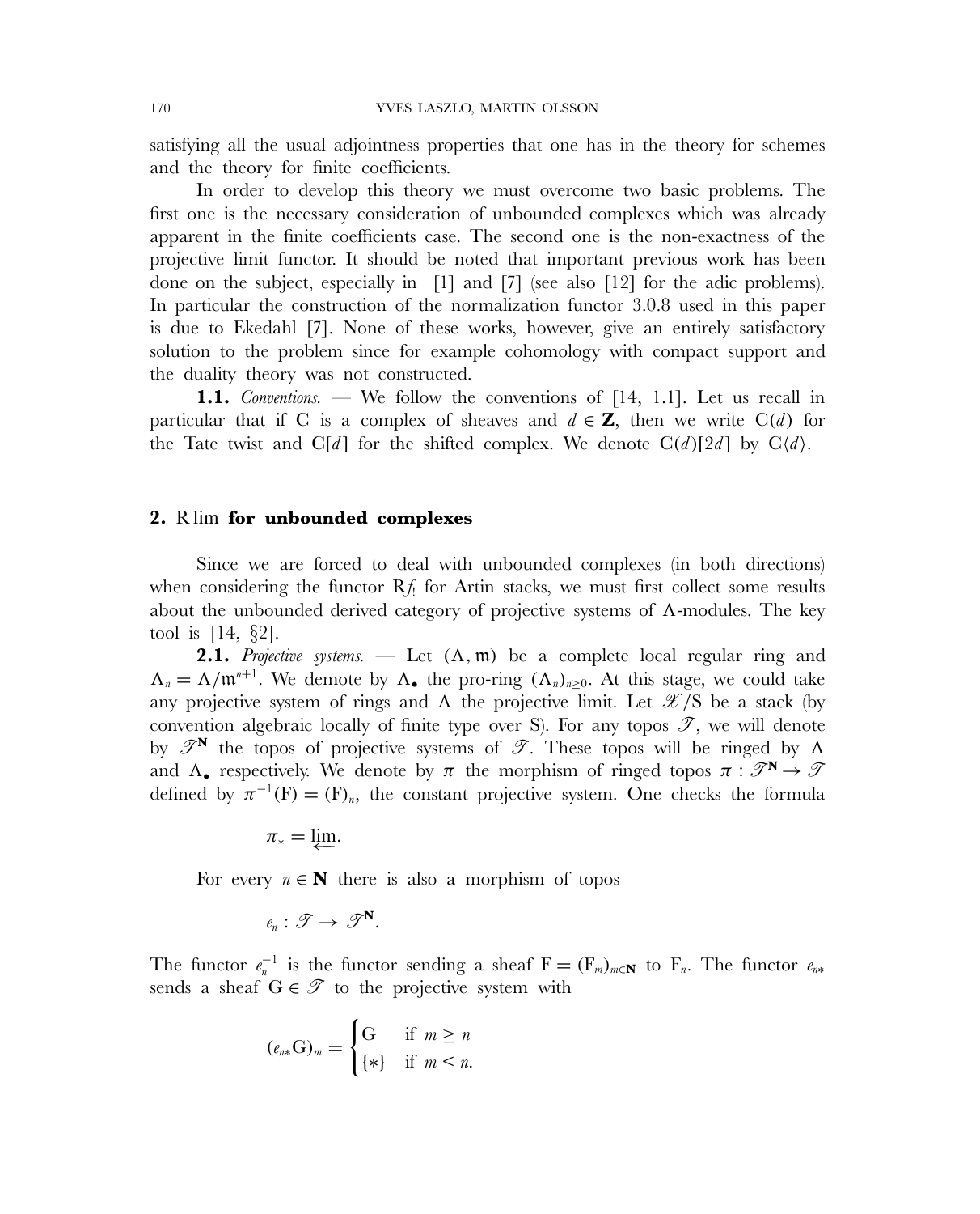satisfying all the usual adjointness properties that one has in the theory for schemes and the theory for finite coefficients.

In order to develop this theory we must overcome two basic problems. The first one is the necessary consideration of unbounded complexes which was already apparent in the finite coefficients case. The second one is the non-exactness of the projective limit functor. It should be noted that important previous work has been done on the subject, especially in [1] and [7] (see also [12] for the adic problems). In particular the construction of the normalization functor 3.0.8 used in this paper is due to Ekedahl [7]. None of these works, however, give an entirely satisfactory solution to the problem since for example cohomology with compact support and the duality theory was not constructed.

**1.1.** *Conventions.* — We follow the conventions of [14, 1.1]. Let us recall in particular that if C is a complex of sheaves and $d \in \mathbf{Z}$, then we write $\mathrm{C}(d)$ for the Tate twist and $\mathrm{C}[d]$ for the shifted complex. We denote $\mathrm{C}(d)[2d]$ by $\mathrm{C}\langle d\rangle$.

## 2. R lim **for unbounded complexes**

Since we are forced to deal with unbounded complexes (in both directions) when considering the functor $\mathrm{R}f_!$ for Artin stacks, we must first collect some results about the unbounded derived category of projective systems of $\Lambda$-modules. The key tool is [14, §2].

**2.1.** *Projective systems.* — Let $(\Lambda, \mathfrak{m})$ be a complete local regular ring and $\Lambda_n = \Lambda/\mathfrak{m}^{n+1}$. We demote by $\Lambda_\bullet$ the pro-ring $(\Lambda_n)_{n\geq 0}$. At this stage, we could take any projective system of rings and $\Lambda$ the projective limit. Let $\mathscr{X}/\mathrm{S}$ be a stack (by convention algebraic locally of finite type over S). For any topos $\mathscr{T}$, we will denote by $\mathscr{T}^{\mathbf{N}}$ the topos of projective systems of $\mathscr{T}$. These topos will be ringed by $\Lambda$ and $\Lambda_\bullet$ respectively. We denote by $\pi$ the morphism of ringed topos $\pi : \mathscr{T}^{\mathbf{N}} \to \mathscr{T}$ defined by $\pi^{-1}(\mathrm{F}) = (\mathrm{F})_n$, the constant projective system. One checks the formula

$$\pi_* = \varprojlim.$$

For every $n \in \mathbf{N}$ there is also a morphism of topos

$$e_n : \mathscr{T} \to \mathscr{T}^{\mathbf{N}}.$$

The functor $e_n^{-1}$ is the functor sending a sheaf $\mathrm{F} = (\mathrm{F}_m)_{m\in\mathbf{N}}$ to $\mathrm{F}_n$. The functor $e_{n*}$ sends a sheaf $\mathrm{G} \in \mathscr{T}$ to the projective system with

$$(e_{n*}\mathrm{G})_m = \begin{cases} \mathrm{G} & \text{if } m \geq n \\ \{*\} & \text{if } m < n. \end{cases}$$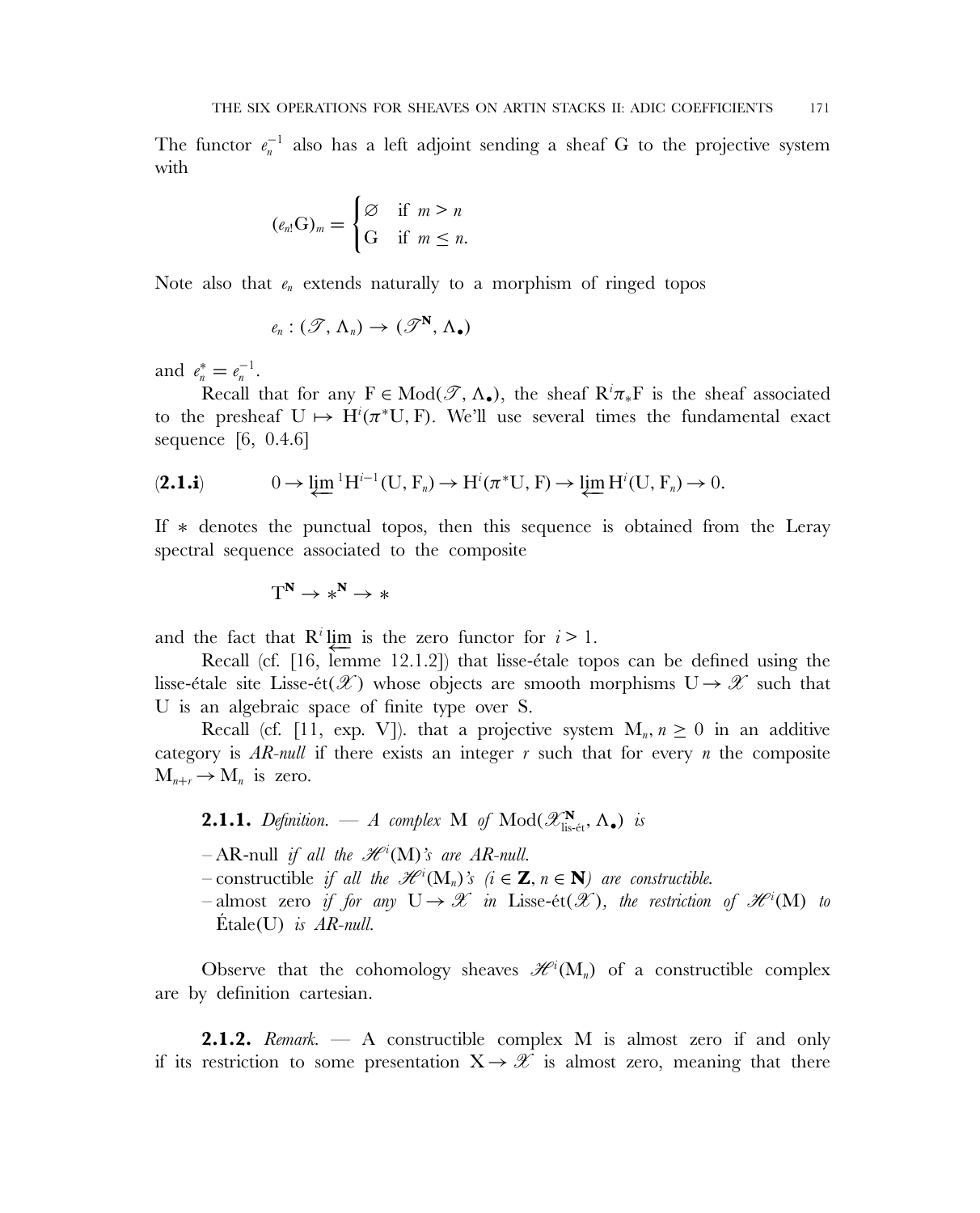The functor $e_n^{-1}$ also has a left adjoint sending a sheaf G to the projective system with

$$(e_{n!}\mathrm{G})_m = \begin{cases} \varnothing & \text{if } m > n \\ \mathrm{G} & \text{if } m \leq n. \end{cases}$$

Note also that $e_n$ extends naturally to a morphism of ringed topos

$$e_n : (\mathscr{T}, \Lambda_n) \to (\mathscr{T}^{\mathbf{N}}, \Lambda_\bullet)$$

and $e_n^* = e_n^{-1}$.

Recall that for any $\mathrm{F} \in \mathrm{Mod}(\mathscr{T}, \Lambda_\bullet)$, the sheaf $\mathrm{R}^i\pi_*\mathrm{F}$ is the sheaf associated to the presheaf $\mathrm{U} \mapsto \mathrm{H}^i(\pi^*\mathrm{U}, \mathrm{F})$. We'll use several times the fundamental exact sequence [6, 0.4.6]

$$(\mathbf{2.1.i}) \qquad 0 \to \varprojlim{}^1 \mathrm{H}^{i-1}(\mathrm{U}, \mathrm{F}_n) \to \mathrm{H}^i(\pi^*\mathrm{U}, \mathrm{F}) \to \varprojlim \mathrm{H}^i(\mathrm{U}, \mathrm{F}_n) \to 0.$$

If $*$ denotes the punctual topos, then this sequence is obtained from the Leray spectral sequence associated to the composite

$$\mathrm{T}^{\mathbf{N}} \to *^{\mathbf{N}} \to *$$

and the fact that $\mathrm{R}^i \varprojlim$ is the zero functor for $i > 1$.

Recall (cf. [16, lemme 12.1.2]) that lisse-étale topos can be defined using the lisse-étale site Lisse-ét($\mathscr{X}$) whose objects are smooth morphisms $\mathrm{U} \to \mathscr{X}$ such that U is an algebraic space of finite type over S.

Recall (cf. [11, exp. V]). that a projective system $\mathrm{M}_n, n \geq 0$ in an additive category is *AR-null* if there exists an integer $r$ such that for every $n$ the composite $\mathrm{M}_{n+r} \to \mathrm{M}_n$ is zero.

**2.1.1.** *Definition.* — *A complex* M *of* $\mathrm{Mod}(\mathscr{X}^{\mathbf{N}}_{\text{lis-ét}}, \Lambda_\bullet)$ *is*

- AR-null *if all the* $\mathscr{H}^i(\mathrm{M})$*'s are AR-null.*
- constructible *if all the* $\mathscr{H}^i(\mathrm{M}_n)$*'s* ($i \in \mathbf{Z}, n \in \mathbf{N}$) *are constructible.*
- almost zero *if for any* $\mathrm{U} \to \mathscr{X}$ *in* Lisse-ét($\mathscr{X}$), *the restriction of* $\mathscr{H}^i(\mathrm{M})$ *to* Étale(U) *is AR-null.*

Observe that the cohomology sheaves $\mathscr{H}^i(\mathrm{M}_n)$ of a constructible complex are by definition cartesian.

**2.1.2.** *Remark.* — A constructible complex M is almost zero if and only if its restriction to some presentation $\mathrm{X} \to \mathscr{X}$ is almost zero, meaning that there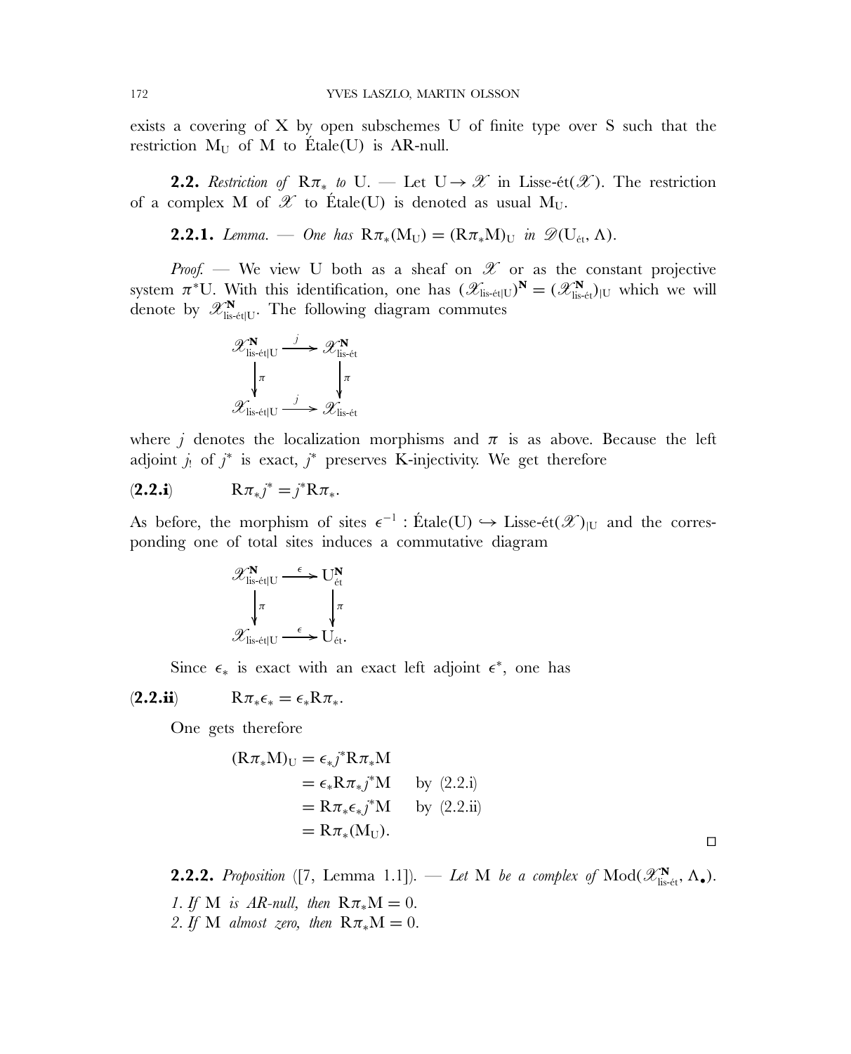exists a covering of X by open subschemes U of finite type over S such that the restriction $M_U$ of M to Étale(U) is AR-null.

**2.2.** *Restriction of* $R\pi_*$ *to* U. — Let $U \to \mathscr{X}$ in Lisse-ét($\mathscr{X}$). The restriction of a complex M of $\mathscr{X}$ to Étale(U) is denoted as usual $M_U$.

**2.2.1.** *Lemma.* — *One has* $R\pi_*(M_U) = (R\pi_*M)_U$ *in* $\mathscr{D}(U_{\text{ét}}, \Lambda)$.

*Proof.* — We view U both as a sheaf on $\mathscr{X}$ or as the constant projective system $\pi^*U$. With this identification, one has $(\mathscr{X}_{\text{lis-ét}|U})^{\mathbf{N}} = (\mathscr{X}^{\mathbf{N}}_{\text{lis-ét}})_{|U}$ which we will denote by $\mathscr{X}^{\mathbf{N}}_{\text{lis-ét}|U}$. The following diagram commutes

$$
\begin{array}{ccc}
\mathscr{X}^{\mathbf{N}}_{\text{lis-ét}|U} & \xrightarrow{j} & \mathscr{X}^{\mathbf{N}}_{\text{lis-ét}} \\
\downarrow{\pi} & & \downarrow{\pi} \\
\mathscr{X}_{\text{lis-ét}|U} & \xrightarrow{j} & \mathscr{X}_{\text{lis-ét}}
\end{array}
$$

where $j$ denotes the localization morphisms and $\pi$ is as above. Because the left adjoint $j_!$ of $j^*$ is exact, $j^*$ preserves K-injectivity. We get therefore

$$
(\mathbf{2.2.i}) \qquad R\pi_*j^* = j^*R\pi_*.
$$

As before, the morphism of sites $\epsilon^{-1} : \text{Étale}(U) \hookrightarrow \text{Lisse-ét}(\mathscr{X})_{|U}$ and the corresponding one of total sites induces a commutative diagram

$$
\begin{array}{ccc}
\mathscr{X}^{\mathbf{N}}_{\text{lis-ét}|U} & \xrightarrow{\epsilon} & U^{\mathbf{N}}_{\text{ét}} \\
\downarrow{\pi} & & \downarrow{\pi} \\
\mathscr{X}_{\text{lis-ét}|U} & \xrightarrow{\epsilon} & U_{\text{ét}}.
\end{array}
$$

Since $\epsilon_*$ is exact with an exact left adjoint $\epsilon^*$, one has

$$
(\mathbf{2.2.ii}) \qquad R\pi_*\epsilon_* = \epsilon_*R\pi_*.
$$

One gets therefore

$$
\begin{aligned}
(R\pi_*M)_U &= \epsilon_*j^*R\pi_*M \\
&= \epsilon_*R\pi_*j^*M \qquad \text{by (2.2.i)} \\
&= R\pi_*\epsilon_*j^*M \qquad \text{by (2.2.ii)} \\
&= R\pi_*(M_U).
\end{aligned}
$$

□

**2.2.2.** *Proposition* ([7, Lemma 1.1]). — *Let* M *be a complex of* $\text{Mod}(\mathscr{X}^{\mathbf{N}}_{\text{lis-ét}}, \Lambda_\bullet)$.

1. *If* M *is AR-null, then* $R\pi_*M = 0$.
2. *If* M *almost zero, then* $R\pi_*M = 0$.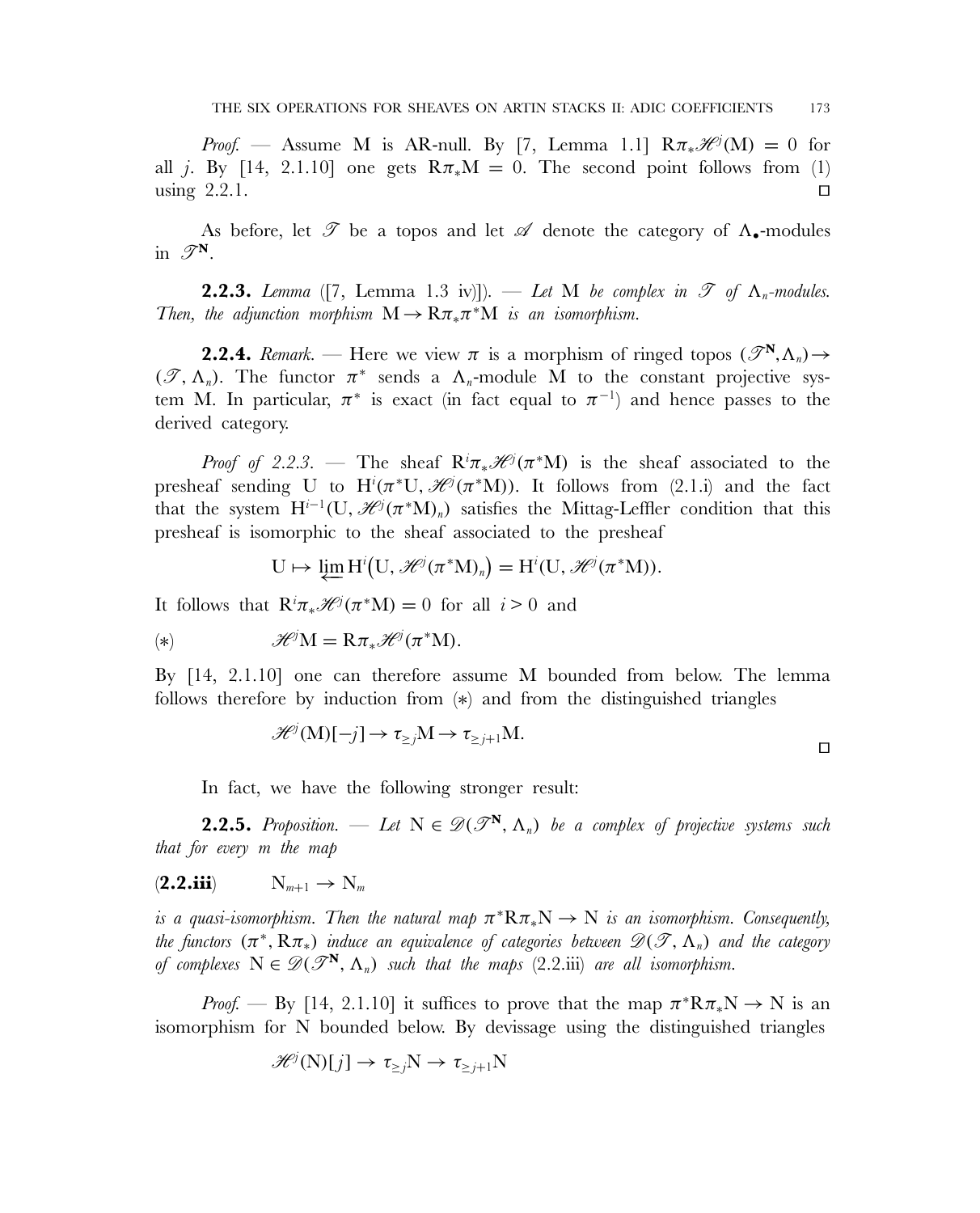*Proof.* — Assume M is AR-null. By [7, Lemma 1.1] $R\pi_*\mathscr{H}^j(M) = 0$ for all $j$. By [14, 2.1.10] one gets $R\pi_*M = 0$. The second point follows from (1) using 2.2.1. ◻

As before, let $\mathscr{T}$ be a topos and let $\mathscr{A}$ denote the category of $\Lambda_\bullet$-modules in $\mathscr{T}^{\mathbf{N}}$.

**2.2.3.** *Lemma* ([7, Lemma 1.3 iv)]). — *Let* M *be complex in* $\mathscr{T}$ *of* $\Lambda_n$*-modules. Then, the adjunction morphism* $M \to R\pi_*\pi^*M$ *is an isomorphism.*

**2.2.4.** *Remark.* — Here we view $\pi$ is a morphism of ringed topos $(\mathscr{T}^{\mathbf{N}}, \Lambda_n) \to (\mathscr{T}, \Lambda_n)$. The functor $\pi^*$ sends a $\Lambda_n$-module M to the constant projective system M. In particular, $\pi^*$ is exact (in fact equal to $\pi^{-1}$) and hence passes to the derived category.

*Proof of 2.2.3.* — The sheaf $R^i\pi_*\mathscr{H}^j(\pi^*M)$ is the sheaf associated to the presheaf sending U to $H^i(\pi^*U, \mathscr{H}^j(\pi^*M))$. It follows from (2.1.i) and the fact that the system $H^{i-1}(U, \mathscr{H}^j(\pi^*M)_n)$ satisfies the Mittag-Leffler condition that this presheaf is isomorphic to the sheaf associated to the presheaf

$$U \mapsto \varprojlim H^i\big(U, \mathscr{H}^j(\pi^*M)_n\big) = H^i(U, \mathscr{H}^j(\pi^*M)).$$

It follows that $R^i\pi_*\mathscr{H}^j(\pi^*M) = 0$ for all $i > 0$ and

$$(*) \qquad \mathscr{H}^jM = R\pi_*\mathscr{H}^j(\pi^*M).$$

By [14, 2.1.10] one can therefore assume M bounded from below. The lemma follows therefore by induction from $(*)$ and from the distinguished triangles

$$\mathscr{H}^j(M)[-j] \to \tau_{\geq j}M \to \tau_{\geq j+1}M.$$

◻

In fact, we have the following stronger result:

**2.2.5.** *Proposition.* — *Let* $N \in \mathscr{D}(\mathscr{T}^{\mathbf{N}}, \Lambda_n)$ *be a complex of projective systems such that for every* $m$ *the map*

$$(\mathbf{2.2.iii}) \qquad N_{m+1} \to N_m$$

*is a quasi-isomorphism. Then the natural map* $\pi^*R\pi_*N \to N$ *is an isomorphism. Consequently, the functors* $(\pi^*, R\pi_*)$ *induce an equivalence of categories between* $\mathscr{D}(\mathscr{T}, \Lambda_n)$ *and the category of complexes* $N \in \mathscr{D}(\mathscr{T}^{\mathbf{N}}, \Lambda_n)$ *such that the maps* (2.2.iii) *are all isomorphism.*

*Proof.* — By [14, 2.1.10] it suffices to prove that the map $\pi^*R\pi_*N \to N$ is an isomorphism for N bounded below. By devissage using the distinguished triangles

$$\mathscr{H}^j(N)[j] \to \tau_{\geq j}N \to \tau_{\geq j+1}N$$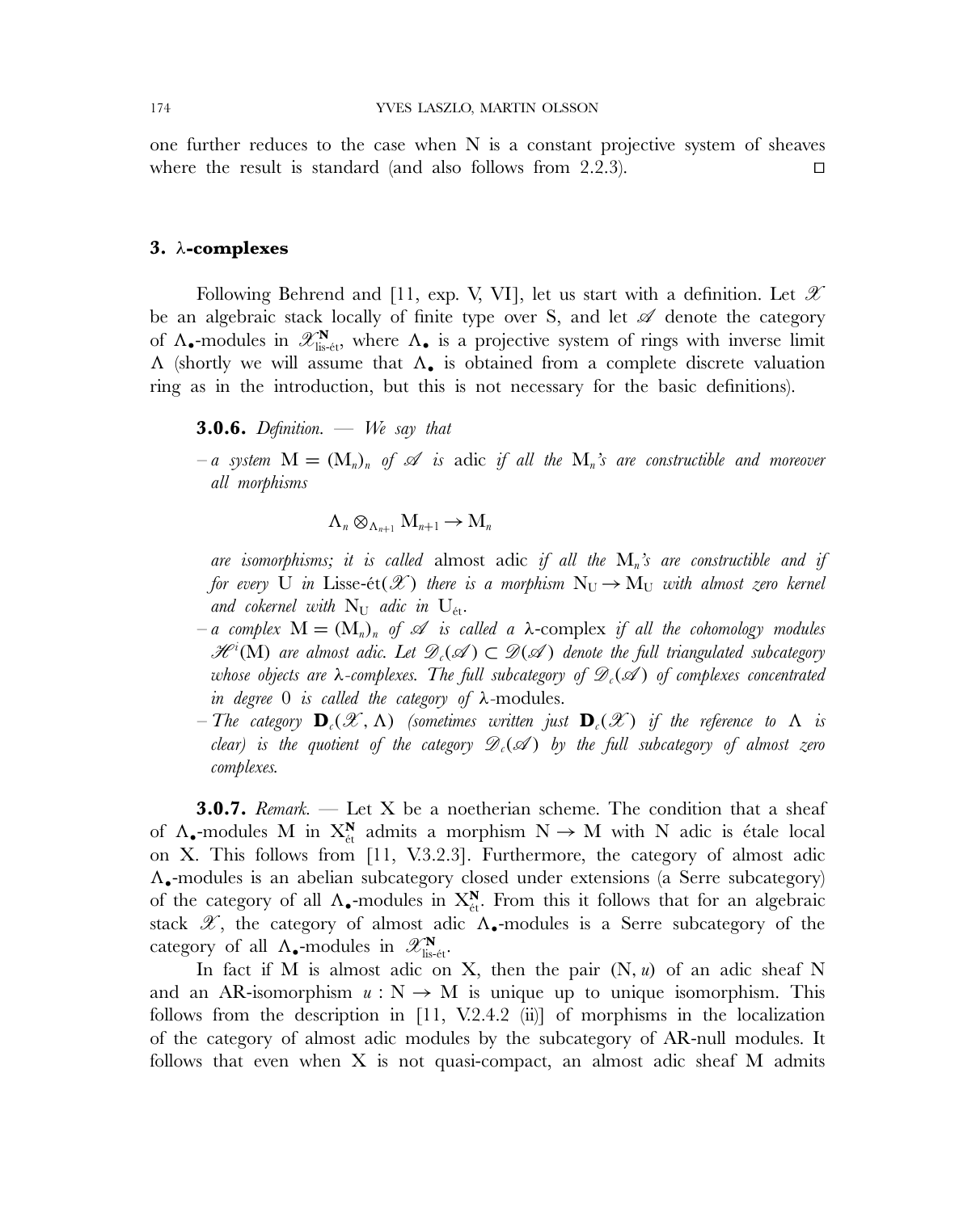one further reduces to the case when N is a constant projective system of sheaves where the result is standard (and also follows from 2.2.3). □

## 3. λ-complexes

Following Behrend and [11, exp. V, VI], let us start with a definition. Let $\mathscr{X}$ be an algebraic stack locally of finite type over S, and let $\mathscr{A}$ denote the category of $\Lambda_\bullet$-modules in $\mathscr{X}^{\mathbf{N}}_{\text{lis-ét}}$, where $\Lambda_\bullet$ is a projective system of rings with inverse limit $\Lambda$ (shortly we will assume that $\Lambda_\bullet$ is obtained from a complete discrete valuation ring as in the introduction, but this is not necessary for the basic definitions).

**3.0.6.** *Definition.* — *We say that*

- *a system* $\mathrm{M} = (\mathrm{M}_n)_n$ *of* $\mathscr{A}$ *is* adic *if all the* $\mathrm{M}_n$*'s are constructible and moreover all morphisms*

$$\Lambda_n \otimes_{\Lambda_{n+1}} \mathrm{M}_{n+1} \to \mathrm{M}_n$$

  *are isomorphisms; it is called* almost adic *if all the* $\mathrm{M}_n$*'s are constructible and if for every* U *in* Lisse-ét$(\mathscr{X})$ *there is a morphism* $\mathrm{N}_\mathrm{U} \to \mathrm{M}_\mathrm{U}$ *with almost zero kernel and cokernel with* $\mathrm{N}_\mathrm{U}$ *adic in* $\mathrm{U}_{\text{ét}}$.
- *a complex* $\mathrm{M} = (\mathrm{M}_n)_n$ *of* $\mathscr{A}$ *is called a* λ-complex *if all the cohomology modules* $\mathscr{H}^i(\mathrm{M})$ *are almost adic. Let* $\mathscr{D}_c(\mathscr{A}) \subset \mathscr{D}(\mathscr{A})$ *denote the full triangulated subcategory whose objects are λ-complexes. The full subcategory of* $\mathscr{D}_c(\mathscr{A})$ *of complexes concentrated in degree* 0 *is called the category of* λ-modules.
- *The category* $\mathbf{D}_c(\mathscr{X}, \Lambda)$ *(sometimes written just* $\mathbf{D}_c(\mathscr{X})$ *if the reference to* $\Lambda$ *is clear) is the quotient of the category* $\mathscr{D}_c(\mathscr{A})$ *by the full subcategory of almost zero complexes.*

**3.0.7.** *Remark.* — Let X be a noetherian scheme. The condition that a sheaf of $\Lambda_\bullet$-modules M in $\mathrm{X}^{\mathbf{N}}_{\text{ét}}$ admits a morphism $\mathrm{N} \to \mathrm{M}$ with N adic is étale local on X. This follows from [11, V.3.2.3]. Furthermore, the category of almost adic $\Lambda_\bullet$-modules is an abelian subcategory closed under extensions (a Serre subcategory) of the category of all $\Lambda_\bullet$-modules in $\mathrm{X}^{\mathbf{N}}_{\text{ét}}$. From this it follows that for an algebraic stack $\mathscr{X}$, the category of almost adic $\Lambda_\bullet$-modules is a Serre subcategory of the category of all $\Lambda_\bullet$-modules in $\mathscr{X}^{\mathbf{N}}_{\text{lis-ét}}$.

In fact if M is almost adic on X, then the pair $(\mathrm{N}, u)$ of an adic sheaf N and an AR-isomorphism $u : \mathrm{N} \to \mathrm{M}$ is unique up to unique isomorphism. This follows from the description in [11, V.2.4.2 (ii)] of morphisms in the localization of the category of almost adic modules by the subcategory of AR-null modules. It follows that even when X is not quasi-compact, an almost adic sheaf M admits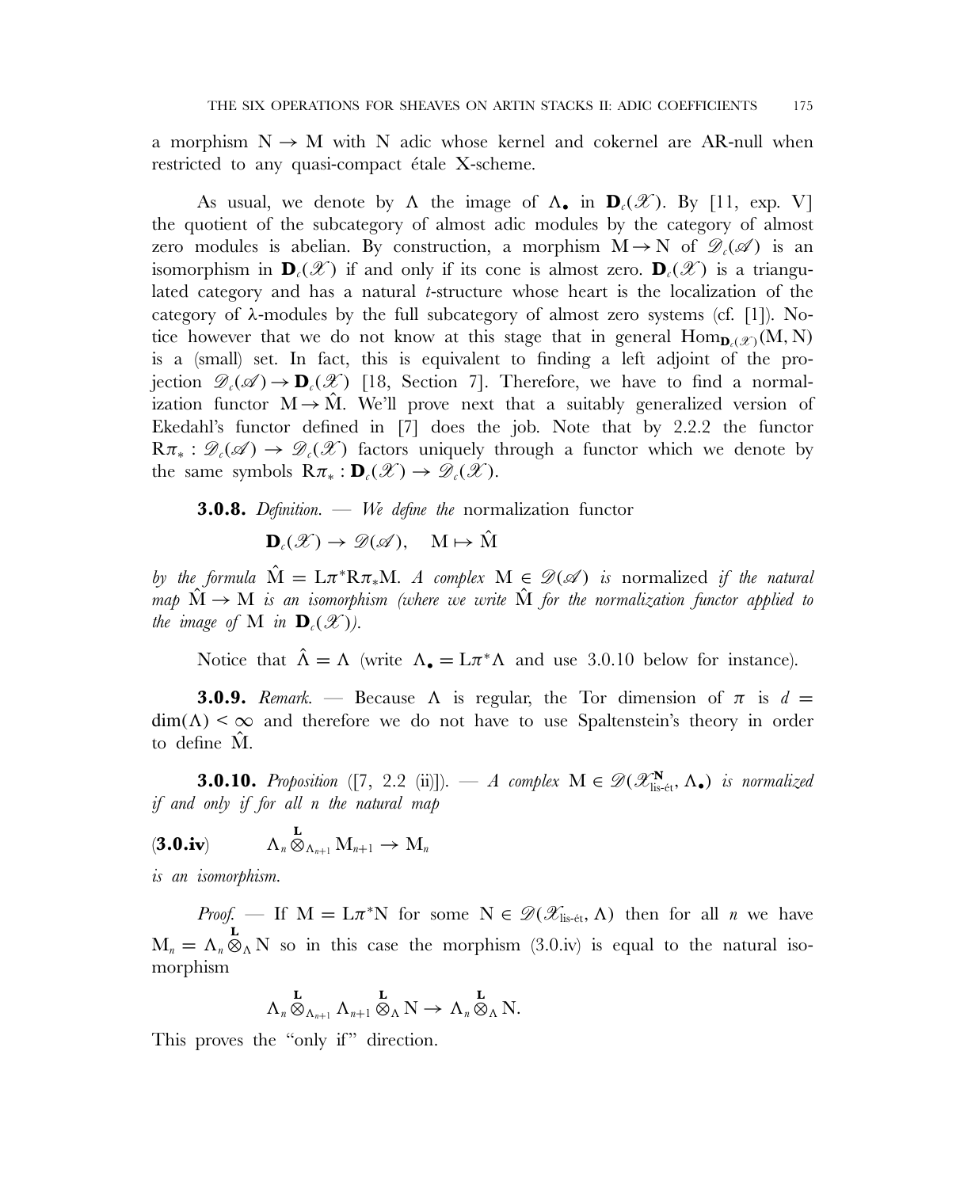a morphism $\mathrm{N} \to \mathrm{M}$ with N adic whose kernel and cokernel are AR-null when restricted to any quasi-compact étale X-scheme.

As usual, we denote by $\Lambda$ the image of $\Lambda_\bullet$ in $\mathbf{D}_c(\mathscr{X})$. By [11, exp. V] the quotient of the subcategory of almost adic modules by the category of almost zero modules is abelian. By construction, a morphism $\mathrm{M} \to \mathrm{N}$ of $\mathscr{D}_c(\mathscr{A})$ is an isomorphism in $\mathbf{D}_c(\mathscr{X})$ if and only if its cone is almost zero. $\mathbf{D}_c(\mathscr{X})$ is a triangulated category and has a natural $t$-structure whose heart is the localization of the category of $\lambda$-modules by the full subcategory of almost zero systems (cf. [1]). Notice however that we do not know at this stage that in general $\mathrm{Hom}_{\mathbf{D}_c(\mathscr{X})}(\mathrm{M}, \mathrm{N})$ is a (small) set. In fact, this is equivalent to finding a left adjoint of the projection $\mathscr{D}_c(\mathscr{A}) \to \mathbf{D}_c(\mathscr{X})$ [18, Section 7]. Therefore, we have to find a normalization functor $\mathrm{M} \to \hat{\mathrm{M}}$. We'll prove next that a suitably generalized version of Ekedahl's functor defined in [7] does the job. Note that by 2.2.2 the functor $\mathrm{R}\pi_* : \mathscr{D}_c(\mathscr{A}) \to \mathscr{D}_c(\mathscr{X})$ factors uniquely through a functor which we denote by the same symbols $\mathrm{R}\pi_* : \mathbf{D}_c(\mathscr{X}) \to \mathscr{D}_c(\mathscr{X})$.

**3.0.8.** *Definition.* — *We define the* normalization functor

$$\mathbf{D}_c(\mathscr{X}) \to \mathscr{D}(\mathscr{A}), \quad \mathrm{M} \mapsto \hat{\mathrm{M}}$$

*by the formula* $\hat{\mathrm{M}} = \mathrm{L}\pi^*\mathrm{R}\pi_*\mathrm{M}$. *A complex* $\mathrm{M} \in \mathscr{D}(\mathscr{A})$ *is* normalized *if the natural map* $\hat{\mathrm{M}} \to \mathrm{M}$ *is an isomorphism (where we write* $\hat{\mathrm{M}}$ *for the normalization functor applied to the image of* M *in* $\mathbf{D}_c(\mathscr{X})$*).*

Notice that $\hat{\Lambda} = \Lambda$ (write $\Lambda_\bullet = \mathrm{L}\pi^*\Lambda$ and use 3.0.10 below for instance).

**3.0.9.** *Remark.* — Because $\Lambda$ is regular, the Tor dimension of $\pi$ is $d = \dim(\Lambda) < \infty$ and therefore we do not have to use Spaltenstein's theory in order to define $\hat{\mathrm{M}}$.

**3.0.10.** *Proposition* ([7, 2.2 (ii)]). — *A complex* $\mathrm{M} \in \mathscr{D}(\mathscr{X}^{\mathbf{N}}_{\text{lis-ét}}, \Lambda_\bullet)$ *is normalized if and only if for all n the natural map*

$$(\mathbf{3.0.iv}) \qquad \Lambda_n \overset{\mathbf{L}}{\otimes}_{\Lambda_{n+1}} \mathrm{M}_{n+1} \to \mathrm{M}_n$$

*is an isomorphism.*

*Proof.* — If $\mathrm{M} = \mathrm{L}\pi^*\mathrm{N}$ for some $\mathrm{N} \in \mathscr{D}(\mathscr{X}_{\text{lis-ét}}, \Lambda)$ then for all $n$ we have $\mathrm{M}_n = \Lambda_n \overset{\mathbf{L}}{\otimes}_\Lambda \mathrm{N}$ so in this case the morphism (3.0.iv) is equal to the natural isomorphism

$$\Lambda_n \overset{\mathbf{L}}{\otimes}_{\Lambda_{n+1}} \Lambda_{n+1} \overset{\mathbf{L}}{\otimes}_\Lambda \mathrm{N} \to \Lambda_n \overset{\mathbf{L}}{\otimes}_\Lambda \mathrm{N}.$$

This proves the "only if" direction.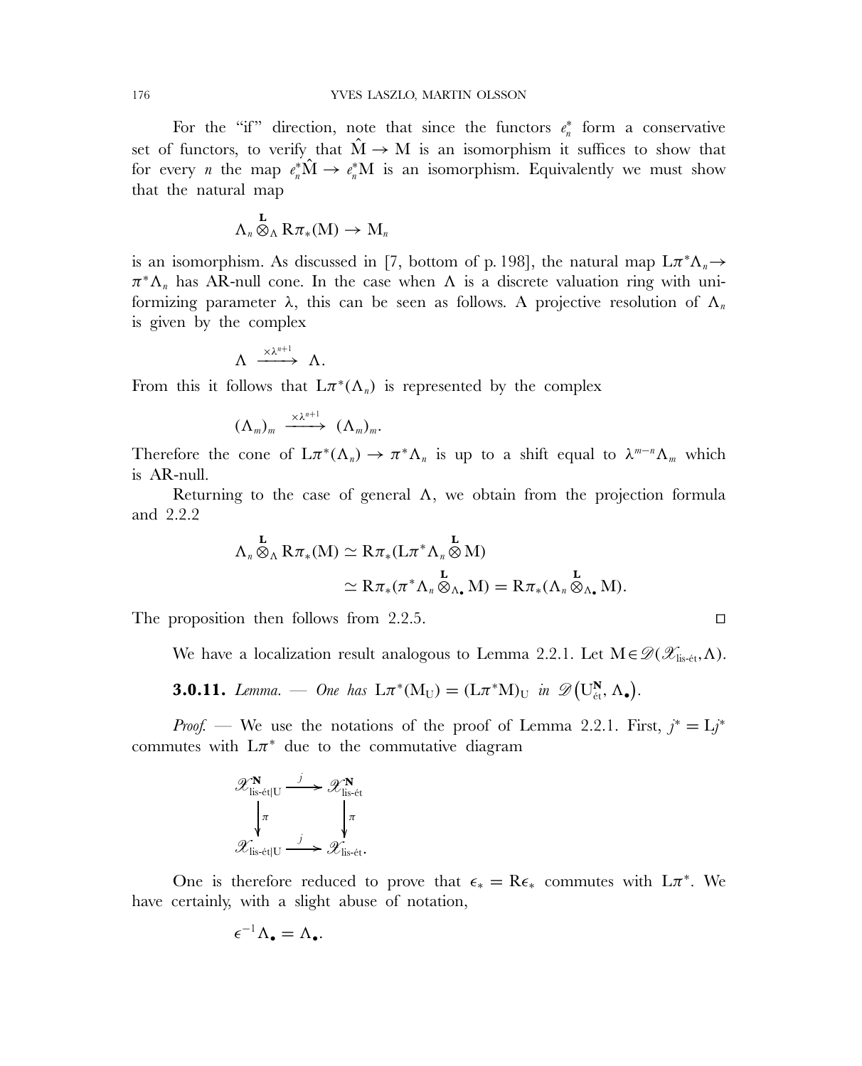For the "if" direction, note that since the functors $e_n^*$ form a conservative set of functors, to verify that $\hat{M} \to M$ is an isomorphism it suffices to show that for every $n$ the map $e_n^*\hat{M} \to e_n^*M$ is an isomorphism. Equivalently we must show that the natural map

$$\Lambda_n \overset{\mathbf{L}}{\otimes}_\Lambda R\pi_*(M) \to M_n$$

is an isomorphism. As discussed in [7, bottom of p. 198], the natural map $L\pi^*\Lambda_n \to \pi^*\Lambda_n$ has AR-null cone. In the case when $\Lambda$ is a discrete valuation ring with uniformizing parameter $\lambda$, this can be seen as follows. A projective resolution of $\Lambda_n$ is given by the complex

$$\Lambda \xrightarrow{\times\lambda^{n+1}} \Lambda.$$

From this it follows that $L\pi^*(\Lambda_n)$ is represented by the complex

$$(\Lambda_m)_m \xrightarrow{\times\lambda^{n+1}} (\Lambda_m)_m.$$

Therefore the cone of $L\pi^*(\Lambda_n) \to \pi^*\Lambda_n$ is up to a shift equal to $\lambda^{m-n}\Lambda_m$ which is AR-null.

Returning to the case of general $\Lambda$, we obtain from the projection formula and 2.2.2

$$\begin{aligned}\Lambda_n \overset{\mathbf{L}}{\otimes}_\Lambda R\pi_*(M) &\simeq R\pi_*(L\pi^*\Lambda_n \overset{\mathbf{L}}{\otimes} M) \\ &\simeq R\pi_*(\pi^*\Lambda_n \overset{\mathbf{L}}{\otimes}_{\Lambda_\bullet} M) = R\pi_*(\Lambda_n \overset{\mathbf{L}}{\otimes}_{\Lambda_\bullet} M).\end{aligned}$$

The proposition then follows from 2.2.5. ◻

We have a localization result analogous to Lemma 2.2.1. Let $M \in \mathscr{D}(\mathscr{X}_{\text{lis-ét}}, \Lambda)$.

**3.0.11.** *Lemma. — One has* $L\pi^*(M_U) = (L\pi^*M)_U$ *in* $\mathscr{D}\big(U_{\text{ét}}^{\mathbf{N}}, \Lambda_\bullet\big)$.

*Proof.* — We use the notations of the proof of Lemma 2.2.1. First, $j^* = Lj^*$ commutes with $L\pi^*$ due to the commutative diagram

$$\begin{array}{ccc} \mathscr{X}^{\mathbf{N}}_{\text{lis-ét}|U} & \xrightarrow{j} & \mathscr{X}^{\mathbf{N}}_{\text{lis-ét}} \\ \Big\downarrow{\scriptstyle \pi} & & \Big\downarrow{\scriptstyle \pi} \\ \mathscr{X}_{\text{lis-ét}|U} & \xrightarrow{j} & \mathscr{X}_{\text{lis-ét}}. \end{array}$$

One is therefore reduced to prove that $\epsilon_* = R\epsilon_*$ commutes with $L\pi^*$. We have certainly, with a slight abuse of notation,

$$\epsilon^{-1}\Lambda_\bullet = \Lambda_\bullet.$$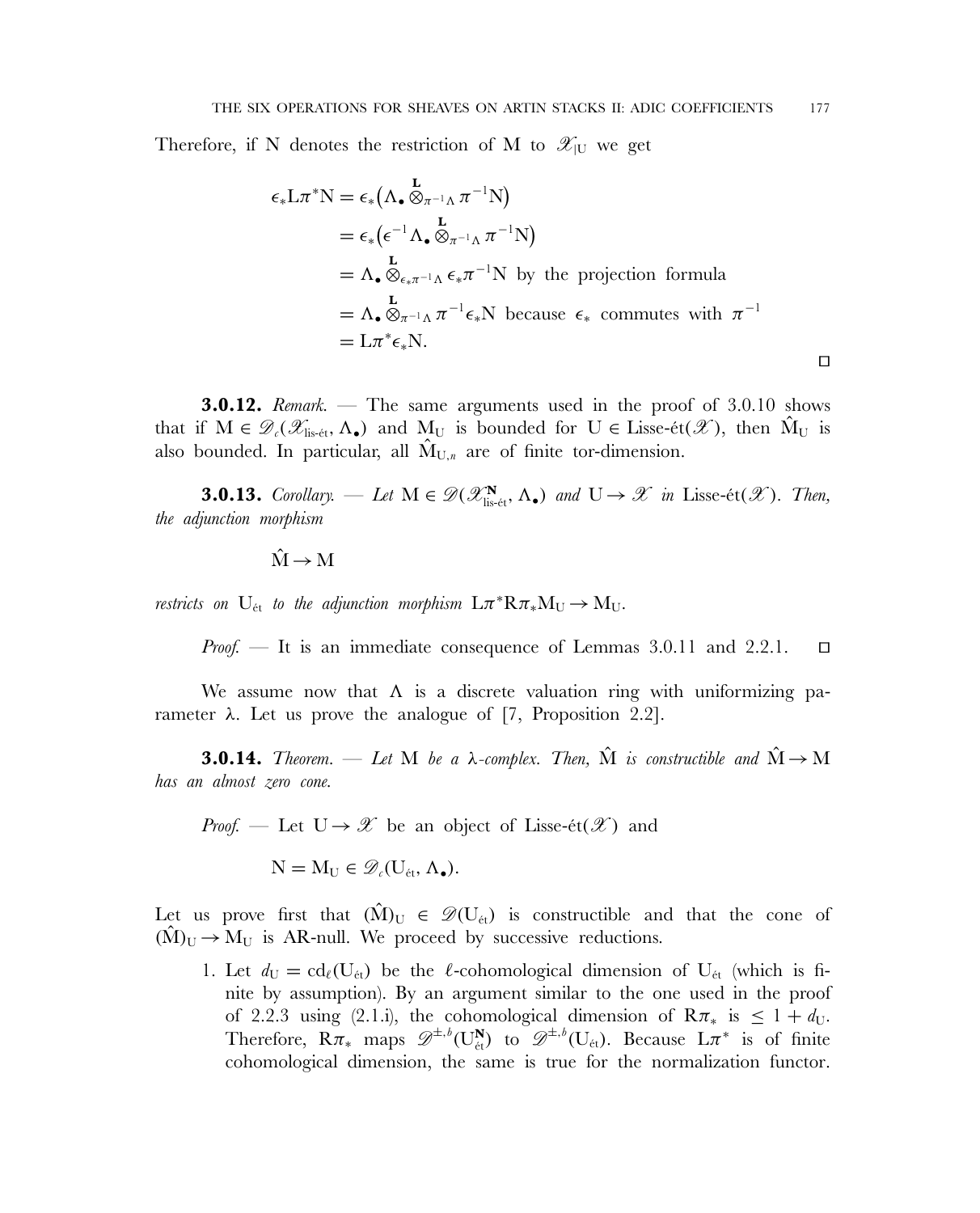Therefore, if N denotes the restriction of M to $\mathscr{X}_{|\mathrm{U}}$ we get

$$
\begin{aligned}
\epsilon_* \mathrm{L}\pi^* \mathrm{N} &= \epsilon_*\big(\Lambda_\bullet \overset{\mathbf{L}}{\otimes}_{\pi^{-1}\Lambda} \pi^{-1}\mathrm{N}\big) \\
&= \epsilon_*\big(\epsilon^{-1}\Lambda_\bullet \overset{\mathbf{L}}{\otimes}_{\pi^{-1}\Lambda} \pi^{-1}\mathrm{N}\big) \\
&= \Lambda_\bullet \overset{\mathbf{L}}{\otimes}_{\epsilon_*\pi^{-1}\Lambda} \epsilon_*\pi^{-1}\mathrm{N} \text{ by the projection formula} \\
&= \Lambda_\bullet \overset{\mathbf{L}}{\otimes}_{\pi^{-1}\Lambda} \pi^{-1}\epsilon_*\mathrm{N} \text{ because } \epsilon_* \text{ commutes with } \pi^{-1} \\
&= \mathrm{L}\pi^*\epsilon_*\mathrm{N}.
\end{aligned}
$$

□

**3.0.12.** *Remark.* — The same arguments used in the proof of 3.0.10 shows that if $\mathrm{M} \in \mathscr{D}_c(\mathscr{X}_{\text{lis-ét}}, \Lambda_\bullet)$ and $\mathrm{M}_\mathrm{U}$ is bounded for $\mathrm{U} \in \text{Lisse-ét}(\mathscr{X})$, then $\hat{\mathrm{M}}_\mathrm{U}$ is also bounded. In particular, all $\hat{\mathrm{M}}_{\mathrm{U},n}$ are of finite tor-dimension.

**3.0.13.** *Corollary.* — *Let* $\mathrm{M} \in \mathscr{D}(\mathscr{X}^{\mathbf{N}}_{\text{lis-ét}}, \Lambda_\bullet)$ *and* $\mathrm{U} \to \mathscr{X}$ *in* Lisse-ét$(\mathscr{X})$. *Then, the adjunction morphism*

$$\hat{\mathrm{M}} \to \mathrm{M}$$

*restricts on* $\mathrm{U}_{\text{ét}}$ *to the adjunction morphism* $\mathrm{L}\pi^*\mathrm{R}\pi_*\mathrm{M}_\mathrm{U} \to \mathrm{M}_\mathrm{U}$.

*Proof.* — It is an immediate consequence of Lemmas 3.0.11 and 2.2.1. □

We assume now that $\Lambda$ is a discrete valuation ring with uniformizing parameter $\lambda$. Let us prove the analogue of [7, Proposition 2.2].

**3.0.14.** *Theorem.* — *Let* M *be a* $\lambda$*-complex. Then,* $\hat{\mathrm{M}}$ *is constructible and* $\hat{\mathrm{M}} \to \mathrm{M}$ *has an almost zero cone.*

*Proof.* — Let $\mathrm{U} \to \mathscr{X}$ be an object of Lisse-ét$(\mathscr{X})$ and

$$\mathrm{N} = \mathrm{M}_\mathrm{U} \in \mathscr{D}_c(\mathrm{U}_{\text{ét}}, \Lambda_\bullet).$$

Let us prove first that $(\hat{\mathrm{M}})_\mathrm{U} \in \mathscr{D}(\mathrm{U}_{\text{ét}})$ is constructible and that the cone of $(\hat{\mathrm{M}})_\mathrm{U} \to \mathrm{M}_\mathrm{U}$ is AR-null. We proceed by successive reductions.

1. Let $d_\mathrm{U} = \mathrm{cd}_\ell(\mathrm{U}_{\text{ét}})$ be the $\ell$-cohomological dimension of $\mathrm{U}_{\text{ét}}$ (which is finite by assumption). By an argument similar to the one used in the proof of 2.2.3 using (2.1.i), the cohomological dimension of $\mathrm{R}\pi_*$ is $\leq 1 + d_\mathrm{U}$. Therefore, $\mathrm{R}\pi_*$ maps $\mathscr{D}^{\pm,b}(\mathrm{U}^{\mathbf{N}}_{\text{ét}})$ to $\mathscr{D}^{\pm,b}(\mathrm{U}_{\text{ét}})$. Because $\mathrm{L}\pi^*$ is of finite cohomological dimension, the same is true for the normalization functor.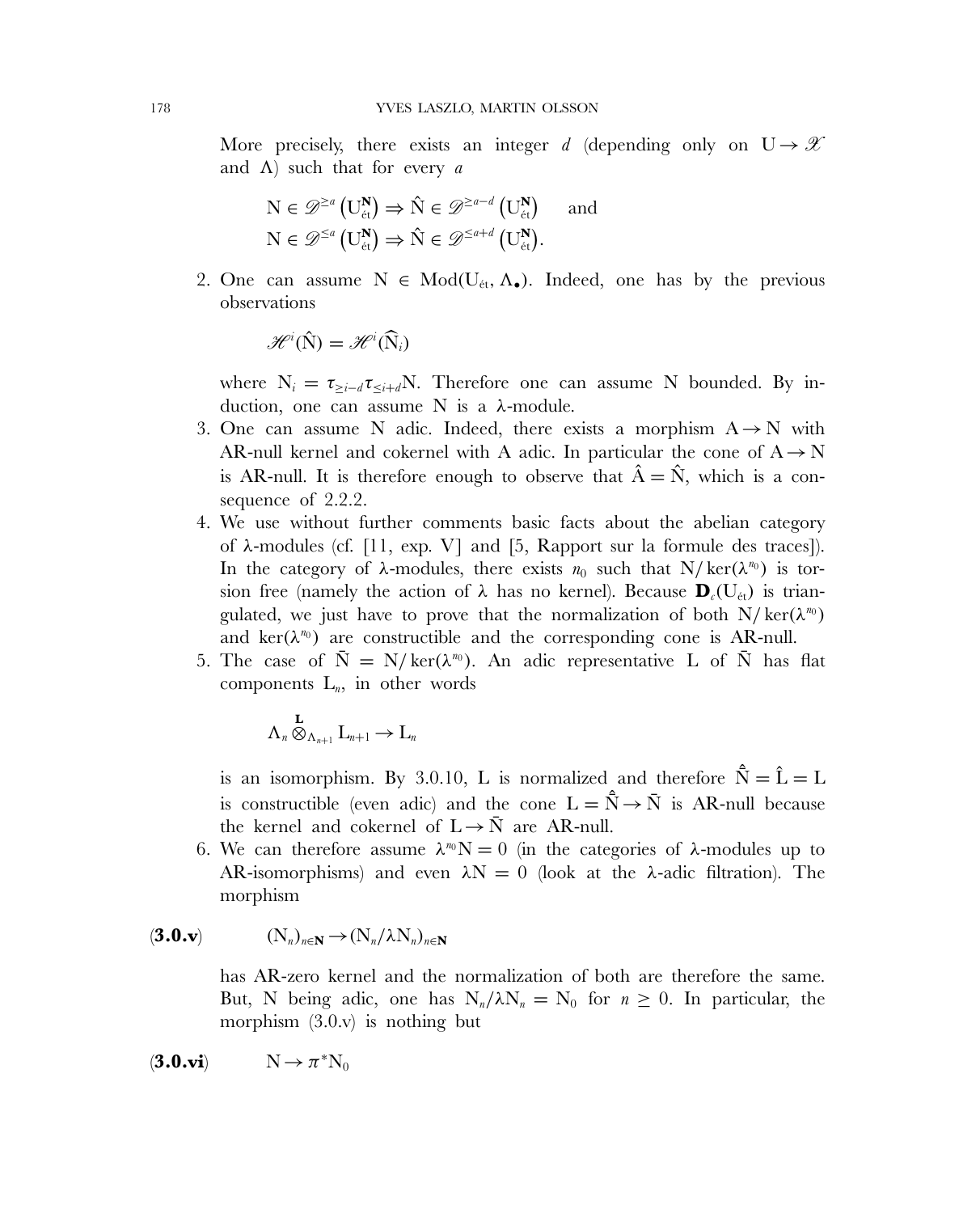More precisely, there exists an integer $d$ (depending only on $\mathrm{U} \to \mathscr{X}$ and $\Lambda$) such that for every $a$

$$\mathrm{N} \in \mathscr{D}^{\geq a}\left(\mathrm{U}_{\text{ét}}^{\mathbf{N}}\right) \Rightarrow \hat{\mathrm{N}} \in \mathscr{D}^{\geq a-d}\left(\mathrm{U}_{\text{ét}}^{\mathbf{N}}\right) \quad \text{and}$$
$$\mathrm{N} \in \mathscr{D}^{\leq a}\left(\mathrm{U}_{\text{ét}}^{\mathbf{N}}\right) \Rightarrow \hat{\mathrm{N}} \in \mathscr{D}^{\leq a+d}\left(\mathrm{U}_{\text{ét}}^{\mathbf{N}}\right).$$

2. One can assume $\mathrm{N} \in \mathrm{Mod}(\mathrm{U}_{\text{ét}}, \Lambda_\bullet)$. Indeed, one has by the previous observations

   $$\mathscr{H}^i(\hat{\mathrm{N}}) = \mathscr{H}^i(\widehat{\mathrm{N}}_i)$$

   where $\mathrm{N}_i = \tau_{\geq i-d}\tau_{\leq i+d}\mathrm{N}$. Therefore one can assume N bounded. By induction, one can assume N is a $\lambda$-module.
3. One can assume N adic. Indeed, there exists a morphism $\mathrm{A} \to \mathrm{N}$ with AR-null kernel and cokernel with A adic. In particular the cone of $\mathrm{A} \to \mathrm{N}$ is AR-null. It is therefore enough to observe that $\hat{\mathrm{A}} = \hat{\mathrm{N}}$, which is a consequence of 2.2.2.
4. We use without further comments basic facts about the abelian category of $\lambda$-modules (cf. [11, exp. V] and [5, Rapport sur la formule des traces]). In the category of $\lambda$-modules, there exists $n_0$ such that $\mathrm{N}/\ker(\lambda^{n_0})$ is torsion free (namely the action of $\lambda$ has no kernel). Because $\mathbf{D}_c(\mathrm{U}_{\text{ét}})$ is triangulated, we just have to prove that the normalization of both $\mathrm{N}/\ker(\lambda^{n_0})$ and $\ker(\lambda^{n_0})$ are constructible and the corresponding cone is AR-null.
5. The case of $\bar{\mathrm{N}} = \mathrm{N}/\ker(\lambda^{n_0})$. An adic representative L of $\bar{\mathrm{N}}$ has flat components $\mathrm{L}_n$, in other words

   $$\Lambda_n \overset{\mathbf{L}}{\otimes}_{\Lambda_{n+1}} \mathrm{L}_{n+1} \to \mathrm{L}_n$$

   is an isomorphism. By 3.0.10, L is normalized and therefore $\hat{\bar{\mathrm{N}}} = \hat{\mathrm{L}} = \mathrm{L}$ is constructible (even adic) and the cone $\mathrm{L} = \hat{\bar{\mathrm{N}}} \to \bar{\mathrm{N}}$ is AR-null because the kernel and cokernel of $\mathrm{L} \to \bar{\mathrm{N}}$ are AR-null.
6. We can therefore assume $\lambda^{n_0}\mathrm{N} = 0$ (in the categories of $\lambda$-modules up to AR-isomorphisms) and even $\lambda\mathrm{N} = 0$ (look at the $\lambda$-adic filtration). The morphism

$$(\mathbf{3.0.v}) \qquad (\mathrm{N}_n)_{n\in\mathbf{N}} \to (\mathrm{N}_n/\lambda\mathrm{N}_n)_{n\in\mathbf{N}}$$

   has AR-zero kernel and the normalization of both are therefore the same. But, N being adic, one has $\mathrm{N}_n/\lambda\mathrm{N}_n = \mathrm{N}_0$ for $n \geq 0$. In particular, the morphism (3.0.v) is nothing but

$$(\mathbf{3.0.vi}) \qquad \mathrm{N} \to \pi^*\mathrm{N}_0$$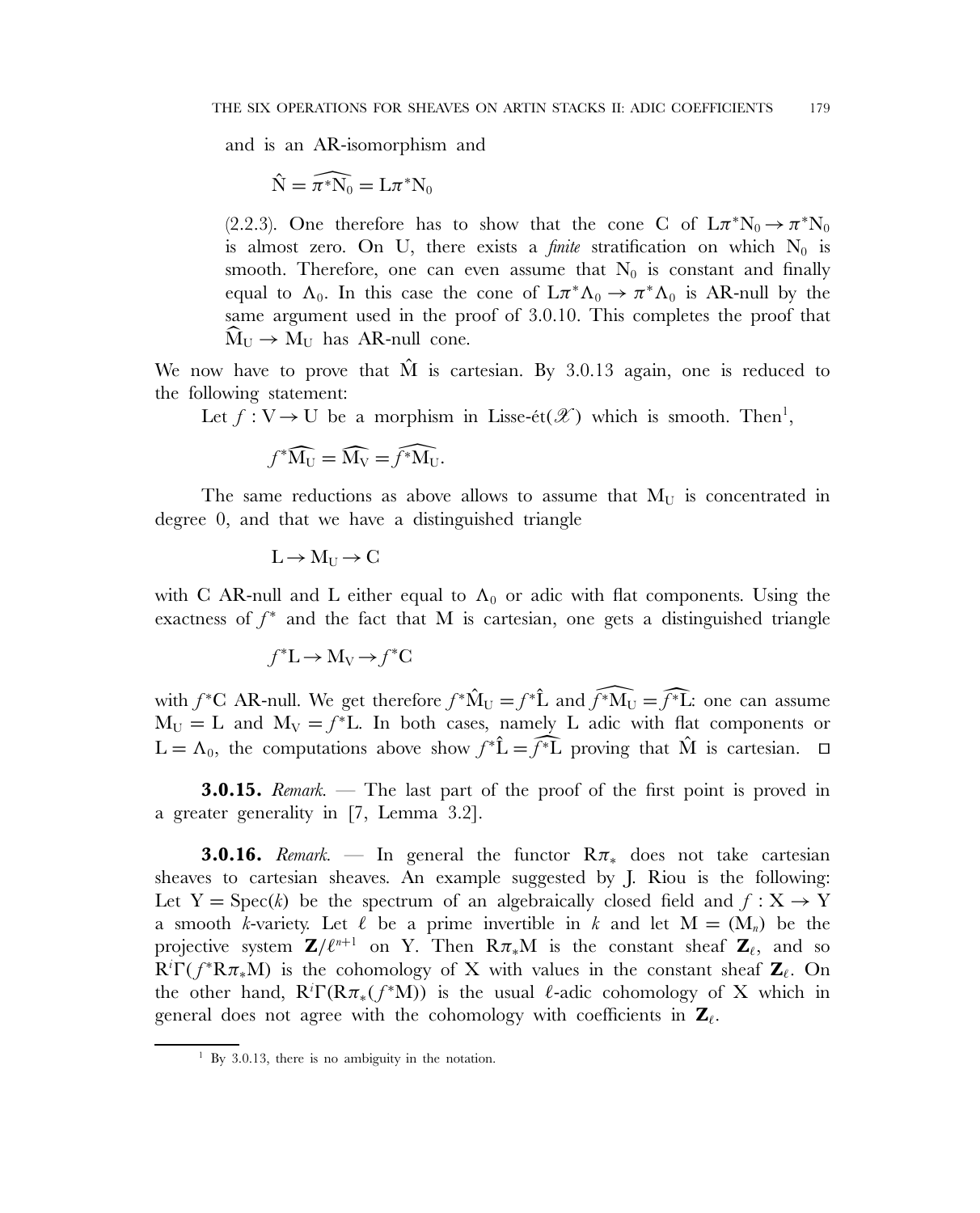and is an AR-isomorphism and

$$\hat{\mathrm{N}} = \widehat{\pi^*\mathrm{N}_0} = \mathrm{L}\pi^*\mathrm{N}_0$$

(2.2.3). One therefore has to show that the cone C of $\mathrm{L}\pi^*\mathrm{N}_0 \to \pi^*\mathrm{N}_0$ is almost zero. On U, there exists a *finite* stratification on which $\mathrm{N}_0$ is smooth. Therefore, one can even assume that $\mathrm{N}_0$ is constant and finally equal to $\Lambda_0$. In this case the cone of $\mathrm{L}\pi^*\Lambda_0 \to \pi^*\Lambda_0$ is AR-null by the same argument used in the proof of 3.0.10. This completes the proof that $\widehat{\mathrm{M}}_\mathrm{U} \to \mathrm{M}_\mathrm{U}$ has AR-null cone.

We now have to prove that $\hat{\mathrm{M}}$ is cartesian. By 3.0.13 again, one is reduced to the following statement:

Let $f : \mathrm{V} \to \mathrm{U}$ be a morphism in Lisse-ét($\mathscr{X}$) which is smooth. Then[1],

$$f^*\widehat{\mathrm{M}_\mathrm{U}} = \widehat{\mathrm{M}_\mathrm{V}} = \widehat{f^*\mathrm{M}_\mathrm{U}}.$$

The same reductions as above allows to assume that $\mathrm{M}_\mathrm{U}$ is concentrated in degree 0, and that we have a distinguished triangle

$$\mathrm{L} \to \mathrm{M}_\mathrm{U} \to \mathrm{C}$$

with C AR-null and L either equal to $\Lambda_0$ or adic with flat components. Using the exactness of $f^*$ and the fact that M is cartesian, one gets a distinguished triangle

$$f^*\mathrm{L} \to \mathrm{M}_\mathrm{V} \to f^*\mathrm{C}$$

with $f^*\mathrm{C}$ AR-null. We get therefore $f^*\hat{\mathrm{M}}_\mathrm{U} = f^*\hat{\mathrm{L}}$ and $\widehat{f^*\mathrm{M}_\mathrm{U}} = \widehat{f^*\mathrm{L}}$: one can assume $\mathrm{M}_\mathrm{U} = \mathrm{L}$ and $\mathrm{M}_\mathrm{V} = f^*\mathrm{L}$. In both cases, namely L adic with flat components or $\mathrm{L} = \Lambda_0$, the computations above show $f^*\hat{\mathrm{L}} = \widehat{f^*\mathrm{L}}$ proving that $\hat{\mathrm{M}}$ is cartesian. □

**3.0.15.** *Remark.* — The last part of the proof of the first point is proved in a greater generality in [7, Lemma 3.2].

**3.0.16.** *Remark.* — In general the functor $\mathrm{R}\pi_*$ does not take cartesian sheaves to cartesian sheaves. An example suggested by J. Riou is the following: Let $\mathrm{Y} = \mathrm{Spec}(k)$ be the spectrum of an algebraically closed field and $f : \mathrm{X} \to \mathrm{Y}$ a smooth $k$-variety. Let $\ell$ be a prime invertible in $k$ and let $\mathrm{M} = (\mathrm{M}_n)$ be the projective system $\mathbf{Z}/\ell^{n+1}$ on Y. Then $\mathrm{R}\pi_*\mathrm{M}$ is the constant sheaf $\mathbf{Z}_\ell$, and so $\mathrm{R}^i\Gamma(f^*\mathrm{R}\pi_*\mathrm{M})$ is the cohomology of X with values in the constant sheaf $\mathbf{Z}_\ell$. On the other hand, $\mathrm{R}^i\Gamma(\mathrm{R}\pi_*(f^*\mathrm{M}))$ is the usual $\ell$-adic cohomology of X which in general does not agree with the cohomology with coefficients in $\mathbf{Z}_\ell$.

[1] By 3.0.13, there is no ambiguity in the notation.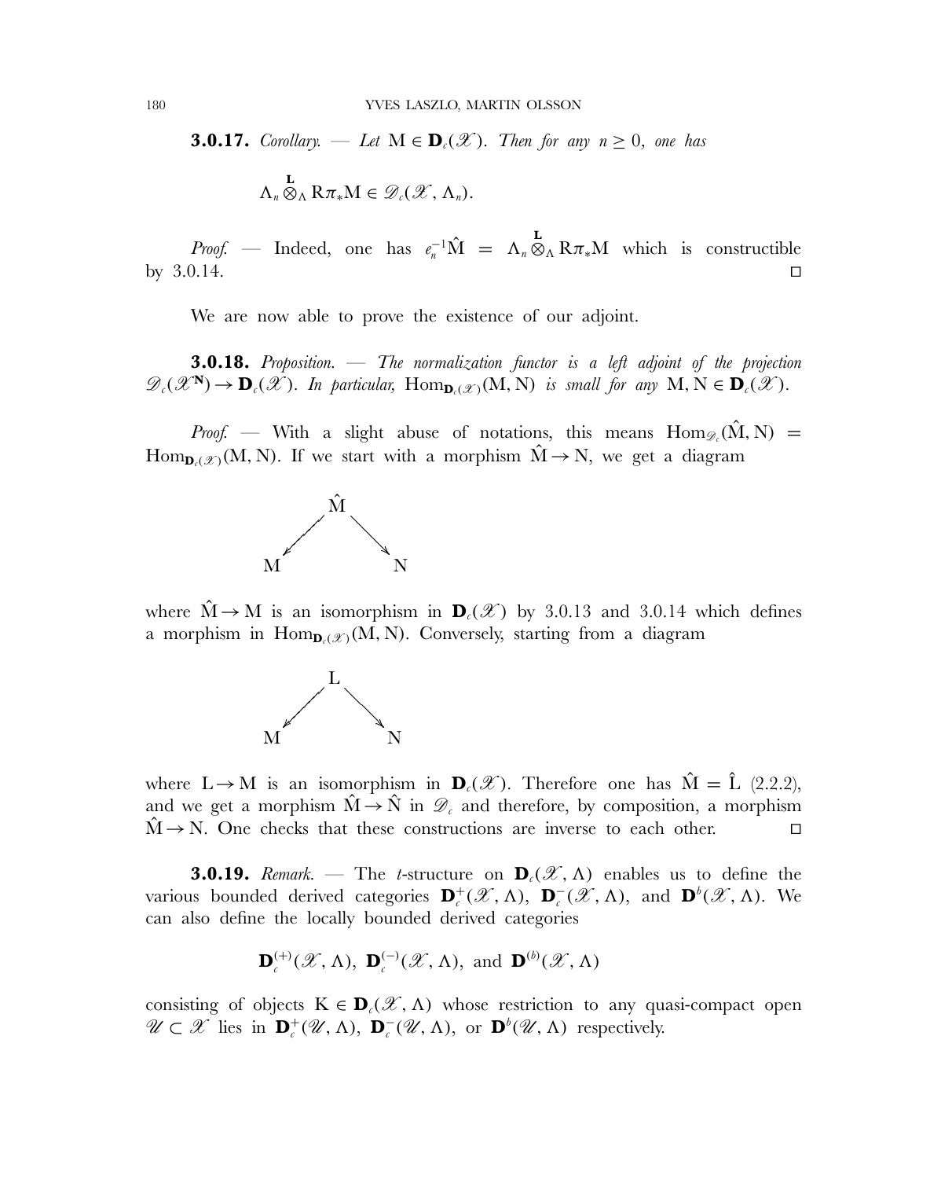**3.0.17.** *Corollary. — Let* $\mathrm{M} \in \mathbf{D}_c(\mathscr{X})$. *Then for any* $n \geq 0$, *one has*

$$\Lambda_n \overset{\mathbf{L}}{\otimes}_\Lambda \mathrm{R}\pi_* \mathrm{M} \in \mathscr{D}_c(\mathscr{X}, \Lambda_n).$$

*Proof.* — Indeed, one has $e_n^{-1}\hat{\mathrm{M}} = \Lambda_n \overset{\mathbf{L}}{\otimes}_\Lambda \mathrm{R}\pi_* \mathrm{M}$ which is constructible by 3.0.14. □

We are now able to prove the existence of our adjoint.

**3.0.18.** *Proposition. — The normalization functor is a left adjoint of the projection* $\mathscr{D}_c(\mathscr{X}^{\mathbf{N}}) \to \mathbf{D}_c(\mathscr{X})$. *In particular,* $\mathrm{Hom}_{\mathbf{D}_c(\mathscr{X})}(\mathrm{M}, \mathrm{N})$ *is small for any* $\mathrm{M}, \mathrm{N} \in \mathbf{D}_c(\mathscr{X})$.

*Proof.* — With a slight abuse of notations, this means $\mathrm{Hom}_{\mathscr{D}_c}(\hat{\mathrm{M}}, \mathrm{N}) = \mathrm{Hom}_{\mathbf{D}_c(\mathscr{X})}(\mathrm{M}, \mathrm{N})$. If we start with a morphism $\hat{\mathrm{M}} \to \mathrm{N}$, we get a diagram

$$\mathrm{M} \leftarrow \hat{\mathrm{M}} \rightarrow \mathrm{N}$$

where $\hat{\mathrm{M}} \to \mathrm{M}$ is an isomorphism in $\mathbf{D}_c(\mathscr{X})$ by 3.0.13 and 3.0.14 which defines a morphism in $\mathrm{Hom}_{\mathbf{D}_c(\mathscr{X})}(\mathrm{M}, \mathrm{N})$. Conversely, starting from a diagram

$$\mathrm{M} \leftarrow \mathrm{L} \rightarrow \mathrm{N}$$

where $\mathrm{L} \to \mathrm{M}$ is an isomorphism in $\mathbf{D}_c(\mathscr{X})$. Therefore one has $\hat{\mathrm{M}} = \hat{\mathrm{L}}$ (2.2.2), and we get a morphism $\hat{\mathrm{M}} \to \hat{\mathrm{N}}$ in $\mathscr{D}_c$ and therefore, by composition, a morphism $\hat{\mathrm{M}} \to \mathrm{N}$. One checks that these constructions are inverse to each other. □

**3.0.19.** *Remark.* — The *t*-structure on $\mathbf{D}_c(\mathscr{X}, \Lambda)$ enables us to define the various bounded derived categories $\mathbf{D}_c^+(\mathscr{X}, \Lambda)$, $\mathbf{D}_c^-(\mathscr{X}, \Lambda)$, and $\mathbf{D}^b(\mathscr{X}, \Lambda)$. We can also define the locally bounded derived categories

$$\mathbf{D}_c^{(+)}(\mathscr{X}, \Lambda),\ \mathbf{D}_c^{(-)}(\mathscr{X}, \Lambda),\ \text{and}\ \mathbf{D}^{(b)}(\mathscr{X}, \Lambda)$$

consisting of objects $\mathrm{K} \in \mathbf{D}_c(\mathscr{X}, \Lambda)$ whose restriction to any quasi-compact open $\mathscr{U} \subset \mathscr{X}$ lies in $\mathbf{D}_c^+(\mathscr{U}, \Lambda)$, $\mathbf{D}_c^-(\mathscr{U}, \Lambda)$, or $\mathbf{D}^b(\mathscr{U}, \Lambda)$ respectively.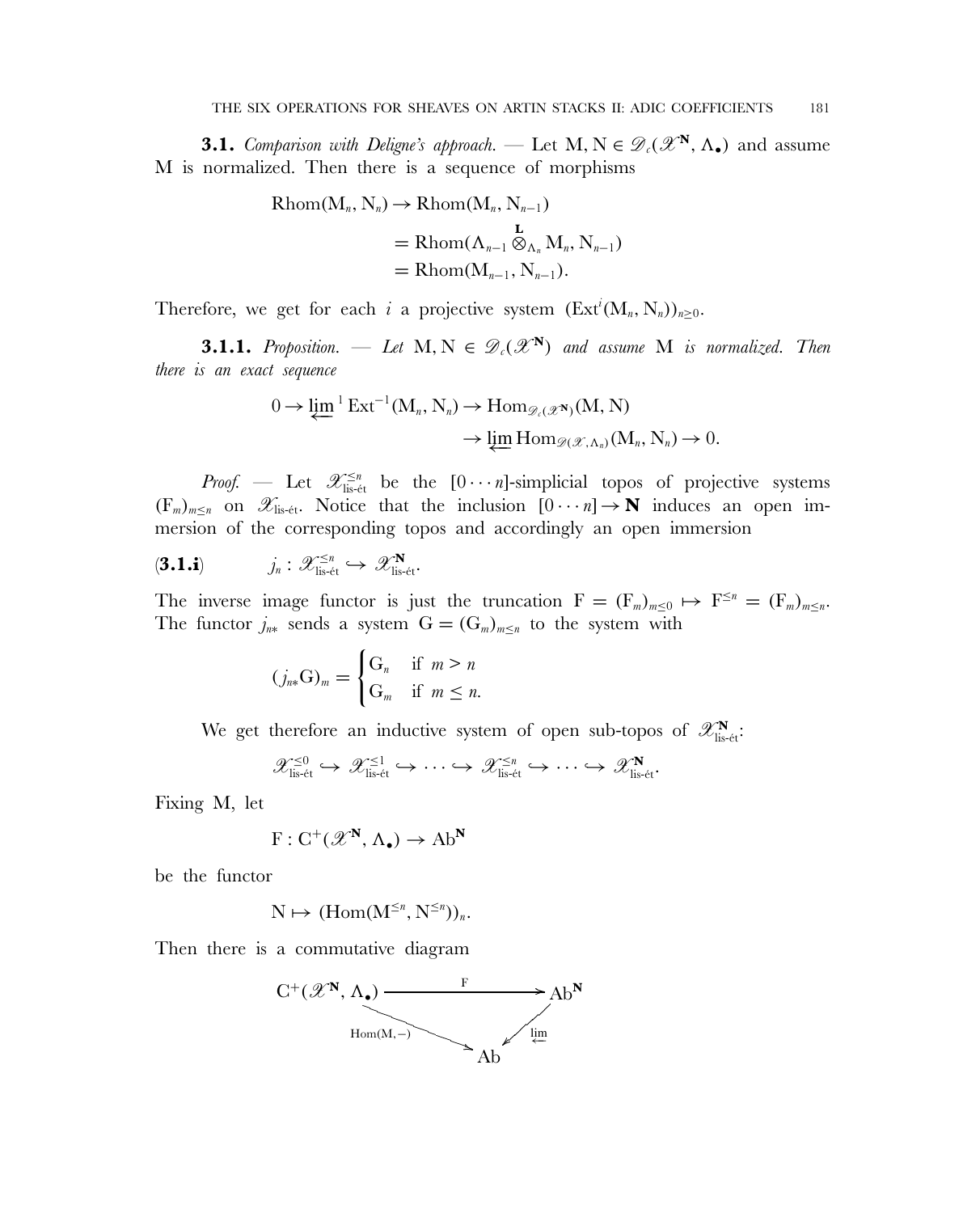**3.1.** *Comparison with Deligne's approach.* — Let $\mathrm{M}, \mathrm{N} \in \mathscr{D}_c(\mathscr{X}^{\mathbf{N}}, \Lambda_\bullet)$ and assume M is normalized. Then there is a sequence of morphisms

$$
\begin{aligned}
\mathrm{Rhom}(\mathrm{M}_n, \mathrm{N}_n) &\to \mathrm{Rhom}(\mathrm{M}_n, \mathrm{N}_{n-1}) \\
&= \mathrm{Rhom}(\Lambda_{n-1} \overset{\mathbf{L}}{\otimes}_{\Lambda_n} \mathrm{M}_n, \mathrm{N}_{n-1}) \\
&= \mathrm{Rhom}(\mathrm{M}_{n-1}, \mathrm{N}_{n-1}).
\end{aligned}
$$

Therefore, we get for each $i$ a projective system $(\mathrm{Ext}^i(\mathrm{M}_n, \mathrm{N}_n))_{n \geq 0}$.

**3.1.1.** *Proposition.* — *Let* $\mathrm{M}, \mathrm{N} \in \mathscr{D}_c(\mathscr{X}^{\mathbf{N}})$ *and assume* M *is normalized. Then there is an exact sequence*

$$
\begin{aligned}
0 \to \varprojlim{}^1 \mathrm{Ext}^{-1}(\mathrm{M}_n, \mathrm{N}_n) &\to \mathrm{Hom}_{\mathscr{D}_c(\mathscr{X}^{\mathbf{N}})}(\mathrm{M}, \mathrm{N}) \\
&\to \varprojlim \mathrm{Hom}_{\mathscr{D}(\mathscr{X}, \Lambda_n)}(\mathrm{M}_n, \mathrm{N}_n) \to 0.
\end{aligned}
$$

*Proof.* — Let $\mathscr{X}^{\leq n}_{\text{lis-ét}}$ be the $[0 \cdots n]$-simplicial topos of projective systems $(\mathrm{F}_m)_{m \leq n}$ on $\mathscr{X}_{\text{lis-ét}}$. Notice that the inclusion $[0 \cdots n] \to \mathbf{N}$ induces an open immersion of the corresponding topos and accordingly an open immersion

$$
(\mathbf{3.1.i}) \qquad j_n : \mathscr{X}^{\leq n}_{\text{lis-ét}} \hookrightarrow \mathscr{X}^{\mathbf{N}}_{\text{lis-ét}}.
$$

The inverse image functor is just the truncation $\mathrm{F} = (\mathrm{F}_m)_{m \leq 0} \mapsto \mathrm{F}^{\leq n} = (\mathrm{F}_m)_{m \leq n}$. The functor $j_{n*}$ sends a system $\mathrm{G} = (\mathrm{G}_m)_{m \leq n}$ to the system with

$$
(j_{n*}\mathrm{G})_m = \begin{cases} \mathrm{G}_n & \text{if } m > n \\ \mathrm{G}_m & \text{if } m \leq n. \end{cases}
$$

We get therefore an inductive system of open sub-topos of $\mathscr{X}^{\mathbf{N}}_{\text{lis-ét}}$:

$$
\mathscr{X}^{\leq 0}_{\text{lis-ét}} \hookrightarrow \mathscr{X}^{\leq 1}_{\text{lis-ét}} \hookrightarrow \cdots \hookrightarrow \mathscr{X}^{\leq n}_{\text{lis-ét}} \hookrightarrow \cdots \hookrightarrow \mathscr{X}^{\mathbf{N}}_{\text{lis-ét}}.
$$

Fixing M, let

$$
\mathrm{F} : \mathrm{C}^+(\mathscr{X}^{\mathbf{N}}, \Lambda_\bullet) \to \mathrm{Ab}^{\mathbf{N}}
$$

be the functor

$$
\mathrm{N} \mapsto (\mathrm{Hom}(\mathrm{M}^{\leq n}, \mathrm{N}^{\leq n}))_n.
$$

Then there is a commutative diagram

$$
\begin{array}{ccc}
\mathrm{C}^+(\mathscr{X}^{\mathbf{N}}, \Lambda_\bullet) & \xrightarrow{\quad \mathrm{F} \quad} & \mathrm{Ab}^{\mathbf{N}} \\
& {\scriptstyle \mathrm{Hom}(\mathrm{M}, -)} \searrow \quad \swarrow {\scriptstyle \varprojlim} & \\
& \mathrm{Ab} &
\end{array}
$$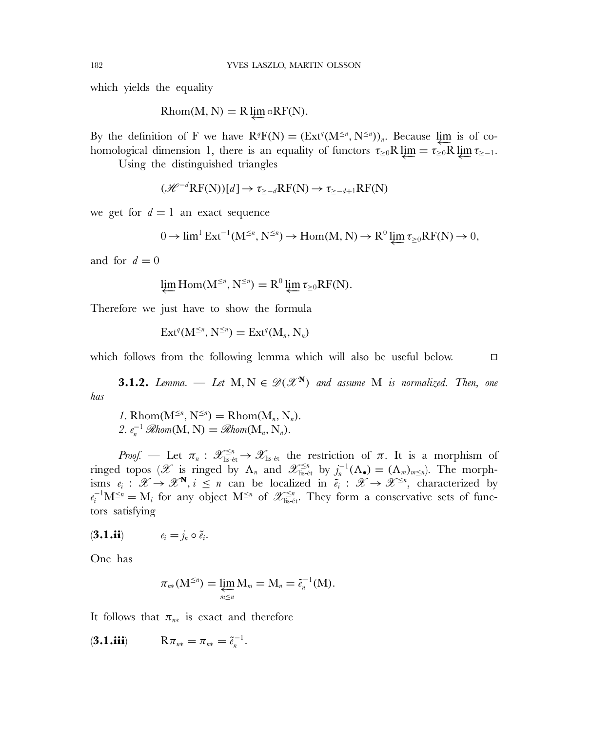which yields the equality

$$\mathrm{Rhom}(\mathrm{M}, \mathrm{N}) = \mathrm{R}\varprojlim \circ \mathrm{RF}(\mathrm{N}).$$

By the definition of F we have $\mathrm{R}^q\mathrm{F}(\mathrm{N}) = (\mathrm{Ext}^q(\mathrm{M}^{\leq n}, \mathrm{N}^{\leq n}))_n$. Because $\varprojlim$ is of cohomological dimension 1, there is an equality of functors $\tau_{\geq 0}\mathrm{R}\varprojlim = \tau_{\geq 0}\mathrm{R}\varprojlim \tau_{\geq -1}$.

Using the distinguished triangles

$$(\mathscr{H}^{-d}\mathrm{RF}(\mathrm{N}))[d] \to \tau_{\geq -d}\mathrm{RF}(\mathrm{N}) \to \tau_{\geq -d+1}\mathrm{RF}(\mathrm{N})$$

we get for $d = 1$ an exact sequence

$$0 \to \lim{}^1 \mathrm{Ext}^{-1}(\mathrm{M}^{\leq n}, \mathrm{N}^{\leq n}) \to \mathrm{Hom}(\mathrm{M}, \mathrm{N}) \to \mathrm{R}^0 \varprojlim \tau_{\geq 0}\mathrm{RF}(\mathrm{N}) \to 0,$$

and for $d = 0$

$$\varprojlim \mathrm{Hom}(\mathrm{M}^{\leq n}, \mathrm{N}^{\leq n}) = \mathrm{R}^0 \varprojlim \tau_{\geq 0}\mathrm{RF}(\mathrm{N}).$$

Therefore we just have to show the formula

$$\mathrm{Ext}^q(\mathrm{M}^{\leq n}, \mathrm{N}^{\leq n}) = \mathrm{Ext}^q(\mathrm{M}_n, \mathrm{N}_n)$$

which follows from the following lemma which will also be useful below. □

**3.1.2.** *Lemma. — Let* $\mathrm{M}, \mathrm{N} \in \mathscr{D}(\mathscr{X}^{\mathbf{N}})$ *and assume* M *is normalized. Then, one has*

*1.* $\mathrm{Rhom}(\mathrm{M}^{\leq n}, \mathrm{N}^{\leq n}) = \mathrm{Rhom}(\mathrm{M}_n, \mathrm{N}_n)$.
*2.* $e_n^{-1}\, \mathscr{R}hom(\mathrm{M}, \mathrm{N}) = \mathscr{R}hom(\mathrm{M}_n, \mathrm{N}_n)$.

*Proof.* — Let $\pi_n : \mathscr{X}^{\leq n}_{\text{lis-ét}} \to \mathscr{X}_{\text{lis-ét}}$ the restriction of $\pi$. It is a morphism of ringed topos ($\mathscr{X}$ is ringed by $\Lambda_n$ and $\mathscr{X}^{\leq n}_{\text{lis-ét}}$ by $j_n^{-1}(\Lambda_\bullet) = (\Lambda_m)_{m\leq n}$). The morphisms $e_i : \mathscr{X} \to \mathscr{X}^{\mathbf{N}}, i \leq n$ can be localized in $\tilde{e}_i : \mathscr{X} \to \mathscr{X}^{\leq n}$, characterized by $e_i^{-1}\mathrm{M}^{\leq n} = \mathrm{M}_i$ for any object $\mathrm{M}^{\leq n}$ of $\mathscr{X}^{\leq n}_{\text{lis-ét}}$. They form a conservative sets of functors satisfying

$$(\mathbf{3.1.ii}) \qquad e_i = j_n \circ \tilde{e}_i.$$

One has

$$\pi_{n*}(\mathrm{M}^{\leq n}) = \varprojlim_{m\leq n} \mathrm{M}_m = \mathrm{M}_n = \tilde{e}_n^{-1}(\mathrm{M}).$$

It follows that $\pi_{n*}$ is exact and therefore

$$(\mathbf{3.1.iii}) \qquad \mathrm{R}\pi_{n*} = \pi_{n*} = \tilde{e}_n^{-1}.$$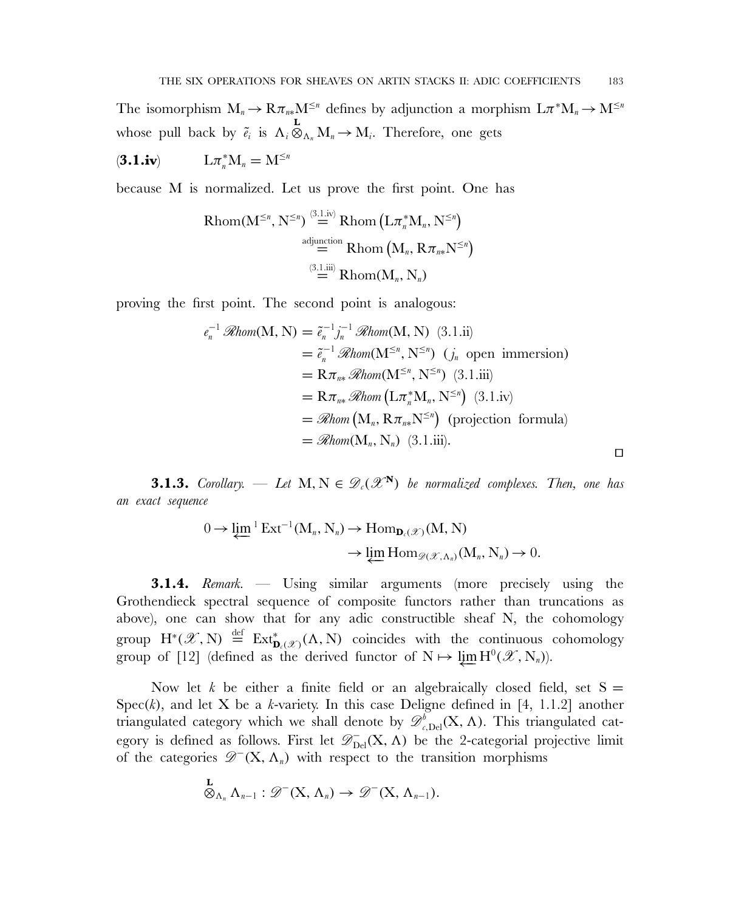The isomorphism $M_n \to R\pi_{n*}M^{\leq n}$ defines by adjunction a morphism $L\pi^*M_n \to M^{\leq n}$ whose pull back by $\tilde{e}_i$ is $\Lambda_i \overset{\mathbf{L}}{\otimes}_{\Lambda_n} M_n \to M_i$. Therefore, one gets

$$(\mathbf{3.1.iv}) \qquad L\pi_n^* M_n = M^{\leq n}$$

because M is normalized. Let us prove the first point. One has

$$\begin{aligned}
\mathrm{Rhom}(M^{\leq n}, N^{\leq n}) &\overset{(3.1.iv)}{=} \mathrm{Rhom}\left(L\pi_n^* M_n, N^{\leq n}\right) \\
&\overset{\text{adjunction}}{=} \mathrm{Rhom}\left(M_n, R\pi_{n*}N^{\leq n}\right) \\
&\overset{(3.1.iii)}{=} \mathrm{Rhom}(M_n, N_n)
\end{aligned}$$

proving the first point. The second point is analogous:

$$\begin{aligned}
e_n^{-1}\mathscr{R}hom(M, N) &= \tilde{e}_n^{-1} j_n^{-1} \mathscr{R}hom(M, N) \ \ (3.1.ii) \\
&= \tilde{e}_n^{-1}\mathscr{R}hom(M^{\leq n}, N^{\leq n}) \ \ (j_n \text{ open immersion}) \\
&= R\pi_{n*}\mathscr{R}hom(M^{\leq n}, N^{\leq n}) \ \ (3.1.iii) \\
&= R\pi_{n*}\mathscr{R}hom\left(L\pi_n^* M_n, N^{\leq n}\right) \ \ (3.1.iv) \\
&= \mathscr{R}hom\left(M_n, R\pi_{n*}N^{\leq n}\right) \ \ (\text{projection formula}) \\
&= \mathscr{R}hom(M_n, N_n) \ \ (3.1.iii).
\end{aligned}$$

□

**3.1.3.** *Corollary.* — *Let* $M, N \in \mathscr{D}_c(\mathscr{X}^{\mathbf{N}})$ *be normalized complexes. Then, one has an exact sequence*

$$\begin{aligned}
0 \to \varprojlim{}^1 \mathrm{Ext}^{-1}(M_n, N_n) &\to \mathrm{Hom}_{\mathbf{D}_c(\mathscr{X})}(M, N) \\
&\to \varprojlim \mathrm{Hom}_{\mathscr{D}(\mathscr{X}, \Lambda_n)}(M_n, N_n) \to 0.
\end{aligned}$$

**3.1.4.** *Remark.* — Using similar arguments (more precisely using the Grothendieck spectral sequence of composite functors rather than truncations as above), one can show that for any adic constructible sheaf N, the cohomology group $H^*(\mathscr{X}, N) \overset{\text{def}}{=} \mathrm{Ext}^*_{\mathbf{D}_c(\mathscr{X})}(\Lambda, N)$ coincides with the continuous cohomology group of [12] (defined as the derived functor of $N \mapsto \varprojlim H^0(\mathscr{X}, N_n)$).

Now let $k$ be either a finite field or an algebraically closed field, set $S = \mathrm{Spec}(k)$, and let X be a $k$-variety. In this case Deligne defined in [4, 1.1.2] another triangulated category which we shall denote by $\mathscr{D}^b_{c,\mathrm{Del}}(X, \Lambda)$. This triangulated category is defined as follows. First let $\mathscr{D}^-_{\mathrm{Del}}(X, \Lambda)$ be the 2-categorial projective limit of the categories $\mathscr{D}^-(X, \Lambda_n)$ with respect to the transition morphisms

$$\overset{\mathbf{L}}{\otimes}_{\Lambda_n} \Lambda_{n-1} : \mathscr{D}^-(X, \Lambda_n) \to \mathscr{D}^-(X, \Lambda_{n-1}).$$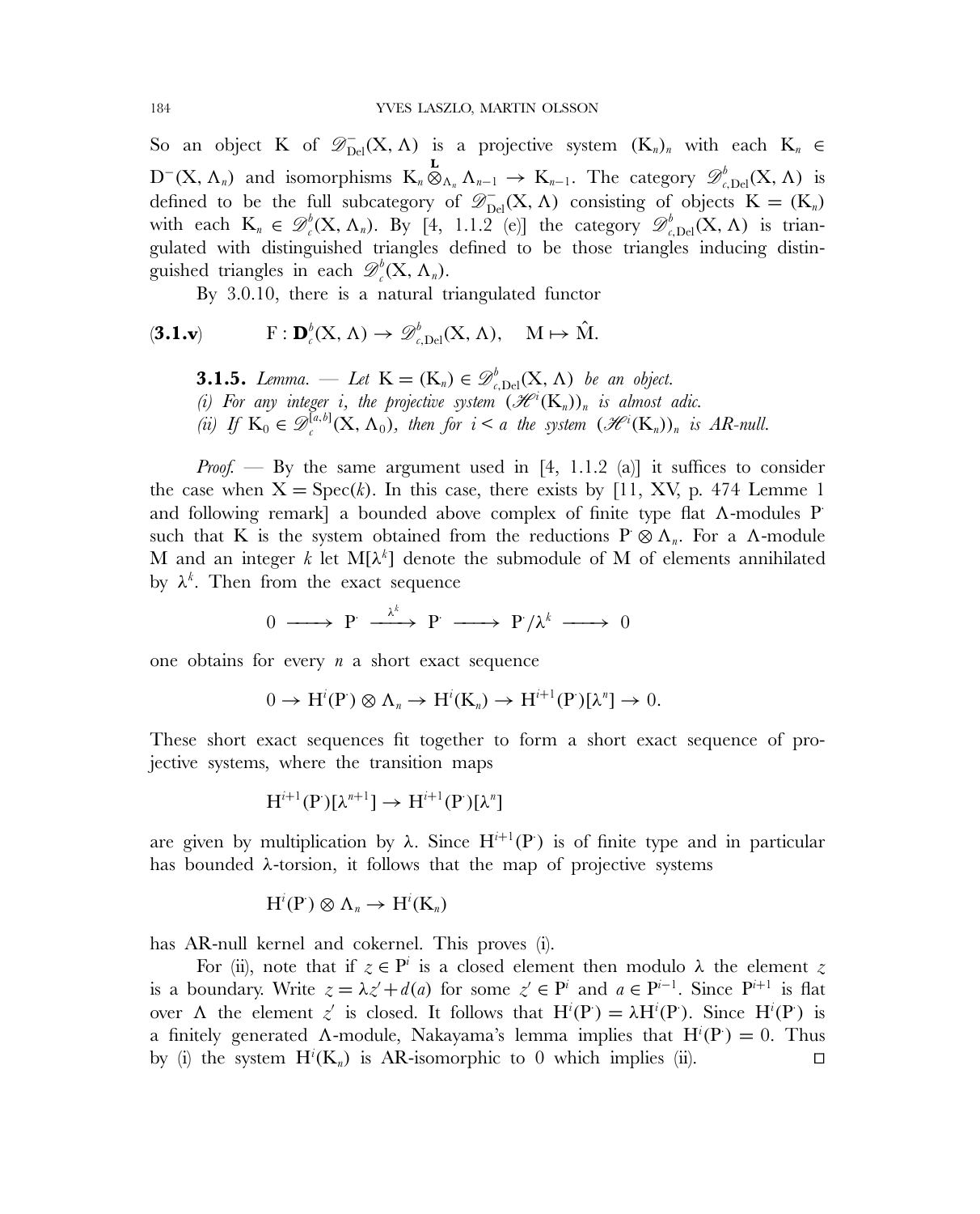So an object K of $\mathscr{D}^-_{\mathrm{Del}}(\mathrm{X}, \Lambda)$ is a projective system $(\mathrm{K}_n)_n$ with each $\mathrm{K}_n \in \mathrm{D}^-(\mathrm{X}, \Lambda_n)$ and isomorphisms $\mathrm{K}_n \overset{\mathbf{L}}{\otimes}_{\Lambda_n} \Lambda_{n-1} \to \mathrm{K}_{n-1}$. The category $\mathscr{D}^b_{c,\mathrm{Del}}(\mathrm{X}, \Lambda)$ is defined to be the full subcategory of $\mathscr{D}^-_{\mathrm{Del}}(\mathrm{X}, \Lambda)$ consisting of objects $\mathrm{K} = (\mathrm{K}_n)$ with each $\mathrm{K}_n \in \mathscr{D}^b_c(\mathrm{X}, \Lambda_n)$. By [4, 1.1.2 (e)] the category $\mathscr{D}^b_{c,\mathrm{Del}}(\mathrm{X}, \Lambda)$ is triangulated with distinguished triangles defined to be those triangles inducing distinguished triangles in each $\mathscr{D}^b_c(\mathrm{X}, \Lambda_n)$.

By 3.0.10, there is a natural triangulated functor

$$(\mathbf{3.1.v}) \qquad \mathrm{F} : \mathbf{D}^b_c(\mathrm{X}, \Lambda) \to \mathscr{D}^b_{c,\mathrm{Del}}(\mathrm{X}, \Lambda), \quad \mathrm{M} \mapsto \hat{\mathrm{M}}.$$

**3.1.5.** *Lemma. — Let* $\mathrm{K} = (\mathrm{K}_n) \in \mathscr{D}^b_{c,\mathrm{Del}}(\mathrm{X}, \Lambda)$ *be an object.*
*(i) For any integer* $i$*, the projective system* $(\mathscr{H}^i(\mathrm{K}_n))_n$ *is almost adic.*
*(ii) If* $\mathrm{K}_0 \in \mathscr{D}^{[a,b]}_c(\mathrm{X}, \Lambda_0)$*, then for* $i < a$ *the system* $(\mathscr{H}^i(\mathrm{K}_n))_n$ *is AR-null.*

*Proof.* — By the same argument used in [4, 1.1.2 (a)] it suffices to consider the case when $\mathrm{X} = \mathrm{Spec}(k)$. In this case, there exists by [11, XV, p. 474 Lemme 1 and following remark] a bounded above complex of finite type flat $\Lambda$-modules $\mathrm{P}^{\cdot}$ such that K is the system obtained from the reductions $\mathrm{P}^{\cdot} \otimes \Lambda_n$. For a $\Lambda$-module M and an integer $k$ let $\mathrm{M}[\lambda^k]$ denote the submodule of M of elements annihilated by $\lambda^k$. Then from the exact sequence

$$0 \longrightarrow \mathrm{P}^{\cdot} \xrightarrow{\lambda^k} \mathrm{P}^{\cdot} \longrightarrow \mathrm{P}^{\cdot}/\lambda^k \longrightarrow 0$$

one obtains for every $n$ a short exact sequence

$$0 \to \mathrm{H}^i(\mathrm{P}^{\cdot}) \otimes \Lambda_n \to \mathrm{H}^i(\mathrm{K}_n) \to \mathrm{H}^{i+1}(\mathrm{P}^{\cdot})[\lambda^n] \to 0.$$

These short exact sequences fit together to form a short exact sequence of projective systems, where the transition maps

$$\mathrm{H}^{i+1}(\mathrm{P}^{\cdot})[\lambda^{n+1}] \to \mathrm{H}^{i+1}(\mathrm{P}^{\cdot})[\lambda^n]$$

are given by multiplication by $\lambda$. Since $\mathrm{H}^{i+1}(\mathrm{P}^{\cdot})$ is of finite type and in particular has bounded $\lambda$-torsion, it follows that the map of projective systems

$$\mathrm{H}^i(\mathrm{P}^{\cdot}) \otimes \Lambda_n \to \mathrm{H}^i(\mathrm{K}_n)$$

has AR-null kernel and cokernel. This proves (i).

For (ii), note that if $z \in \mathrm{P}^i$ is a closed element then modulo $\lambda$ the element $z$ is a boundary. Write $z = \lambda z' + d(a)$ for some $z' \in \mathrm{P}^i$ and $a \in \mathrm{P}^{i-1}$. Since $\mathrm{P}^{i+1}$ is flat over $\Lambda$ the element $z'$ is closed. It follows that $\mathrm{H}^i(\mathrm{P}^{\cdot}) = \lambda \mathrm{H}^i(\mathrm{P}^{\cdot})$. Since $\mathrm{H}^i(\mathrm{P}^{\cdot})$ is a finitely generated $\Lambda$-module, Nakayama's lemma implies that $\mathrm{H}^i(\mathrm{P}^{\cdot}) = 0$. Thus by (i) the system $\mathrm{H}^i(\mathrm{K}_n)$ is AR-isomorphic to 0 which implies (ii). ◻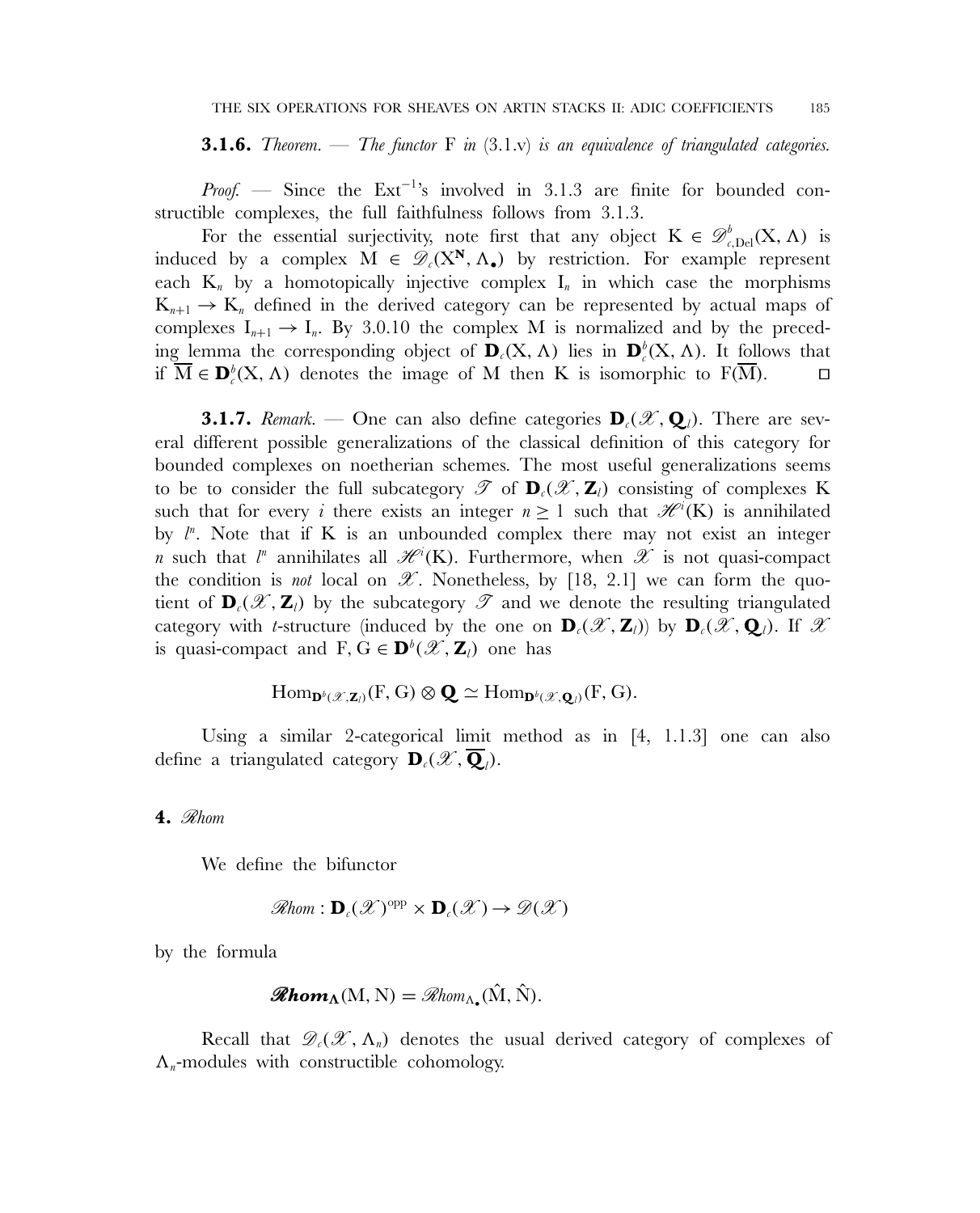**3.1.6.** *Theorem*. — *The functor* F *in* (3.1.v) *is an equivalence of triangulated categories.*

*Proof.* — Since the $\mathrm{Ext}^{-1}$'s involved in 3.1.3 are finite for bounded constructible complexes, the full faithfulness follows from 3.1.3.

For the essential surjectivity, note first that any object $K \in \mathscr{D}^b_{c,\mathrm{Del}}(X, \Lambda)$ is induced by a complex $M \in \mathscr{D}_c(X^{\mathbf{N}}, \Lambda_\bullet)$ by restriction. For example represent each $K_n$ by a homotopically injective complex $I_n$ in which case the morphisms $K_{n+1} \to K_n$ defined in the derived category can be represented by actual maps of complexes $I_{n+1} \to I_n$. By 3.0.10 the complex M is normalized and by the preceding lemma the corresponding object of $\mathbf{D}_c(X, \Lambda)$ lies in $\mathbf{D}^b_c(X, \Lambda)$. It follows that if $\overline{M} \in \mathbf{D}^b_c(X, \Lambda)$ denotes the image of M then K is isomorphic to $F(\overline{M})$. □

**3.1.7.** *Remark*. — One can also define categories $\mathbf{D}_c(\mathscr{X}, \mathbf{Q}_l)$. There are several different possible generalizations of the classical definition of this category for bounded complexes on noetherian schemes. The most useful generalizations seems to be to consider the full subcategory $\mathscr{T}$ of $\mathbf{D}_c(\mathscr{X}, \mathbf{Z}_l)$ consisting of complexes K such that for every $i$ there exists an integer $n \geq 1$ such that $\mathscr{H}^i(K)$ is annihilated by $l^n$. Note that if K is an unbounded complex there may not exist an integer $n$ such that $l^n$ annihilates all $\mathscr{H}^i(K)$. Furthermore, when $\mathscr{X}$ is not quasi-compact the condition is *not* local on $\mathscr{X}$. Nonetheless, by [18, 2.1] we can form the quotient of $\mathbf{D}_c(\mathscr{X}, \mathbf{Z}_l)$ by the subcategory $\mathscr{T}$ and we denote the resulting triangulated category with $t$-structure (induced by the one on $\mathbf{D}_c(\mathscr{X}, \mathbf{Z}_l)$) by $\mathbf{D}_c(\mathscr{X}, \mathbf{Q}_l)$. If $\mathscr{X}$ is quasi-compact and $F, G \in \mathbf{D}^b(\mathscr{X}, \mathbf{Z}_l)$ one has

$$\mathrm{Hom}_{\mathbf{D}^b(\mathscr{X}, \mathbf{Z}_l)}(F, G) \otimes \mathbf{Q} \simeq \mathrm{Hom}_{\mathbf{D}^b(\mathscr{X}, \mathbf{Q}_l)}(F, G).$$

Using a similar 2-categorical limit method as in [4, 1.1.3] one can also define a triangulated category $\mathbf{D}_c(\mathscr{X}, \overline{\mathbf{Q}}_l)$.

## 4. $\mathscr{R}hom$

We define the bifunctor

$$\mathscr{R}hom : \mathbf{D}_c(\mathscr{X})^{\mathrm{opp}} \times \mathbf{D}_c(\mathscr{X}) \to \mathscr{D}(\mathscr{X})$$

by the formula

$$\boldsymbol{\mathscr{R}hom}_{\boldsymbol{\Lambda}}(M, N) = \mathscr{R}hom_{\Lambda_\bullet}(\hat{M}, \hat{N}).$$

Recall that $\mathscr{D}_c(\mathscr{X}, \Lambda_n)$ denotes the usual derived category of complexes of $\Lambda_n$-modules with constructible cohomology.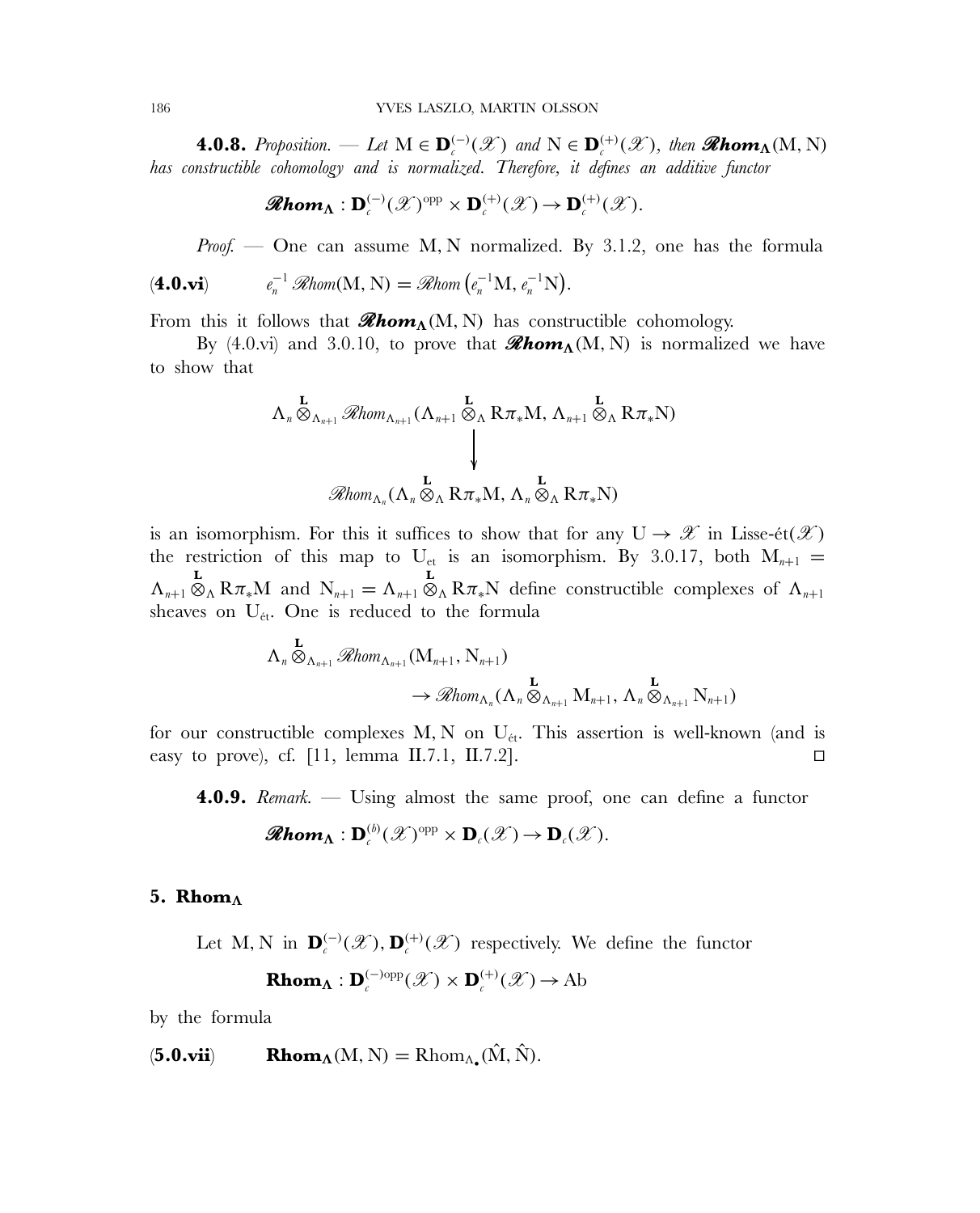**4.0.8.** *Proposition.* — *Let* $\mathrm{M} \in \mathbf{D}_c^{(-)}(\mathscr{X})$ *and* $\mathrm{N} \in \mathbf{D}_c^{(+)}(\mathscr{X})$*, then* $\mathscr{R}\boldsymbol{hom}_{\boldsymbol{\Lambda}}(\mathrm{M}, \mathrm{N})$ *has constructible cohomology and is normalized. Therefore, it defines an additive functor*

$$\mathscr{R}\boldsymbol{hom}_{\boldsymbol{\Lambda}} : \mathbf{D}_c^{(-)}(\mathscr{X})^{\mathrm{opp}} \times \mathbf{D}_c^{(+)}(\mathscr{X}) \to \mathbf{D}_c^{(+)}(\mathscr{X}).$$

*Proof.* — One can assume M, N normalized. By 3.1.2, one has the formula

$$(\mathbf{4.0.vi}) \qquad e_n^{-1}\,\mathscr{R}hom(\mathrm{M}, \mathrm{N}) = \mathscr{R}hom\left(e_n^{-1}\mathrm{M}, e_n^{-1}\mathrm{N}\right).$$

From this it follows that $\mathscr{R}\boldsymbol{hom}_{\boldsymbol{\Lambda}}(\mathrm{M}, \mathrm{N})$ has constructible cohomology.

By (4.0.vi) and 3.0.10, to prove that $\mathscr{R}\boldsymbol{hom}_{\boldsymbol{\Lambda}}(\mathrm{M}, \mathrm{N})$ is normalized we have to show that

$$\begin{array}{c}
\Lambda_n \overset{\mathbf{L}}{\otimes}_{\Lambda_{n+1}} \mathscr{R}hom_{\Lambda_{n+1}}(\Lambda_{n+1} \overset{\mathbf{L}}{\otimes}_{\Lambda} \mathrm{R}\pi_*\mathrm{M}, \Lambda_{n+1} \overset{\mathbf{L}}{\otimes}_{\Lambda} \mathrm{R}\pi_*\mathrm{N}) \\
\Big\downarrow \\
\mathscr{R}hom_{\Lambda_n}(\Lambda_n \overset{\mathbf{L}}{\otimes}_{\Lambda} \mathrm{R}\pi_*\mathrm{M}, \Lambda_n \overset{\mathbf{L}}{\otimes}_{\Lambda} \mathrm{R}\pi_*\mathrm{N})
\end{array}$$

is an isomorphism. For this it suffices to show that for any $\mathrm{U} \to \mathscr{X}$ in Lisse-ét$(\mathscr{X})$ the restriction of this map to $\mathrm{U}_{\mathrm{et}}$ is an isomorphism. By 3.0.17, both $\mathrm{M}_{n+1} = \Lambda_{n+1} \overset{\mathbf{L}}{\otimes}_{\Lambda} \mathrm{R}\pi_*\mathrm{M}$ and $\mathrm{N}_{n+1} = \Lambda_{n+1} \overset{\mathbf{L}}{\otimes}_{\Lambda} \mathrm{R}\pi_*\mathrm{N}$ define constructible complexes of $\Lambda_{n+1}$ sheaves on $\mathrm{U}_{\text{ét}}$. One is reduced to the formula

$$\Lambda_n \overset{\mathbf{L}}{\otimes}_{\Lambda_{n+1}} \mathscr{R}hom_{\Lambda_{n+1}}(\mathrm{M}_{n+1}, \mathrm{N}_{n+1}) \to \mathscr{R}hom_{\Lambda_n}(\Lambda_n \overset{\mathbf{L}}{\otimes}_{\Lambda_{n+1}} \mathrm{M}_{n+1}, \Lambda_n \overset{\mathbf{L}}{\otimes}_{\Lambda_{n+1}} \mathrm{N}_{n+1})$$

for our constructible complexes M, N on $\mathrm{U}_{\text{ét}}$. This assertion is well-known (and is easy to prove), cf. [11, lemma II.7.1, II.7.2]. □

**4.0.9.** *Remark.* — Using almost the same proof, one can define a functor

$$\mathscr{R}\boldsymbol{hom}_{\boldsymbol{\Lambda}} : \mathbf{D}_c^{(b)}(\mathscr{X})^{\mathrm{opp}} \times \mathbf{D}_c(\mathscr{X}) \to \mathbf{D}_c(\mathscr{X}).$$

## 5. $\mathbf{Rhom}_{\boldsymbol{\Lambda}}$

Let M, N in $\mathbf{D}_c^{(-)}(\mathscr{X}), \mathbf{D}_c^{(+)}(\mathscr{X})$ respectively. We define the functor

$$\mathbf{Rhom}_{\boldsymbol{\Lambda}} : \mathbf{D}_c^{(-)\mathrm{opp}}(\mathscr{X}) \times \mathbf{D}_c^{(+)}(\mathscr{X}) \to \mathrm{Ab}$$

by the formula

$$(\mathbf{5.0.vii}) \qquad \mathbf{Rhom}_{\boldsymbol{\Lambda}}(\mathrm{M}, \mathrm{N}) = \mathrm{Rhom}_{\Lambda_\bullet}(\hat{\mathrm{M}}, \hat{\mathrm{N}}).$$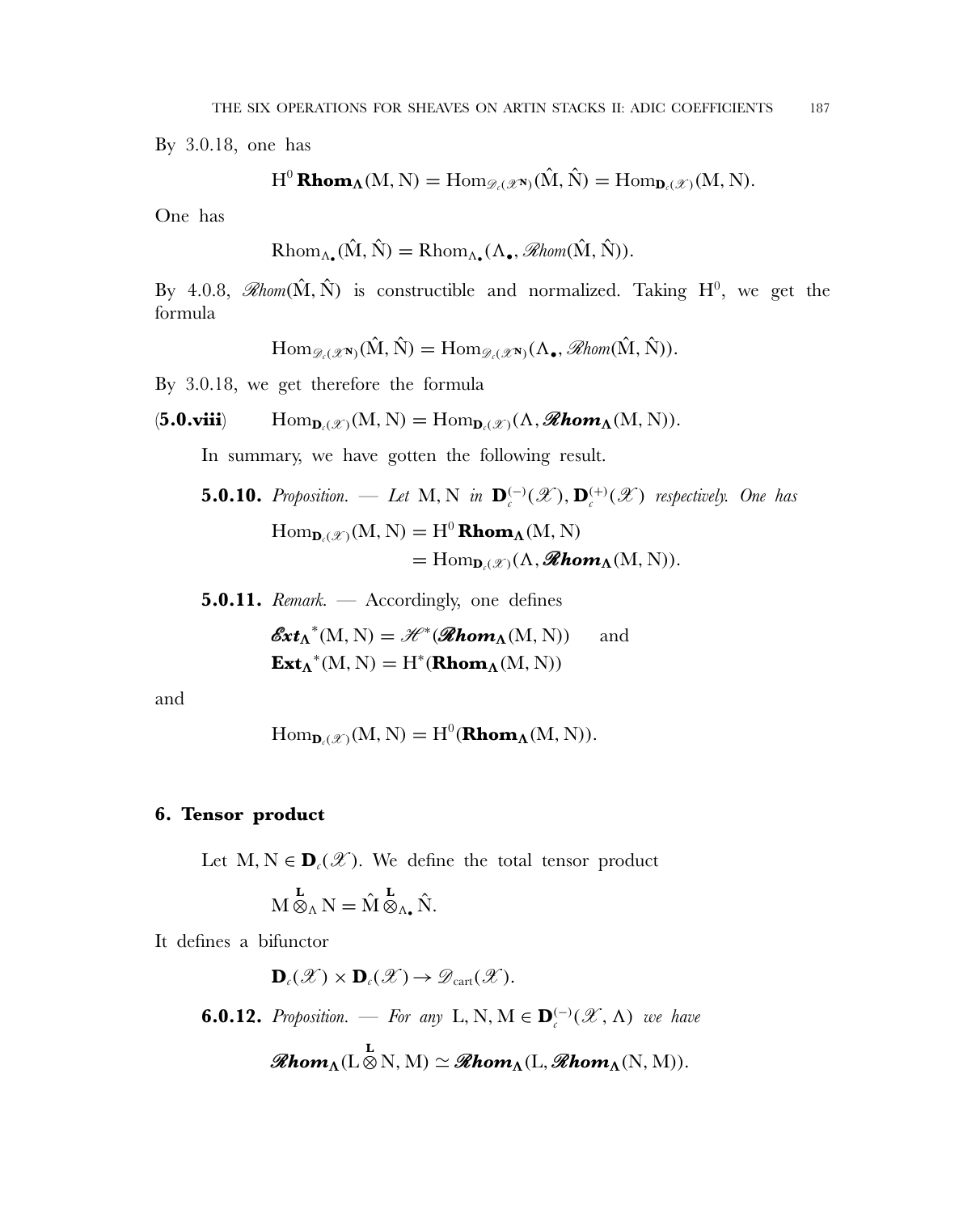By 3.0.18, one has

$$\mathrm{H}^0\,\mathbf{Rhom}_{\boldsymbol{\Lambda}}(\mathrm{M},\mathrm{N}) = \mathrm{Hom}_{\mathscr{D}_c(\mathscr{X}^{\mathbf{N}})}(\hat{\mathrm{M}},\hat{\mathrm{N}}) = \mathrm{Hom}_{\mathbf{D}_c(\mathscr{X})}(\mathrm{M},\mathrm{N}).$$

One has

$$\mathrm{Rhom}_{\Lambda_\bullet}(\hat{\mathrm{M}},\hat{\mathrm{N}}) = \mathrm{Rhom}_{\Lambda_\bullet}(\Lambda_\bullet, \mathscr{R}hom(\hat{\mathrm{M}},\hat{\mathrm{N}})).$$

By 4.0.8, $\mathscr{R}hom(\hat{\mathrm{M}},\hat{\mathrm{N}})$ is constructible and normalized. Taking $\mathrm{H}^0$, we get the formula

$$\mathrm{Hom}_{\mathscr{D}_c(\mathscr{X}^{\mathbf{N}})}(\hat{\mathrm{M}},\hat{\mathrm{N}}) = \mathrm{Hom}_{\mathscr{D}_c(\mathscr{X}^{\mathbf{N}})}(\Lambda_\bullet, \mathscr{R}hom(\hat{\mathrm{M}},\hat{\mathrm{N}})).$$

By 3.0.18, we get therefore the formula

$$(\mathbf{5.0.viii})\qquad \mathrm{Hom}_{\mathbf{D}_c(\mathscr{X})}(\mathrm{M},\mathrm{N}) = \mathrm{Hom}_{\mathbf{D}_c(\mathscr{X})}(\Lambda, \boldsymbol{\mathscr{R}hom}_{\boldsymbol{\Lambda}}(\mathrm{M},\mathrm{N})).$$

In summary, we have gotten the following result.

**5.0.10.** *Proposition. — Let* $\mathrm{M},\mathrm{N}$ *in* $\mathbf{D}_c^{(-)}(\mathscr{X}), \mathbf{D}_c^{(+)}(\mathscr{X})$ *respectively. One has*

$$\begin{aligned}\mathrm{Hom}_{\mathbf{D}_c(\mathscr{X})}(\mathrm{M},\mathrm{N}) &= \mathrm{H}^0\,\mathbf{Rhom}_{\boldsymbol{\Lambda}}(\mathrm{M},\mathrm{N})\\ &= \mathrm{Hom}_{\mathbf{D}_c(\mathscr{X})}(\Lambda, \boldsymbol{\mathscr{R}hom}_{\boldsymbol{\Lambda}}(\mathrm{M},\mathrm{N})).\end{aligned}$$

**5.0.11.** *Remark.* — Accordingly, one defines

$$\boldsymbol{\mathscr{E}xt}_{\boldsymbol{\Lambda}}{}^*(\mathrm{M},\mathrm{N}) = \mathscr{H}^*(\boldsymbol{\mathscr{R}hom}_{\boldsymbol{\Lambda}}(\mathrm{M},\mathrm{N})) \quad \text{and}$$
$$\mathbf{Ext}_{\boldsymbol{\Lambda}}{}^*(\mathrm{M},\mathrm{N}) = \mathrm{H}^*(\mathbf{Rhom}_{\boldsymbol{\Lambda}}(\mathrm{M},\mathrm{N}))$$

and

$$\mathrm{Hom}_{\mathbf{D}_c(\mathscr{X})}(\mathrm{M},\mathrm{N}) = \mathrm{H}^0(\mathbf{Rhom}_{\boldsymbol{\Lambda}}(\mathrm{M},\mathrm{N})).$$

## 6. Tensor product

Let $\mathrm{M},\mathrm{N} \in \mathbf{D}_c(\mathscr{X})$. We define the total tensor product

$$\mathrm{M} \overset{\mathbf{L}}{\otimes}_\Lambda \mathrm{N} = \hat{\mathrm{M}} \overset{\mathbf{L}}{\otimes}_{\Lambda_\bullet} \hat{\mathrm{N}}.$$

It defines a bifunctor

$$\mathbf{D}_c(\mathscr{X}) \times \mathbf{D}_c(\mathscr{X}) \to \mathscr{D}_{\mathrm{cart}}(\mathscr{X}).$$

**6.0.12.** *Proposition. — For any* $\mathrm{L},\mathrm{N},\mathrm{M} \in \mathbf{D}_c^{(-)}(\mathscr{X},\Lambda)$ *we have*

$$\boldsymbol{\mathscr{R}hom}_{\boldsymbol{\Lambda}}(\mathrm{L} \overset{\mathbf{L}}{\otimes} \mathrm{N}, \mathrm{M}) \simeq \boldsymbol{\mathscr{R}hom}_{\boldsymbol{\Lambda}}(\mathrm{L}, \boldsymbol{\mathscr{R}hom}_{\boldsymbol{\Lambda}}(\mathrm{N},\mathrm{M})).$$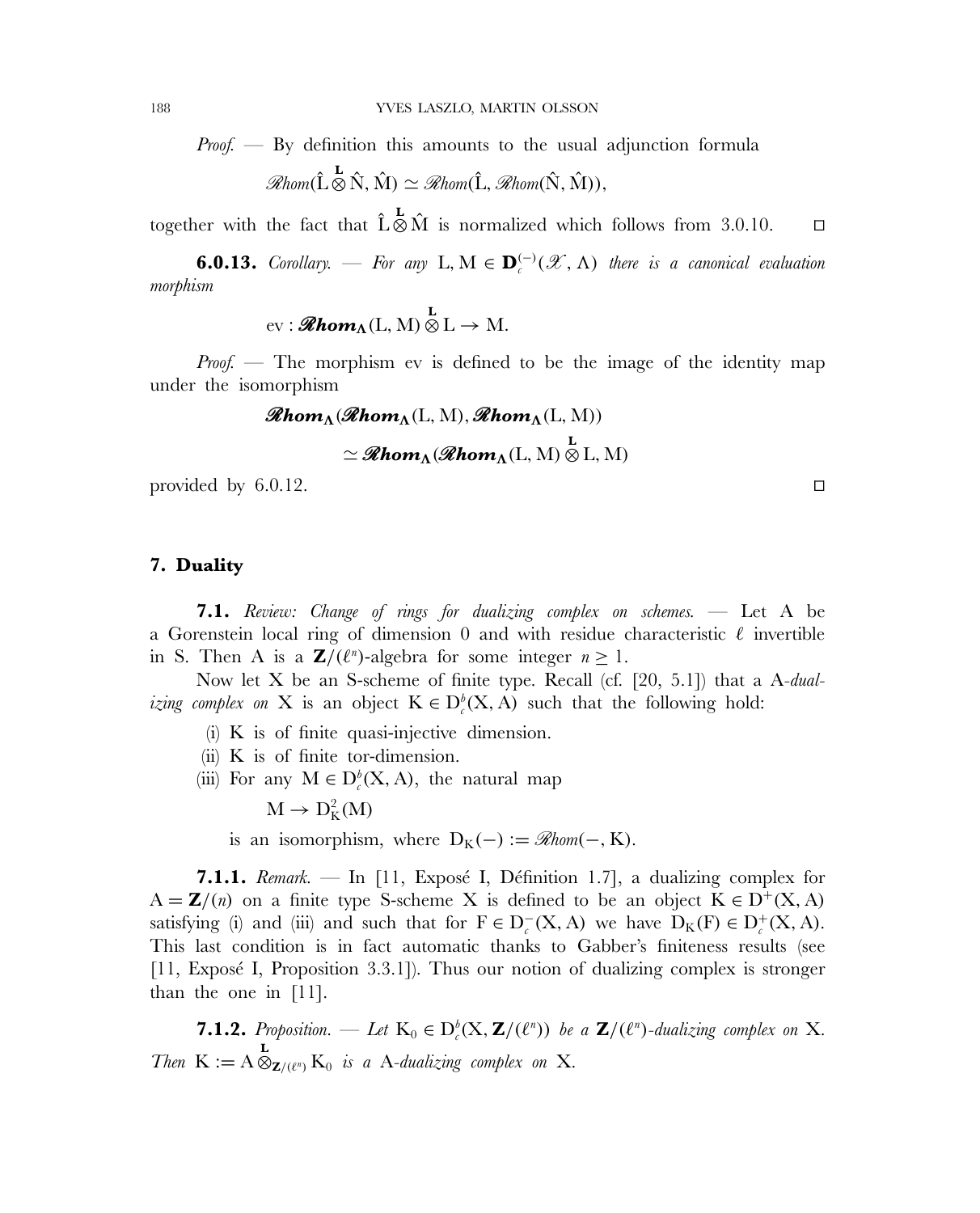*Proof.* — By definition this amounts to the usual adjunction formula

$$\mathscr{R}hom(\hat{\mathrm{L}} \overset{\mathbf{L}}{\otimes} \hat{\mathrm{N}}, \hat{\mathrm{M}}) \simeq \mathscr{R}hom(\hat{\mathrm{L}}, \mathscr{R}hom(\hat{\mathrm{N}}, \hat{\mathrm{M}})),$$

together with the fact that $\hat{\mathrm{L}} \overset{\mathbf{L}}{\otimes} \hat{\mathrm{M}}$ is normalized which follows from 3.0.10. □

**6.0.13.** *Corollary.* — *For any* $\mathrm{L}, \mathrm{M} \in \mathbf{D}_c^{(-)}(\mathscr{X}, \Lambda)$ *there is a canonical evaluation morphism*

$$\mathrm{ev} : \boldsymbol{\mathscr{R}hom}_{\boldsymbol{\Lambda}}(\mathrm{L}, \mathrm{M}) \overset{\mathbf{L}}{\otimes} \mathrm{L} \to \mathrm{M}.$$

*Proof.* — The morphism ev is defined to be the image of the identity map under the isomorphism

$$\boldsymbol{\mathscr{R}hom}_{\boldsymbol{\Lambda}}(\boldsymbol{\mathscr{R}hom}_{\boldsymbol{\Lambda}}(\mathrm{L}, \mathrm{M}), \boldsymbol{\mathscr{R}hom}_{\boldsymbol{\Lambda}}(\mathrm{L}, \mathrm{M}))$$
$$\simeq \boldsymbol{\mathscr{R}hom}_{\boldsymbol{\Lambda}}(\boldsymbol{\mathscr{R}hom}_{\boldsymbol{\Lambda}}(\mathrm{L}, \mathrm{M}) \overset{\mathbf{L}}{\otimes} \mathrm{L}, \mathrm{M})$$

provided by 6.0.12. □

## 7. Duality

**7.1.** *Review: Change of rings for dualizing complex on schemes.* — Let A be a Gorenstein local ring of dimension 0 and with residue characteristic $\ell$ invertible in S. Then A is a $\mathbf{Z}/(\ell^n)$-algebra for some integer $n \geq 1$.

Now let X be an S-scheme of finite type. Recall (cf. [20, 5.1]) that a A-*dualizing complex on* X is an object $\mathrm{K} \in \mathrm{D}_c^b(\mathrm{X}, \mathrm{A})$ such that the following hold:

(i) K is of finite quasi-injective dimension.

(ii) K is of finite tor-dimension.

(iii) For any $\mathrm{M} \in \mathrm{D}_c^b(\mathrm{X}, \mathrm{A})$, the natural map

$$\mathrm{M} \to \mathrm{D}_{\mathrm{K}}^2(\mathrm{M})$$

is an isomorphism, where $\mathrm{D}_{\mathrm{K}}(-) := \mathscr{R}hom(-, \mathrm{K})$.

**7.1.1.** *Remark.* — In [11, Exposé I, Définition 1.7], a dualizing complex for $\mathrm{A} = \mathbf{Z}/(n)$ on a finite type S-scheme X is defined to be an object $\mathrm{K} \in \mathrm{D}^+(\mathrm{X}, \mathrm{A})$ satisfying (i) and (iii) and such that for $\mathrm{F} \in \mathrm{D}_c^-(\mathrm{X}, \mathrm{A})$ we have $\mathrm{D}_{\mathrm{K}}(\mathrm{F}) \in \mathrm{D}_c^+(\mathrm{X}, \mathrm{A})$. This last condition is in fact automatic thanks to Gabber's finiteness results (see [11, Exposé I, Proposition 3.3.1]). Thus our notion of dualizing complex is stronger than the one in [11].

**7.1.2.** *Proposition.* — *Let* $\mathrm{K}_0 \in \mathrm{D}_c^b(\mathrm{X}, \mathbf{Z}/(\ell^n))$ *be a* $\mathbf{Z}/(\ell^n)$*-dualizing complex on* X*. Then* $\mathrm{K} := \mathrm{A} \overset{\mathbf{L}}{\otimes}_{\mathbf{Z}/(\ell^n)} \mathrm{K}_0$ *is a* A*-dualizing complex on* X*.*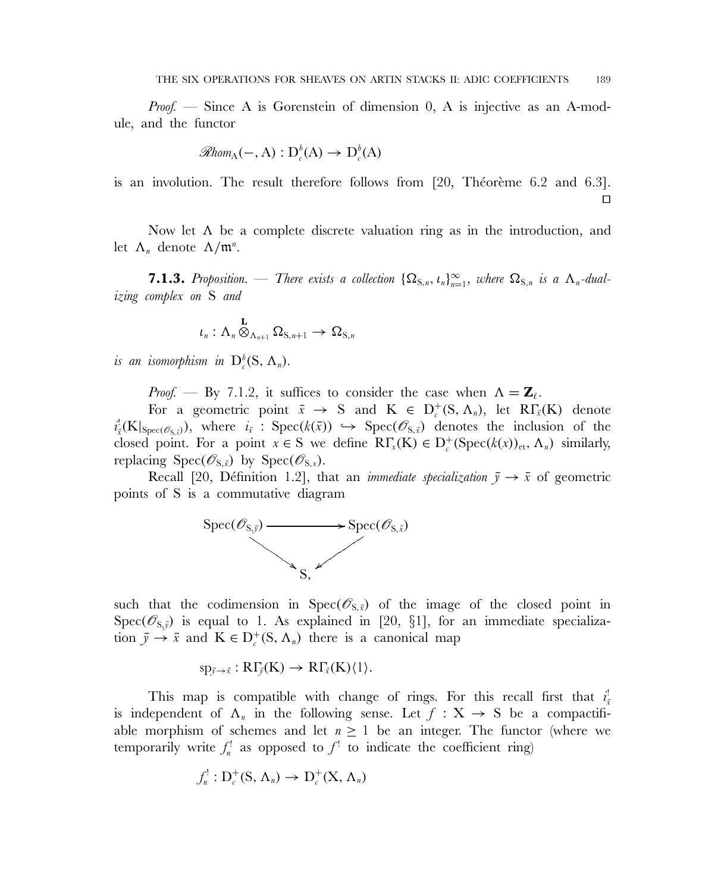*Proof.* — Since A is Gorenstein of dimension 0, A is injective as an A-module, and the functor

$$\mathscr{R}hom_{\mathrm{A}}(-, \mathrm{A}) : \mathrm{D}^b_c(\mathrm{A}) \to \mathrm{D}^b_c(\mathrm{A})$$

is an involution. The result therefore follows from [20, Théorème 6.2 and 6.3]. □

Now let $\Lambda$ be a complete discrete valuation ring as in the introduction, and let $\Lambda_n$ denote $\Lambda/\mathfrak{m}^n$.

**7.1.3.** *Proposition.* — *There exists a collection* $\{\Omega_{\mathrm{S},n}, \iota_n\}_{n=1}^{\infty}$, *where* $\Omega_{\mathrm{S},n}$ *is a* $\Lambda_n$*-dualizing complex on* S *and*

$$\iota_n : \Lambda_n \overset{\mathbf{L}}{\otimes}_{\Lambda_{n+1}} \Omega_{\mathrm{S},n+1} \to \Omega_{\mathrm{S},n}$$

*is an isomorphism in* $\mathrm{D}^b_c(\mathrm{S}, \Lambda_n)$.

*Proof.* — By 7.1.2, it suffices to consider the case when $\Lambda = \mathbf{Z}_\ell$.

For a geometric point $\bar{x} \to \mathrm{S}$ and $\mathrm{K} \in \mathrm{D}^+_c(\mathrm{S}, \Lambda_n)$, let $\mathrm{R}\Gamma_{\bar{x}}(\mathrm{K})$ denote $i^!_{\bar{x}}(\mathrm{K}|_{\mathrm{Spec}(\mathscr{O}_{\mathrm{S},\bar{x}})})$, where $i_{\bar{x}} : \mathrm{Spec}(k(\bar{x})) \hookrightarrow \mathrm{Spec}(\mathscr{O}_{\mathrm{S},\bar{x}})$ denotes the inclusion of the closed point. For a point $x \in \mathrm{S}$ we define $\mathrm{R}\Gamma_x(\mathrm{K}) \in \mathrm{D}^+_c(\mathrm{Spec}(k(x))_{\mathrm{et}}, \Lambda_n)$ similarly, replacing $\mathrm{Spec}(\mathscr{O}_{\mathrm{S},\bar{x}})$ by $\mathrm{Spec}(\mathscr{O}_{\mathrm{S},x})$.

Recall [20, Définition 1.2], that an *immediate specialization* $\bar{y} \to \bar{x}$ of geometric points of S is a commutative diagram

$$\begin{array}{ccc} \mathrm{Spec}(\mathscr{O}_{\mathrm{S},\bar{y}}) & \longrightarrow & \mathrm{Spec}(\mathscr{O}_{\mathrm{S},\bar{x}}) \\ & \searrow \quad \swarrow & \\ & \mathrm{S}, & \end{array}$$

such that the codimension in $\mathrm{Spec}(\mathscr{O}_{\mathrm{S},\bar{x}})$ of the image of the closed point in $\mathrm{Spec}(\mathscr{O}_{\mathrm{S},\bar{y}})$ is equal to 1. As explained in [20, §1], for an immediate specialization $\bar{y} \to \bar{x}$ and $\mathrm{K} \in \mathrm{D}^+_c(\mathrm{S}, \Lambda_n)$ there is a canonical map

$$\mathrm{sp}_{\bar{y}\to\bar{x}} : \mathrm{R}\Gamma_{\bar{y}}(\mathrm{K}) \to \mathrm{R}\Gamma_{\bar{x}}(\mathrm{K})\langle 1\rangle.$$

This map is compatible with change of rings. For this recall first that $i^!_{\bar{x}}$ is independent of $\Lambda_n$ in the following sense. Let $f : \mathrm{X} \to \mathrm{S}$ be a compactifiable morphism of schemes and let $n \geq 1$ be an integer. The functor (where we temporarily write $f^!_n$ as opposed to $f^!$ to indicate the coefficient ring)

$$f^!_n : \mathrm{D}^+_c(\mathrm{S}, \Lambda_n) \to \mathrm{D}^+_c(\mathrm{X}, \Lambda_n)$$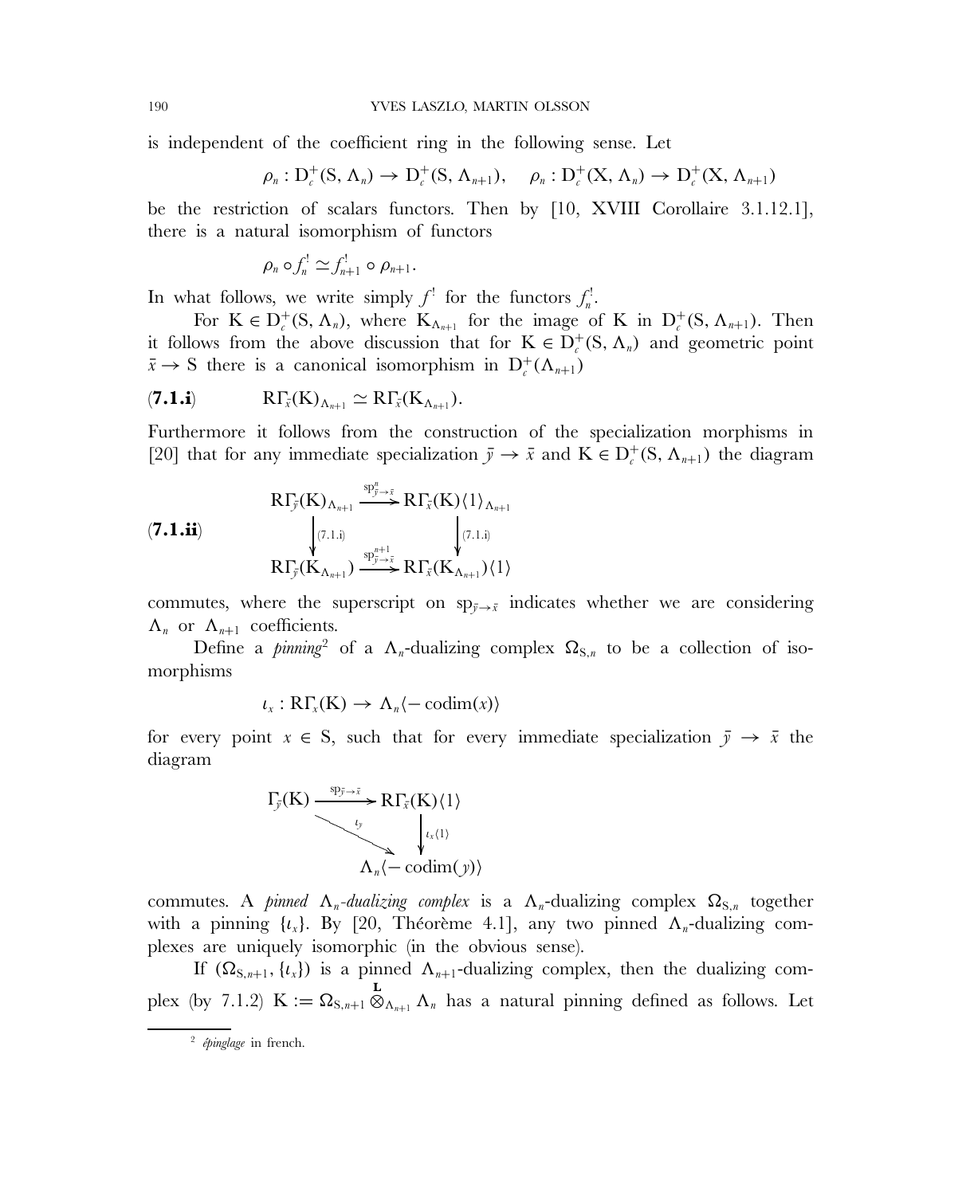is independent of the coefficient ring in the following sense. Let

$$\rho_n : \mathrm{D}_c^+(\mathrm{S}, \Lambda_n) \to \mathrm{D}_c^+(\mathrm{S}, \Lambda_{n+1}), \quad \rho_n : \mathrm{D}_c^+(\mathrm{X}, \Lambda_n) \to \mathrm{D}_c^+(\mathrm{X}, \Lambda_{n+1})$$

be the restriction of scalars functors. Then by [10, XVIII Corollaire 3.1.12.1], there is a natural isomorphism of functors

$$\rho_n \circ f_n^! \simeq f_{n+1}^! \circ \rho_{n+1}.$$

In what follows, we write simply $f^!$ for the functors $f_n^!$.

For $\mathrm{K} \in \mathrm{D}_c^+(\mathrm{S}, \Lambda_n)$, where $\mathrm{K}_{\Lambda_{n+1}}$ for the image of K in $\mathrm{D}_c^+(\mathrm{S}, \Lambda_{n+1})$. Then it follows from the above discussion that for $\mathrm{K} \in \mathrm{D}_c^+(\mathrm{S}, \Lambda_n)$ and geometric point $\bar{x} \to \mathrm{S}$ there is a canonical isomorphism in $\mathrm{D}_c^+(\Lambda_{n+1})$

$$\textbf{(7.1.i)} \qquad \mathrm{R}\Gamma_{\bar{x}}(\mathrm{K})_{\Lambda_{n+1}} \simeq \mathrm{R}\Gamma_{\bar{x}}(\mathrm{K}_{\Lambda_{n+1}}).$$

Furthermore it follows from the construction of the specialization morphisms in [20] that for any immediate specialization $\bar{y} \to \bar{x}$ and $\mathrm{K} \in \mathrm{D}_c^+(\mathrm{S}, \Lambda_{n+1})$ the diagram

$$\textbf{(7.1.ii)} \qquad \begin{array}{ccc} \mathrm{R}\Gamma_{\bar{y}}(\mathrm{K})_{\Lambda_{n+1}} & \xrightarrow{\mathrm{sp}^n_{\bar{y}\to\bar{x}}} & \mathrm{R}\Gamma_{\bar{x}}(\mathrm{K})\langle 1\rangle_{\Lambda_{n+1}} \\ \downarrow{\scriptstyle (7.1.i)} & & \downarrow{\scriptstyle (7.1.i)} \\ \mathrm{R}\Gamma_{\bar{y}}(\mathrm{K}_{\Lambda_{n+1}}) & \xrightarrow{\mathrm{sp}^{n+1}_{\bar{y}\to\bar{x}}} & \mathrm{R}\Gamma_{\bar{x}}(\mathrm{K}_{\Lambda_{n+1}})\langle 1\rangle \end{array}$$

commutes, where the superscript on $\mathrm{sp}_{\bar{y}\to\bar{x}}$ indicates whether we are considering $\Lambda_n$ or $\Lambda_{n+1}$ coefficients.

Define a *pinning*[2] of a $\Lambda_n$-dualizing complex $\Omega_{\mathrm{S},n}$ to be a collection of isomorphisms

$$\iota_x : \mathrm{R}\Gamma_x(\mathrm{K}) \to \Lambda_n\langle -\operatorname{codim}(x)\rangle$$

for every point $x \in \mathrm{S}$, such that for every immediate specialization $\bar{y} \to \bar{x}$ the diagram

$$\begin{array}{ccc} \Gamma_{\bar{y}}(\mathrm{K}) & \xrightarrow{\mathrm{sp}_{\bar{y}\to\bar{x}}} & \mathrm{R}\Gamma_{\bar{x}}(\mathrm{K})\langle 1\rangle \\ & {\scriptstyle \iota_y}\searrow & \downarrow{\scriptstyle \iota_x\langle 1\rangle} \\ & & \Lambda_n\langle -\operatorname{codim}(y)\rangle \end{array}$$

commutes. A *pinned $\Lambda_n$-dualizing complex* is a $\Lambda_n$-dualizing complex $\Omega_{\mathrm{S},n}$ together with a pinning $\{\iota_x\}$. By [20, Théorème 4.1], any two pinned $\Lambda_n$-dualizing complexes are uniquely isomorphic (in the obvious sense).

If $(\Omega_{\mathrm{S},n+1}, \{\iota_x\})$ is a pinned $\Lambda_{n+1}$-dualizing complex, then the dualizing complex (by 7.1.2) $\mathrm{K} := \Omega_{\mathrm{S},n+1} \overset{\mathbf{L}}{\otimes}_{\Lambda_{n+1}} \Lambda_n$ has a natural pinning defined as follows. Let

[2] *épinglage* in french.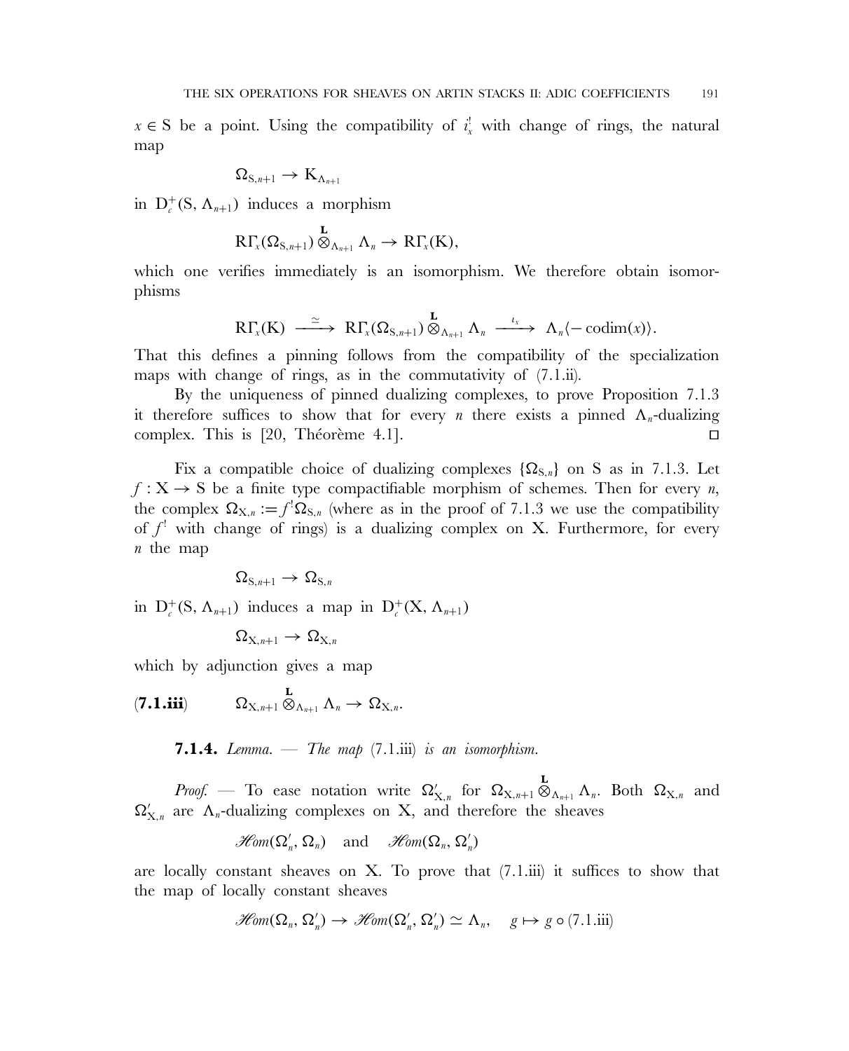$x \in S$ be a point. Using the compatibility of $i_x^!$ with change of rings, the natural map

$$\Omega_{S,n+1} \to K_{\Lambda_{n+1}}$$

in $D_c^+(S, \Lambda_{n+1})$ induces a morphism

$$R\Gamma_x(\Omega_{S,n+1}) \overset{\mathbf{L}}{\otimes}_{\Lambda_{n+1}} \Lambda_n \to R\Gamma_x(K),$$

which one verifies immediately is an isomorphism. We therefore obtain isomorphisms

$$R\Gamma_x(K) \xrightarrow{\simeq} R\Gamma_x(\Omega_{S,n+1}) \overset{\mathbf{L}}{\otimes}_{\Lambda_{n+1}} \Lambda_n \xrightarrow{\iota_x} \Lambda_n\langle -\operatorname{codim}(x)\rangle.$$

That this defines a pinning follows from the compatibility of the specialization maps with change of rings, as in the commutativity of (7.1.ii).

By the uniqueness of pinned dualizing complexes, to prove Proposition 7.1.3 it therefore suffices to show that for every $n$ there exists a pinned $\Lambda_n$-dualizing complex. This is [20, Théorème 4.1]. □

Fix a compatible choice of dualizing complexes $\{\Omega_{S,n}\}$ on S as in 7.1.3. Let $f : X \to S$ be a finite type compactifiable morphism of schemes. Then for every $n$, the complex $\Omega_{X,n} := f^!\Omega_{S,n}$ (where as in the proof of 7.1.3 we use the compatibility of $f^!$ with change of rings) is a dualizing complex on X. Furthermore, for every $n$ the map

$$\Omega_{S,n+1} \to \Omega_{S,n}$$

in $D_c^+(S, \Lambda_{n+1})$ induces a map in $D_c^+(X, \Lambda_{n+1})$

$$\Omega_{X,n+1} \to \Omega_{X,n}$$

which by adjunction gives a map

$$\textbf{(7.1.iii)} \qquad \Omega_{X,n+1} \overset{\mathbf{L}}{\otimes}_{\Lambda_{n+1}} \Lambda_n \to \Omega_{X,n}.$$

**7.1.4.** *Lemma. — The map* (7.1.iii) *is an isomorphism.*

*Proof.* — To ease notation write $\Omega'_{X,n}$ for $\Omega_{X,n+1} \overset{\mathbf{L}}{\otimes}_{\Lambda_{n+1}} \Lambda_n$. Both $\Omega_{X,n}$ and $\Omega'_{X,n}$ are $\Lambda_n$-dualizing complexes on X, and therefore the sheaves

$$\mathscr{H}om(\Omega'_n, \Omega_n) \quad \text{and} \quad \mathscr{H}om(\Omega_n, \Omega'_n)$$

are locally constant sheaves on X. To prove that (7.1.iii) it suffices to show that the map of locally constant sheaves

$$\mathscr{H}om(\Omega_n, \Omega'_n) \to \mathscr{H}om(\Omega'_n, \Omega'_n) \simeq \Lambda_n, \quad g \mapsto g \circ (7.1.\text{iii})$$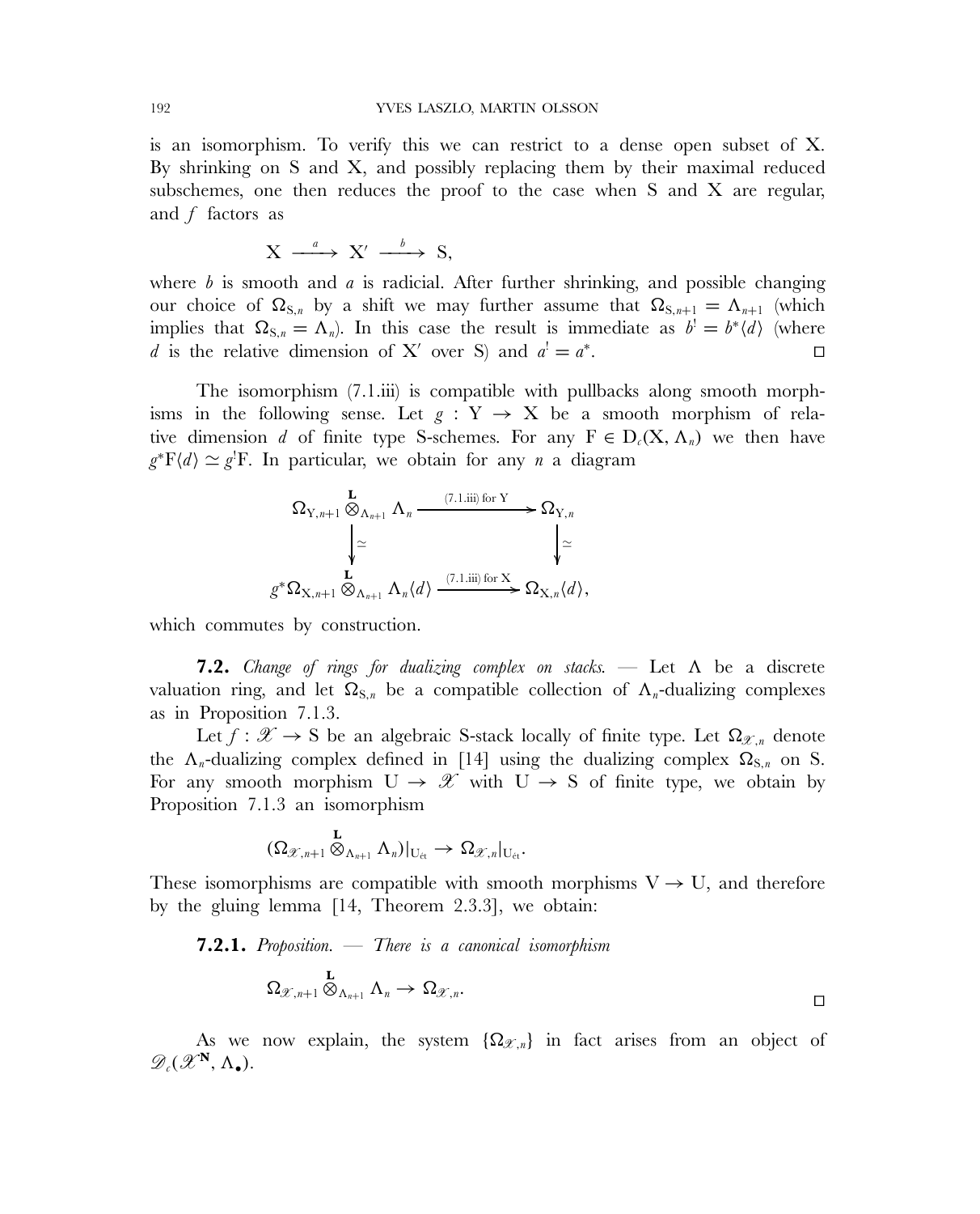is an isomorphism. To verify this we can restrict to a dense open subset of X. By shrinking on S and X, and possibly replacing them by their maximal reduced subschemes, one then reduces the proof to the case when S and X are regular, and $f$ factors as

$$\mathrm{X} \xrightarrow{a} \mathrm{X}' \xrightarrow{b} \mathrm{S},$$

where $b$ is smooth and $a$ is radicial. After further shrinking, and possible changing our choice of $\Omega_{\mathrm{S},n}$ by a shift we may further assume that $\Omega_{\mathrm{S},n+1} = \Lambda_{n+1}$ (which implies that $\Omega_{\mathrm{S},n} = \Lambda_n$). In this case the result is immediate as $b^! = b^*\langle d\rangle$ (where $d$ is the relative dimension of X′ over S) and $a^! = a^*$. □

The isomorphism (7.1.iii) is compatible with pullbacks along smooth morphisms in the following sense. Let $g : \mathrm{Y} \to \mathrm{X}$ be a smooth morphism of relative dimension $d$ of finite type S-schemes. For any $\mathrm{F} \in \mathrm{D}_c(\mathrm{X}, \Lambda_n)$ we then have $g^*\mathrm{F}\langle d\rangle \simeq g^!\mathrm{F}$. In particular, we obtain for any $n$ a diagram

$$\begin{array}{ccc}
\Omega_{\mathrm{Y},n+1} \overset{\mathbf{L}}{\otimes}_{\Lambda_{n+1}} \Lambda_n & \xrightarrow{\text{(7.1.iii) for Y}} & \Omega_{\mathrm{Y},n} \\
\downarrow \simeq & & \downarrow \simeq \\
g^*\Omega_{\mathrm{X},n+1} \overset{\mathbf{L}}{\otimes}_{\Lambda_{n+1}} \Lambda_n\langle d\rangle & \xrightarrow{\text{(7.1.iii) for X}} & \Omega_{\mathrm{X},n}\langle d\rangle,
\end{array}$$

which commutes by construction.

**7.2.** *Change of rings for dualizing complex on stacks.* — Let $\Lambda$ be a discrete valuation ring, and let $\Omega_{\mathrm{S},n}$ be a compatible collection of $\Lambda_n$-dualizing complexes as in Proposition 7.1.3.

Let $f : \mathscr{X} \to \mathrm{S}$ be an algebraic S-stack locally of finite type. Let $\Omega_{\mathscr{X},n}$ denote the $\Lambda_n$-dualizing complex defined in [14] using the dualizing complex $\Omega_{\mathrm{S},n}$ on S. For any smooth morphism $\mathrm{U} \to \mathscr{X}$ with $\mathrm{U} \to \mathrm{S}$ of finite type, we obtain by Proposition 7.1.3 an isomorphism

$$(\Omega_{\mathscr{X},n+1} \overset{\mathbf{L}}{\otimes}_{\Lambda_{n+1}} \Lambda_n)|_{\mathrm{U}_{\text{ét}}} \to \Omega_{\mathscr{X},n}|_{\mathrm{U}_{\text{ét}}}.$$

These isomorphisms are compatible with smooth morphisms $\mathrm{V} \to \mathrm{U}$, and therefore by the gluing lemma [14, Theorem 2.3.3], we obtain:

**7.2.1.** *Proposition.* — *There is a canonical isomorphism*

$$\Omega_{\mathscr{X},n+1} \overset{\mathbf{L}}{\otimes}_{\Lambda_{n+1}} \Lambda_n \to \Omega_{\mathscr{X},n}.$$

□

As we now explain, the system $\{\Omega_{\mathscr{X},n}\}$ in fact arises from an object of $\mathscr{D}_c(\mathscr{X}^{\mathbf{N}}, \Lambda_\bullet)$.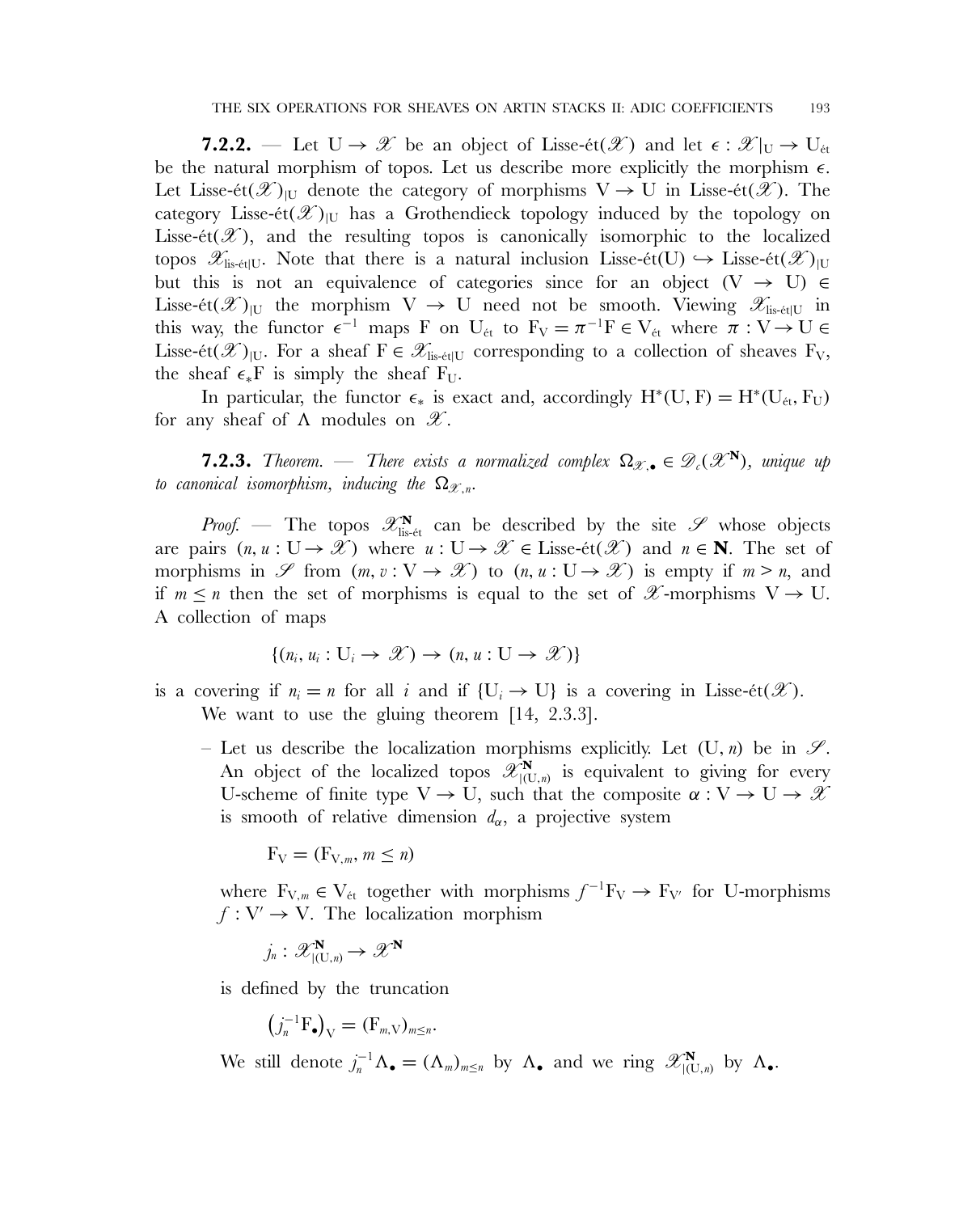**7.2.2.** — Let $\mathrm{U} \to \mathscr{X}$ be an object of Lisse-ét($\mathscr{X}$) and let $\epsilon : \mathscr{X}|_{\mathrm{U}} \to \mathrm{U}_{\text{ét}}$ be the natural morphism of topos. Let us describe more explicitly the morphism $\epsilon$. Let Lisse-ét$(\mathscr{X})_{|\mathrm{U}}$ denote the category of morphisms $\mathrm{V} \to \mathrm{U}$ in Lisse-ét($\mathscr{X}$). The category Lisse-ét$(\mathscr{X})_{|\mathrm{U}}$ has a Grothendieck topology induced by the topology on Lisse-ét($\mathscr{X}$), and the resulting topos is canonically isomorphic to the localized topos $\mathscr{X}_{\text{lis-ét}|\mathrm{U}}$. Note that there is a natural inclusion Lisse-ét$(\mathrm{U}) \hookrightarrow$ Lisse-ét$(\mathscr{X})_{|\mathrm{U}}$ but this is not an equivalence of categories since for an object $(\mathrm{V} \to \mathrm{U}) \in$ Lisse-ét$(\mathscr{X})_{|\mathrm{U}}$ the morphism $\mathrm{V} \to \mathrm{U}$ need not be smooth. Viewing $\mathscr{X}_{\text{lis-ét}|\mathrm{U}}$ in this way, the functor $\epsilon^{-1}$ maps F on $\mathrm{U}_{\text{ét}}$ to $\mathrm{F}_{\mathrm{V}} = \pi^{-1}\mathrm{F} \in \mathrm{V}_{\text{ét}}$ where $\pi : \mathrm{V} \to \mathrm{U} \in$ Lisse-ét$(\mathscr{X})_{|\mathrm{U}}$. For a sheaf $\mathrm{F} \in \mathscr{X}_{\text{lis-ét}|\mathrm{U}}$ corresponding to a collection of sheaves $\mathrm{F}_{\mathrm{V}}$, the sheaf $\epsilon_*\mathrm{F}$ is simply the sheaf $\mathrm{F}_{\mathrm{U}}$.

In particular, the functor $\epsilon_*$ is exact and, accordingly $\mathrm{H}^*(\mathrm{U}, \mathrm{F}) = \mathrm{H}^*(\mathrm{U}_{\text{ét}}, \mathrm{F}_{\mathrm{U}})$ for any sheaf of $\Lambda$ modules on $\mathscr{X}$.

**7.2.3.** *Theorem.* — *There exists a normalized complex $\Omega_{\mathscr{X},\bullet} \in \mathscr{D}_c(\mathscr{X}^{\mathbf{N}})$, unique up to canonical isomorphism, inducing the $\Omega_{\mathscr{X},n}$.*

*Proof.* — The topos $\mathscr{X}^{\mathbf{N}}_{\text{lis-ét}}$ can be described by the site $\mathscr{S}$ whose objects are pairs $(n, u : \mathrm{U} \to \mathscr{X})$ where $u : \mathrm{U} \to \mathscr{X} \in$ Lisse-ét($\mathscr{X}$) and $n \in \mathbf{N}$. The set of morphisms in $\mathscr{S}$ from $(m, v : \mathrm{V} \to \mathscr{X})$ to $(n, u : \mathrm{U} \to \mathscr{X})$ is empty if $m > n$, and if $m \leq n$ then the set of morphisms is equal to the set of $\mathscr{X}$-morphisms $\mathrm{V} \to \mathrm{U}$. A collection of maps

$$\{(n_i, u_i : \mathrm{U}_i \to \mathscr{X}) \to (n, u : \mathrm{U} \to \mathscr{X})\}$$

is a covering if $n_i = n$ for all $i$ and if $\{\mathrm{U}_i \to \mathrm{U}\}$ is a covering in Lisse-ét($\mathscr{X}$).

We want to use the gluing theorem [14, 2.3.3].

– Let us describe the localization morphisms explicitly. Let $(\mathrm{U}, n)$ be in $\mathscr{S}$. An object of the localized topos $\mathscr{X}^{\mathbf{N}}_{|(\mathrm{U},n)}$ is equivalent to giving for every U-scheme of finite type $\mathrm{V} \to \mathrm{U}$, such that the composite $\alpha : \mathrm{V} \to \mathrm{U} \to \mathscr{X}$ is smooth of relative dimension $d_\alpha$, a projective system

$$\mathrm{F}_{\mathrm{V}} = (\mathrm{F}_{\mathrm{V},m}, m \leq n)$$

where $\mathrm{F}_{\mathrm{V},m} \in \mathrm{V}_{\text{ét}}$ together with morphisms $f^{-1}\mathrm{F}_{\mathrm{V}} \to \mathrm{F}_{\mathrm{V}'}$ for U-morphisms $f : \mathrm{V}' \to \mathrm{V}$. The localization morphism

$$j_n : \mathscr{X}^{\mathbf{N}}_{|(\mathrm{U},n)} \to \mathscr{X}^{\mathbf{N}}$$

is defined by the truncation

$$\left(j_n^{-1}\mathrm{F}_\bullet\right)_{\mathrm{V}} = (\mathrm{F}_{m,\mathrm{V}})_{m \leq n}.$$

We still denote $j_n^{-1}\Lambda_\bullet = (\Lambda_m)_{m \leq n}$ by $\Lambda_\bullet$ and we ring $\mathscr{X}^{\mathbf{N}}_{|(\mathrm{U},n)}$ by $\Lambda_\bullet$.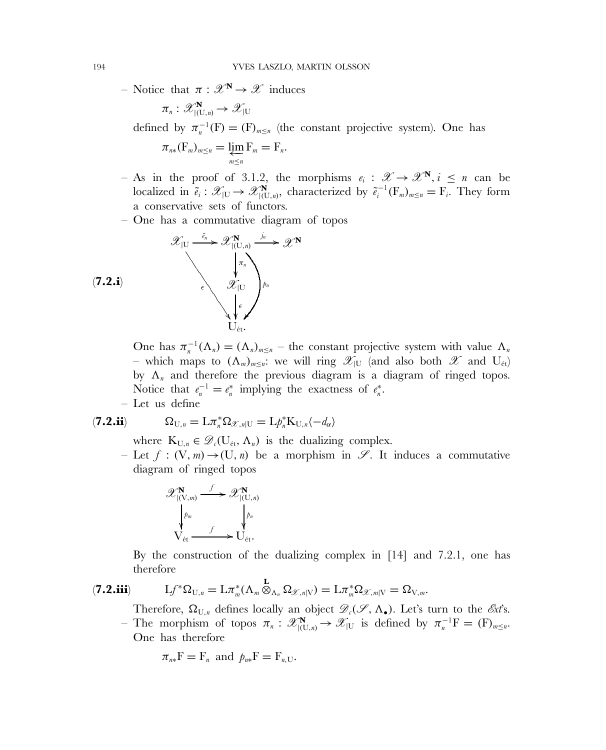– Notice that $\pi : \mathscr{X}^{\mathbf{N}} \to \mathscr{X}$ induces

$$\pi_n : \mathscr{X}^{\mathbf{N}}_{|(\mathrm{U},n)} \to \mathscr{X}_{|\mathrm{U}}$$

defined by $\pi_n^{-1}(\mathrm{F}) = (\mathrm{F})_{m\leq n}$ (the constant projective system). One has

$$\pi_{n*}(\mathrm{F}_m)_{m\leq n} = \varprojlim_{m\leq n} \mathrm{F}_m = \mathrm{F}_n.$$

– As in the proof of 3.1.2, the morphisms $e_i : \mathscr{X} \to \mathscr{X}^{\mathbf{N}}, i \leq n$ can be localized in $\tilde{e}_i : \mathscr{X}_{|\mathrm{U}} \to \mathscr{X}^{\mathbf{N}}_{|(\mathrm{U},n)}$, characterized by $\tilde{e}_i^{-1}(\mathrm{F}_m)_{m\leq n} = \mathrm{F}_i$. They form a conservative sets of functors.

– One has a commutative diagram of topos

**(7.2.i)**

$$\begin{array}{ccccc}
\mathscr{X}_{|\mathrm{U}} & \xrightarrow{\tilde{e}_n} & \mathscr{X}^{\mathbf{N}}_{|(\mathrm{U},n)} & \xrightarrow{j_n} & \mathscr{X}^{\mathbf{N}} \\
& \searrow^{\epsilon} & \downarrow{\scriptstyle \pi_n} & \searrow^{p_n} & \\
& & \mathscr{X}_{|\mathrm{U}} & & \\
& & \downarrow{\scriptstyle \epsilon} & & \\
& & \mathrm{U}_{\text{ét}}. & &
\end{array}$$

One has $\pi_n^{-1}(\Lambda_n) = (\Lambda_n)_{m\leq n}$ – the constant projective system with value $\Lambda_n$ – which maps to $(\Lambda_m)_{m\leq n}$: we will ring $\mathscr{X}_{|\mathrm{U}}$ (and also both $\mathscr{X}$ and $\mathrm{U}_{\text{ét}}$) by $\Lambda_n$ and therefore the previous diagram is a diagram of ringed topos. Notice that $e_n^{-1} = e_n^*$ implying the exactness of $e_n^*$.

– Let us define

$$\Omega_{\mathrm{U},n} = \mathrm{L}\pi_n^* \Omega_{\mathscr{X},n|\mathrm{U}} = \mathrm{L}p_n^* \mathrm{K}_{\mathrm{U},n}\langle -d_\alpha\rangle \tag{7.2.ii}$$

where $\mathrm{K}_{\mathrm{U},n} \in \mathscr{D}_c(\mathrm{U}_{\text{ét}}, \Lambda_n)$ is the dualizing complex.

– Let $f : (\mathrm{V}, m) \to (\mathrm{U}, n)$ be a morphism in $\mathscr{S}$. It induces a commutative diagram of ringed topos

$$\begin{array}{ccc}
\mathscr{X}^{\mathbf{N}}_{|(\mathrm{V},m)} & \xrightarrow{f} & \mathscr{X}^{\mathbf{N}}_{|(\mathrm{U},n)} \\
\downarrow{\scriptstyle p_m} & & \downarrow{\scriptstyle p_n} \\
\mathrm{V}_{\text{ét}} & \xrightarrow{f} & \mathrm{U}_{\text{ét}}.
\end{array}$$

By the construction of the dualizing complex in [14] and 7.2.1, one has therefore

$$\mathrm{L}f^*\Omega_{\mathrm{U},n} = \mathrm{L}\pi_m^*(\Lambda_m \overset{\mathbf{L}}{\otimes}_{\Lambda_n} \Omega_{\mathscr{X},n|\mathrm{V}}) = \mathrm{L}\pi_m^*\Omega_{\mathscr{X},m|\mathrm{V}} = \Omega_{\mathrm{V},m}. \tag{7.2.iii}$$

Therefore, $\Omega_{\mathrm{U},n}$ defines locally an object $\mathscr{D}_c(\mathscr{S}, \Lambda_\bullet)$. Let's turn to the $\mathscr{E}xt$'s.

– The morphism of topos $\pi_n : \mathscr{X}^{\mathbf{N}}_{|(\mathrm{U},n)} \to \mathscr{X}_{|\mathrm{U}}$ is defined by $\pi_n^{-1}\mathrm{F} = (\mathrm{F})_{m\leq n}$. One has therefore

$$\pi_{n*}\mathrm{F} = \mathrm{F}_n \text{ and } p_{n*}\mathrm{F} = \mathrm{F}_{n,\mathrm{U}}.$$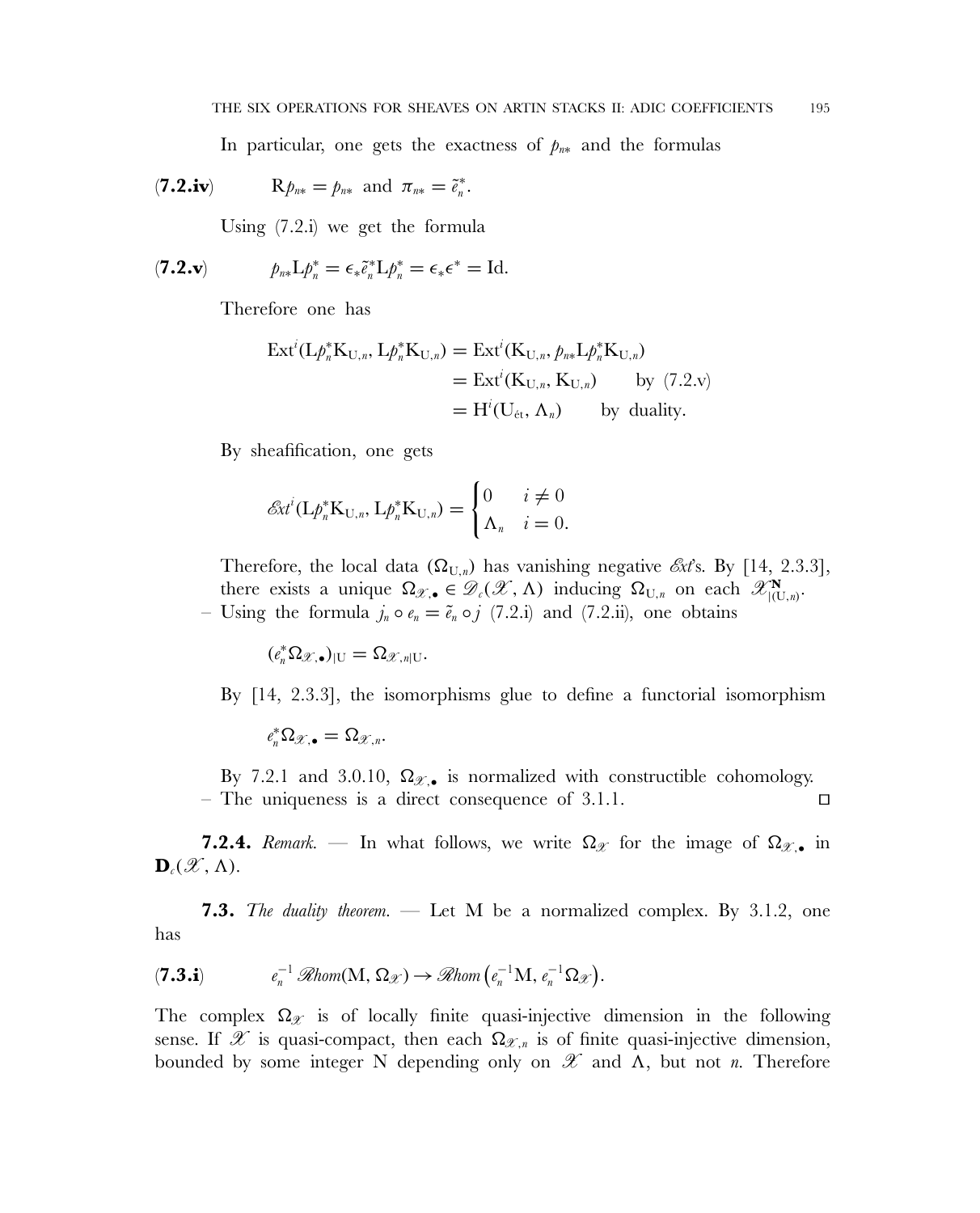In particular, one gets the exactness of $p_{n*}$ and the formulas

$$\textbf{(7.2.iv)} \qquad \mathrm{R}p_{n*} = p_{n*} \text{ and } \pi_{n*} = \tilde{e}_n^*.$$

Using (7.2.i) we get the formula

$$\textbf{(7.2.v)} \qquad p_{n*}\mathrm{L}p_n^* = \epsilon_* \tilde{e}_n^* \mathrm{L}p_n^* = \epsilon_*\epsilon^* = \mathrm{Id}.$$

Therefore one has

$$\begin{aligned}
\mathrm{Ext}^i(\mathrm{L}p_n^*\mathrm{K}_{\mathrm{U},n}, \mathrm{L}p_n^*\mathrm{K}_{\mathrm{U},n}) &= \mathrm{Ext}^i(\mathrm{K}_{\mathrm{U},n}, p_{n*}\mathrm{L}p_n^*\mathrm{K}_{\mathrm{U},n}) \\
&= \mathrm{Ext}^i(\mathrm{K}_{\mathrm{U},n}, \mathrm{K}_{\mathrm{U},n}) \qquad \text{by (7.2.v)} \\
&= \mathrm{H}^i(\mathrm{U}_{\text{ét}}, \Lambda_n) \qquad \text{by duality.}
\end{aligned}$$

By sheafification, one gets

$$\mathscr{E}xt^i(\mathrm{L}p_n^*\mathrm{K}_{\mathrm{U},n}, \mathrm{L}p_n^*\mathrm{K}_{\mathrm{U},n}) = \begin{cases} 0 & i \neq 0 \\ \Lambda_n & i = 0. \end{cases}$$

Therefore, the local data $(\Omega_{\mathrm{U},n})$ has vanishing negative $\mathscr{E}xt$'s. By [14, 2.3.3], there exists a unique $\Omega_{\mathscr{X},\bullet} \in \mathscr{D}_c(\mathscr{X}, \Lambda)$ inducing $\Omega_{\mathrm{U},n}$ on each $\mathscr{X}^{\mathbf{N}}_{|(\mathrm{U},n)}$.

– Using the formula $j_n \circ e_n = \tilde{e}_n \circ j$ (7.2.i) and (7.2.ii), one obtains

$$(e_n^*\Omega_{\mathscr{X},\bullet})_{|\mathrm{U}} = \Omega_{\mathscr{X},n|\mathrm{U}}.$$

By [14, 2.3.3], the isomorphisms glue to define a functorial isomorphism

$$e_n^*\Omega_{\mathscr{X},\bullet} = \Omega_{\mathscr{X},n}.$$

By 7.2.1 and 3.0.10, $\Omega_{\mathscr{X},\bullet}$ is normalized with constructible cohomology.

– The uniqueness is a direct consequence of 3.1.1. □

**7.2.4.** *Remark.* — In what follows, we write $\Omega_{\mathscr{X}}$ for the image of $\Omega_{\mathscr{X},\bullet}$ in $\mathbf{D}_c(\mathscr{X}, \Lambda)$.

**7.3.** *The duality theorem.* — Let M be a normalized complex. By 3.1.2, one has

$$\textbf{(7.3.i)} \qquad e_n^{-1}\,\mathscr{R}hom(\mathrm{M}, \Omega_{\mathscr{X}}) \to \mathscr{R}hom\left(e_n^{-1}\mathrm{M}, e_n^{-1}\Omega_{\mathscr{X}}\right).$$

The complex $\Omega_{\mathscr{X}}$ is of locally finite quasi-injective dimension in the following sense. If $\mathscr{X}$ is quasi-compact, then each $\Omega_{\mathscr{X},n}$ is of finite quasi-injective dimension, bounded by some integer N depending only on $\mathscr{X}$ and $\Lambda$, but not $n$. Therefore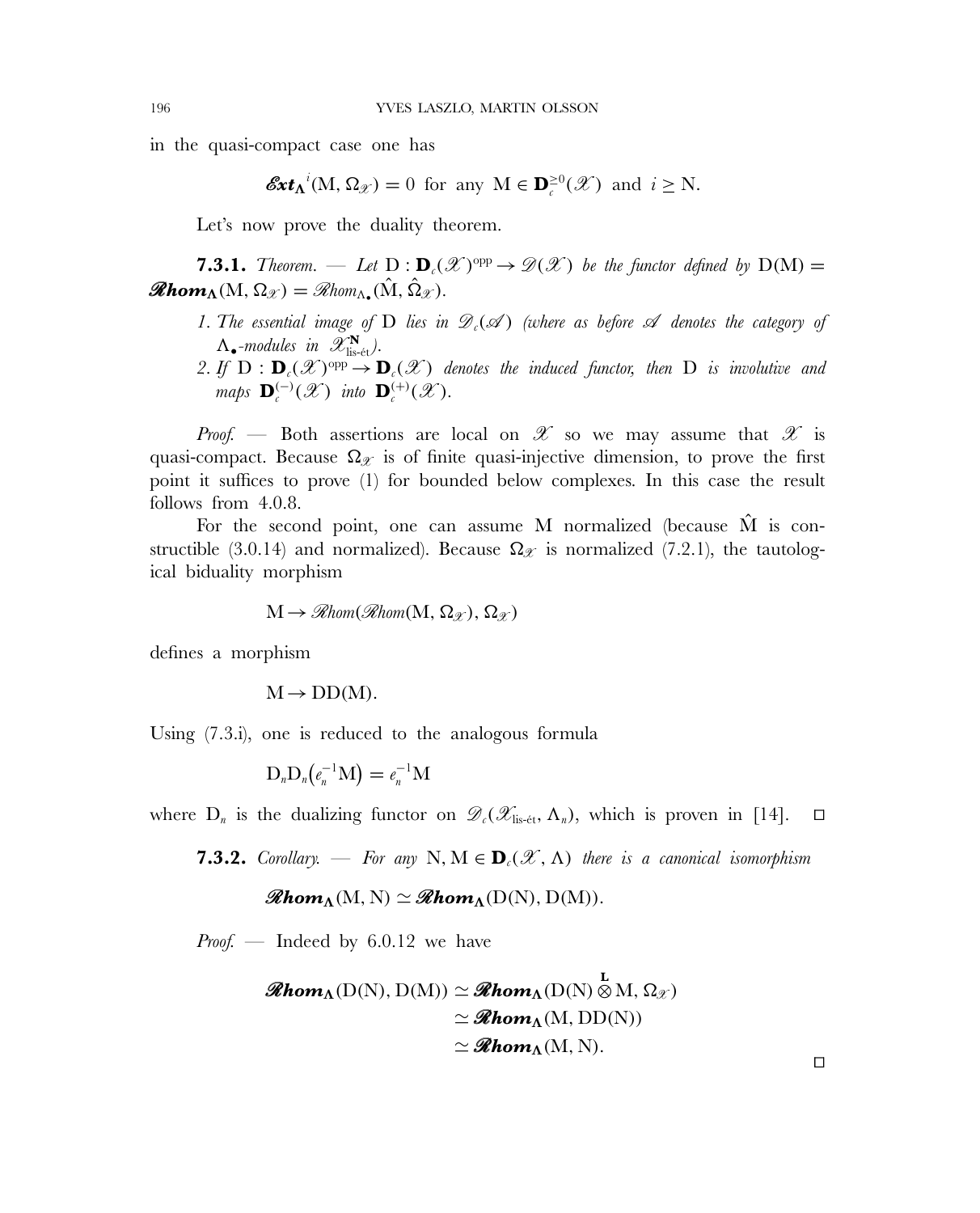in the quasi-compact case one has

$$\mathcal{E}xt_{\Lambda}{}^{i}(\mathrm{M}, \Omega_{\mathscr{X}}) = 0 \text{ for any } \mathrm{M} \in \mathbf{D}_c^{\geq 0}(\mathscr{X}) \text{ and } i \geq \mathrm{N}.$$

Let's now prove the duality theorem.

**7.3.1.** *Theorem. — Let* $\mathrm{D} : \mathbf{D}_c(\mathscr{X})^{\mathrm{opp}} \to \mathscr{D}(\mathscr{X})$ *be the functor defined by* $\mathrm{D}(\mathrm{M}) = \mathcal{R}hom_{\Lambda}(\mathrm{M}, \Omega_{\mathscr{X}}) = \mathscr{R}hom_{\Lambda_\bullet}(\hat{\mathrm{M}}, \hat{\Omega}_{\mathscr{X}})$.

1. *The essential image of* $\mathrm{D}$ *lies in* $\mathscr{D}_c(\mathscr{A})$ *(where as before* $\mathscr{A}$ *denotes the category of* $\Lambda_\bullet$*-modules in* $\mathscr{X}^{\mathbf{N}}_{\text{lis-ét}}$*).*
2. *If* $\mathrm{D} : \mathbf{D}_c(\mathscr{X})^{\mathrm{opp}} \to \mathbf{D}_c(\mathscr{X})$ *denotes the induced functor, then* $\mathrm{D}$ *is involutive and maps* $\mathbf{D}_c^{(-)}(\mathscr{X})$ *into* $\mathbf{D}_c^{(+)}(\mathscr{X})$.

*Proof.* — Both assertions are local on $\mathscr{X}$ so we may assume that $\mathscr{X}$ is quasi-compact. Because $\Omega_{\mathscr{X}}$ is of finite quasi-injective dimension, to prove the first point it suffices to prove (1) for bounded below complexes. In this case the result follows from 4.0.8.

For the second point, one can assume M normalized (because $\hat{\mathrm{M}}$ is constructible (3.0.14) and normalized). Because $\Omega_{\mathscr{X}}$ is normalized (7.2.1), the tautological biduality morphism

$$\mathrm{M} \to \mathscr{R}hom(\mathscr{R}hom(\mathrm{M}, \Omega_{\mathscr{X}}), \Omega_{\mathscr{X}})$$

defines a morphism

$$\mathrm{M} \to \mathrm{DD}(\mathrm{M}).$$

Using (7.3.i), one is reduced to the analogous formula

$$\mathrm{D}_n\mathrm{D}_n\big(e_n^{-1}\mathrm{M}\big) = e_n^{-1}\mathrm{M}$$

where $\mathrm{D}_n$ is the dualizing functor on $\mathscr{D}_c(\mathscr{X}_{\text{lis-ét}}, \Lambda_n)$, which is proven in [14]. □

**7.3.2.** *Corollary. — For any* $\mathrm{N}, \mathrm{M} \in \mathbf{D}_c(\mathscr{X}, \Lambda)$ *there is a canonical isomorphism*

$$\mathcal{R}hom_{\Lambda}(\mathrm{M}, \mathrm{N}) \simeq \mathcal{R}hom_{\Lambda}(\mathrm{D}(\mathrm{N}), \mathrm{D}(\mathrm{M})).$$

*Proof.* — Indeed by 6.0.12 we have

$$\begin{aligned}
\mathcal{R}hom_{\Lambda}(\mathrm{D}(\mathrm{N}), \mathrm{D}(\mathrm{M})) &\simeq \mathcal{R}hom_{\Lambda}(\mathrm{D}(\mathrm{N}) \overset{\mathbf{L}}{\otimes} \mathrm{M}, \Omega_{\mathscr{X}}) \\
&\simeq \mathcal{R}hom_{\Lambda}(\mathrm{M}, \mathrm{DD}(\mathrm{N})) \\
&\simeq \mathcal{R}hom_{\Lambda}(\mathrm{M}, \mathrm{N}).
\end{aligned}$$

□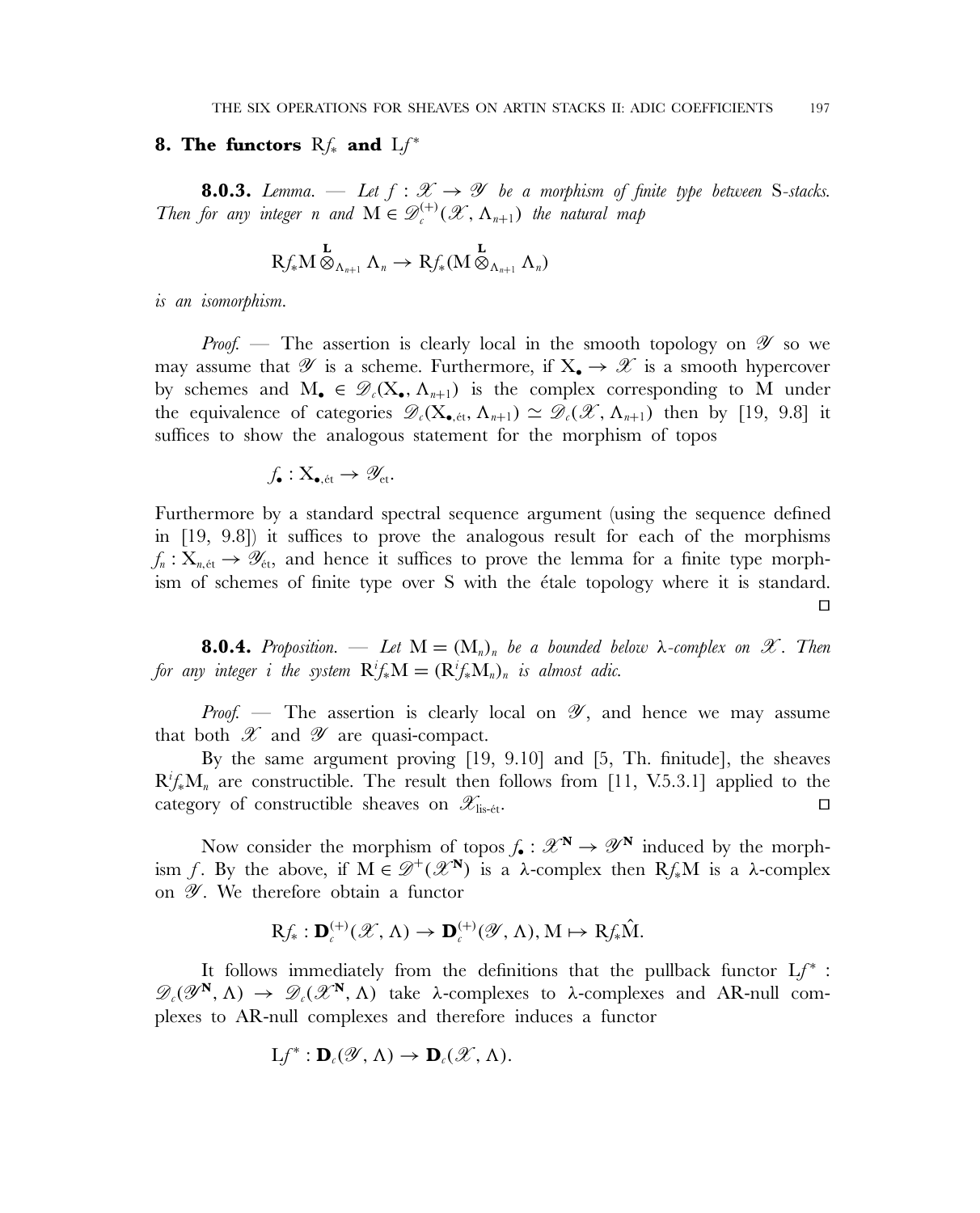## 8. The functors $\mathrm{R}f_*$ and $\mathrm{L}f^*$

**8.0.3.** *Lemma.* — *Let $f : \mathscr{X} \to \mathscr{Y}$ be a morphism of finite type between* S*-stacks. Then for any integer $n$ and $\mathrm{M} \in \mathscr{D}_c^{(+)}(\mathscr{X}, \Lambda_{n+1})$ the natural map*

$$\mathrm{R}f_*\mathrm{M} \overset{\mathbf{L}}{\otimes}_{\Lambda_{n+1}} \Lambda_n \to \mathrm{R}f_*(\mathrm{M} \overset{\mathbf{L}}{\otimes}_{\Lambda_{n+1}} \Lambda_n)$$

*is an isomorphism.*

*Proof.* — The assertion is clearly local in the smooth topology on $\mathscr{Y}$ so we may assume that $\mathscr{Y}$ is a scheme. Furthermore, if $\mathrm{X}_\bullet \to \mathscr{X}$ is a smooth hypercover by schemes and $\mathrm{M}_\bullet \in \mathscr{D}_c(\mathrm{X}_\bullet, \Lambda_{n+1})$ is the complex corresponding to M under the equivalence of categories $\mathscr{D}_c(\mathrm{X}_{\bullet,\text{ét}}, \Lambda_{n+1}) \simeq \mathscr{D}_c(\mathscr{X}, \Lambda_{n+1})$ then by [19, 9.8] it suffices to show the analogous statement for the morphism of topos

$$f_\bullet : \mathrm{X}_{\bullet,\text{ét}} \to \mathscr{Y}_{\text{et}}.$$

Furthermore by a standard spectral sequence argument (using the sequence defined in [19, 9.8]) it suffices to prove the analogous result for each of the morphisms $f_n : \mathrm{X}_{n,\text{ét}} \to \mathscr{Y}_{\text{ét}}$, and hence it suffices to prove the lemma for a finite type morphism of schemes of finite type over S with the étale topology where it is standard. □

**8.0.4.** *Proposition.* — *Let $\mathrm{M} = (\mathrm{M}_n)_n$ be a bounded below $\lambda$-complex on $\mathscr{X}$. Then for any integer $i$ the system $\mathrm{R}^if_*\mathrm{M} = (\mathrm{R}^if_*\mathrm{M}_n)_n$ is almost adic.*

*Proof.* — The assertion is clearly local on $\mathscr{Y}$, and hence we may assume that both $\mathscr{X}$ and $\mathscr{Y}$ are quasi-compact.

By the same argument proving [19, 9.10] and [5, Th. finitude], the sheaves $\mathrm{R}^if_*\mathrm{M}_n$ are constructible. The result then follows from [11, V.5.3.1] applied to the category of constructible sheaves on $\mathscr{X}_{\text{lis-ét}}$. □

Now consider the morphism of topos $f_\bullet : \mathscr{X}^{\mathbf{N}} \to \mathscr{Y}^{\mathbf{N}}$ induced by the morphism $f$. By the above, if $\mathrm{M} \in \mathscr{D}^+(\mathscr{X}^{\mathbf{N}})$ is a $\lambda$-complex then $\mathrm{R}f_*\mathrm{M}$ is a $\lambda$-complex on $\mathscr{Y}$. We therefore obtain a functor

$$\mathrm{R}f_* : \mathbf{D}_c^{(+)}(\mathscr{X}, \Lambda) \to \mathbf{D}_c^{(+)}(\mathscr{Y}, \Lambda), \mathrm{M} \mapsto \mathrm{R}f_*\hat{\mathrm{M}}.$$

It follows immediately from the definitions that the pullback functor $\mathrm{L}f^* : \mathscr{D}_c(\mathscr{Y}^{\mathbf{N}}, \Lambda) \to \mathscr{D}_c(\mathscr{X}^{\mathbf{N}}, \Lambda)$ take $\lambda$-complexes to $\lambda$-complexes and AR-null complexes to AR-null complexes and therefore induces a functor

$$\mathrm{L}f^* : \mathbf{D}_c(\mathscr{Y}, \Lambda) \to \mathbf{D}_c(\mathscr{X}, \Lambda).$$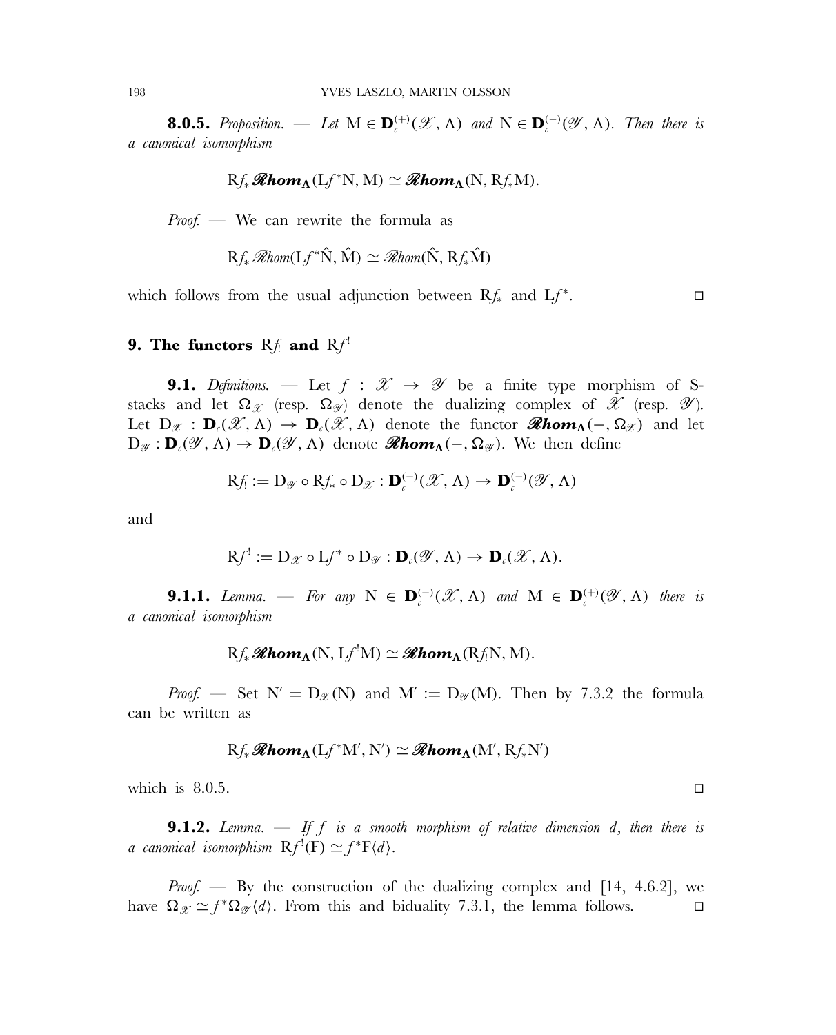**8.0.5.** *Proposition.* — *Let* $\mathrm{M} \in \mathbf{D}_c^{(+)}(\mathscr{X}, \Lambda)$ *and* $\mathrm{N} \in \mathbf{D}_c^{(-)}(\mathscr{Y}, \Lambda)$. *Then there is a canonical isomorphism*

$$\mathrm{R}f_* \mathscr{R}\boldsymbol{hom}_{\boldsymbol{\Lambda}}(\mathrm{L}f^*\mathrm{N}, \mathrm{M}) \simeq \mathscr{R}\boldsymbol{hom}_{\boldsymbol{\Lambda}}(\mathrm{N}, \mathrm{R}f_*\mathrm{M}).$$

*Proof.* — We can rewrite the formula as

$$\mathrm{R}f_* \mathscr{R}hom(\mathrm{L}f^*\hat{\mathrm{N}}, \hat{\mathrm{M}}) \simeq \mathscr{R}hom(\hat{\mathrm{N}}, \mathrm{R}f_*\hat{\mathrm{M}})$$

which follows from the usual adjunction between $\mathrm{R}f_*$ and $\mathrm{L}f^*$. □

## 9. The functors $\mathrm{R}f_!$ and $\mathrm{R}f^!$

**9.1.** *Definitions.* — Let $f : \mathscr{X} \to \mathscr{Y}$ be a finite type morphism of S-stacks and let $\Omega_{\mathscr{X}}$ (resp. $\Omega_{\mathscr{Y}}$) denote the dualizing complex of $\mathscr{X}$ (resp. $\mathscr{Y}$). Let $\mathrm{D}_{\mathscr{X}} : \mathbf{D}_c(\mathscr{X}, \Lambda) \to \mathbf{D}_c(\mathscr{X}, \Lambda)$ denote the functor $\mathscr{R}\boldsymbol{hom}_{\boldsymbol{\Lambda}}(-, \Omega_{\mathscr{X}})$ and let $\mathrm{D}_{\mathscr{Y}} : \mathbf{D}_c(\mathscr{Y}, \Lambda) \to \mathbf{D}_c(\mathscr{Y}, \Lambda)$ denote $\mathscr{R}\boldsymbol{hom}_{\boldsymbol{\Lambda}}(-, \Omega_{\mathscr{Y}})$. We then define

$$\mathrm{R}f_! := \mathrm{D}_{\mathscr{Y}} \circ \mathrm{R}f_* \circ \mathrm{D}_{\mathscr{X}} : \mathbf{D}_c^{(-)}(\mathscr{X}, \Lambda) \to \mathbf{D}_c^{(-)}(\mathscr{Y}, \Lambda)$$

and

$$\mathrm{R}f^! := \mathrm{D}_{\mathscr{X}} \circ \mathrm{L}f^* \circ \mathrm{D}_{\mathscr{Y}} : \mathbf{D}_c(\mathscr{Y}, \Lambda) \to \mathbf{D}_c(\mathscr{X}, \Lambda).$$

**9.1.1.** *Lemma.* — *For any* $\mathrm{N} \in \mathbf{D}_c^{(-)}(\mathscr{X}, \Lambda)$ *and* $\mathrm{M} \in \mathbf{D}_c^{(+)}(\mathscr{Y}, \Lambda)$ *there is a canonical isomorphism*

$$\mathrm{R}f_* \mathscr{R}\boldsymbol{hom}_{\boldsymbol{\Lambda}}(\mathrm{N}, \mathrm{L}f^!\mathrm{M}) \simeq \mathscr{R}\boldsymbol{hom}_{\boldsymbol{\Lambda}}(\mathrm{R}f_!\mathrm{N}, \mathrm{M}).$$

*Proof.* — Set $\mathrm{N}' = \mathrm{D}_{\mathscr{X}}(\mathrm{N})$ and $\mathrm{M}' := \mathrm{D}_{\mathscr{Y}}(\mathrm{M})$. Then by 7.3.2 the formula can be written as

$$\mathrm{R}f_* \mathscr{R}\boldsymbol{hom}_{\boldsymbol{\Lambda}}(\mathrm{L}f^*\mathrm{M}', \mathrm{N}') \simeq \mathscr{R}\boldsymbol{hom}_{\boldsymbol{\Lambda}}(\mathrm{M}', \mathrm{R}f_*\mathrm{N}')$$

which is 8.0.5. □

**9.1.2.** *Lemma.* — *If* $f$ *is a smooth morphism of relative dimension* $d$, *then there is a canonical isomorphism* $\mathrm{R}f^!(\mathrm{F}) \simeq f^*\mathrm{F}\langle d\rangle$.

*Proof.* — By the construction of the dualizing complex and [14, 4.6.2], we have $\Omega_{\mathscr{X}} \simeq f^*\Omega_{\mathscr{Y}}\langle d\rangle$. From this and biduality 7.3.1, the lemma follows. □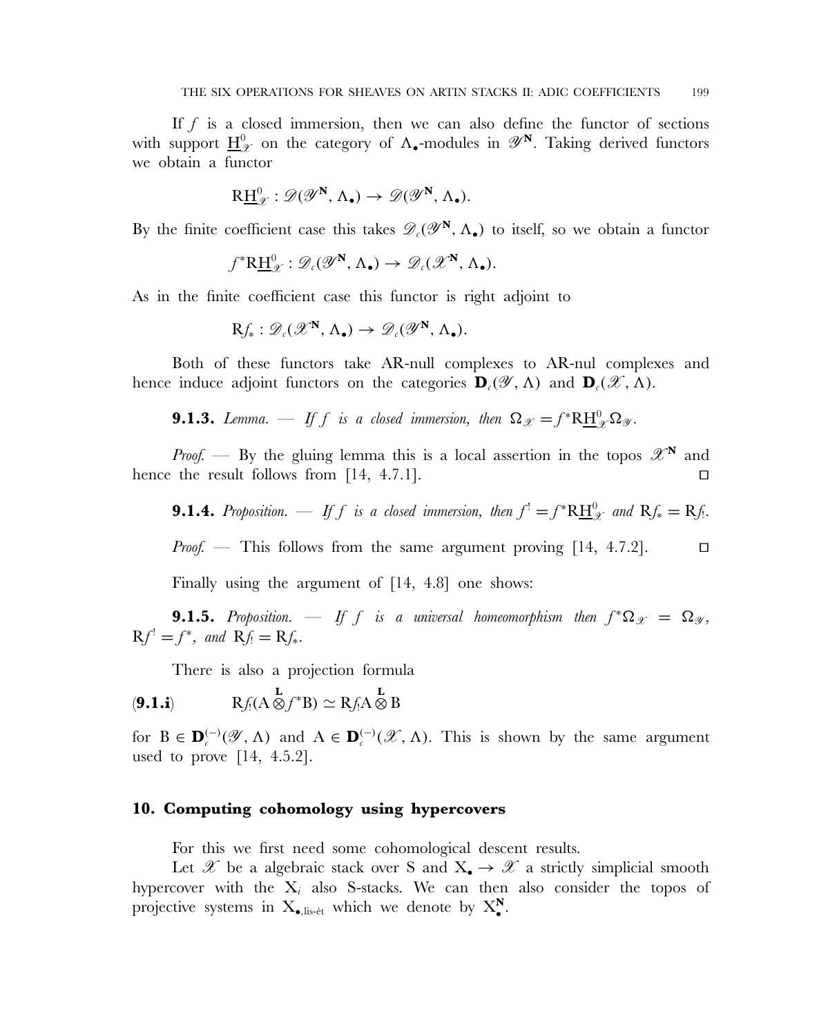If $f$ is a closed immersion, then we can also define the functor of sections with support $\underline{\mathrm{H}}^0_{\mathscr{X}}$ on the category of $\Lambda_\bullet$-modules in $\mathscr{Y}^{\mathbf{N}}$. Taking derived functors we obtain a functor

$$\mathrm{R}\underline{\mathrm{H}}^0_{\mathscr{X}} : \mathscr{D}(\mathscr{Y}^{\mathbf{N}}, \Lambda_\bullet) \to \mathscr{D}(\mathscr{Y}^{\mathbf{N}}, \Lambda_\bullet).$$

By the finite coefficient case this takes $\mathscr{D}_c(\mathscr{Y}^{\mathbf{N}}, \Lambda_\bullet)$ to itself, so we obtain a functor

$$f^*\mathrm{R}\underline{\mathrm{H}}^0_{\mathscr{X}} : \mathscr{D}_c(\mathscr{Y}^{\mathbf{N}}, \Lambda_\bullet) \to \mathscr{D}_c(\mathscr{X}^{\mathbf{N}}, \Lambda_\bullet).$$

As in the finite coefficient case this functor is right adjoint to

$$\mathrm{R}f_* : \mathscr{D}_c(\mathscr{X}^{\mathbf{N}}, \Lambda_\bullet) \to \mathscr{D}_c(\mathscr{Y}^{\mathbf{N}}, \Lambda_\bullet).$$

Both of these functors take AR-null complexes to AR-nul complexes and hence induce adjoint functors on the categories $\mathbf{D}_c(\mathscr{Y}, \Lambda)$ and $\mathbf{D}_c(\mathscr{X}, \Lambda)$.

**9.1.3.** *Lemma.* — *If $f$ is a closed immersion, then $\Omega_{\mathscr{X}} = f^*\mathrm{R}\underline{\mathrm{H}}^0_{\mathscr{X}}\Omega_{\mathscr{Y}}$.*

*Proof.* — By the gluing lemma this is a local assertion in the topos $\mathscr{X}^{\mathbf{N}}$ and hence the result follows from [14, 4.7.1]. □

**9.1.4.** *Proposition.* — *If $f$ is a closed immersion, then $f^! = f^*\mathrm{R}\underline{\mathrm{H}}^0_{\mathscr{X}}$ and $\mathrm{R}f_* = \mathrm{R}f_!$.*

*Proof.* — This follows from the same argument proving [14, 4.7.2]. □

Finally using the argument of [14, 4.8] one shows:

**9.1.5.** *Proposition.* — *If $f$ is a universal homeomorphism then $f^*\Omega_{\mathscr{X}} = \Omega_{\mathscr{Y}}$, $\mathrm{R}f^! = f^*$, and $\mathrm{R}f_! = \mathrm{R}f_*$.*

There is also a projection formula

$$\mathrm{R}f_!(\mathrm{A} \overset{\mathbf{L}}{\otimes} f^*\mathrm{B}) \simeq \mathrm{R}f_!\mathrm{A} \overset{\mathbf{L}}{\otimes} \mathrm{B} \tag{9.1.i}$$

for $\mathrm{B} \in \mathbf{D}_c^{(-)}(\mathscr{Y}, \Lambda)$ and $\mathrm{A} \in \mathbf{D}_c^{(-)}(\mathscr{X}, \Lambda)$. This is shown by the same argument used to prove [14, 4.5.2].

## 10. Computing cohomology using hypercovers

For this we first need some cohomological descent results.

Let $\mathscr{X}$ be a algebraic stack over S and $\mathrm{X}_\bullet \to \mathscr{X}$ a strictly simplicial smooth hypercover with the $\mathrm{X}_i$ also S-stacks. We can then also consider the topos of projective systems in $\mathrm{X}_{\bullet,\text{lis-ét}}$ which we denote by $\mathrm{X}_\bullet^{\mathbf{N}}$.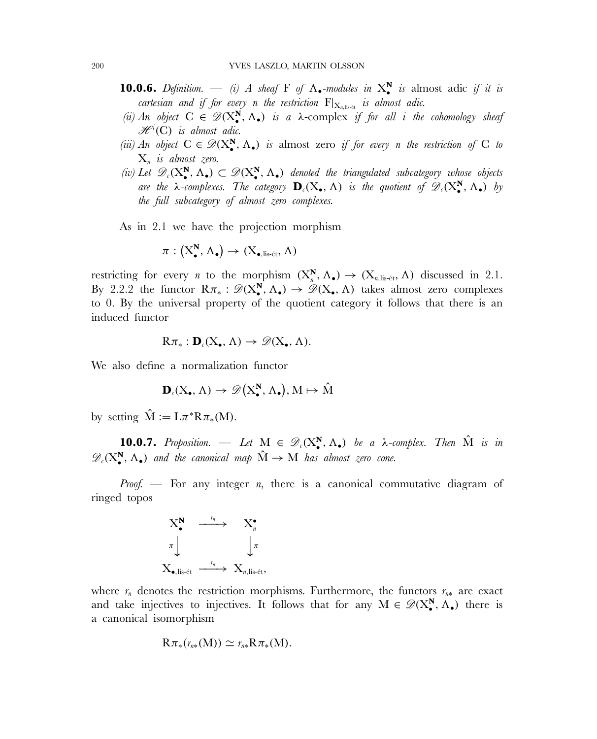**10.0.6.** *Definition.* — *(i) A sheaf* $F$ *of* $\Lambda_\bullet$*-modules in* $X_\bullet^{\mathbf{N}}$ *is* almost adic *if it is cartesian and if for every* $n$ *the restriction* $F|_{X_{n,\text{lis-ét}}}$ *is almost adic.*

*(ii) An object* $C \in \mathscr{D}(X_\bullet^{\mathbf{N}}, \Lambda_\bullet)$ *is a* $\lambda$-complex *if for all* $i$ *the cohomology sheaf* $\mathscr{H}^i(C)$ *is almost adic.*

*(iii) An object* $C \in \mathscr{D}(X_\bullet^{\mathbf{N}}, \Lambda_\bullet)$ *is* almost zero *if for every* $n$ *the restriction of* $C$ *to* $X_n$ *is almost zero.*

*(iv) Let* $\mathscr{D}_c(X_\bullet^{\mathbf{N}}, \Lambda_\bullet) \subset \mathscr{D}(X_\bullet^{\mathbf{N}}, \Lambda_\bullet)$ *denoted the triangulated subcategory whose objects are the* $\lambda$*-complexes. The category* $\mathbf{D}_c(X_\bullet, \Lambda)$ *is the quotient of* $\mathscr{D}_c(X_\bullet^{\mathbf{N}}, \Lambda_\bullet)$ *by the full subcategory of almost zero complexes.*

As in 2.1 we have the projection morphism

$$\pi : \left(X_\bullet^{\mathbf{N}}, \Lambda_\bullet\right) \to (X_{\bullet,\text{lis-ét}}, \Lambda)$$

restricting for every $n$ to the morphism $(X_n^{\mathbf{N}}, \Lambda_\bullet) \to (X_{n,\text{lis-ét}}, \Lambda)$ discussed in 2.1. By 2.2.2 the functor $R\pi_* : \mathscr{D}(X_\bullet^{\mathbf{N}}, \Lambda_\bullet) \to \mathscr{D}(X_\bullet, \Lambda)$ takes almost zero complexes to 0. By the universal property of the quotient category it follows that there is an induced functor

$$R\pi_* : \mathbf{D}_c(X_\bullet, \Lambda) \to \mathscr{D}(X_\bullet, \Lambda).$$

We also define a normalization functor

$$\mathbf{D}_c(X_\bullet, \Lambda) \to \mathscr{D}\left(X_\bullet^{\mathbf{N}}, \Lambda_\bullet\right), M \mapsto \hat{M}$$

by setting $\hat{M} := L\pi^* R\pi_*(M)$.

**10.0.7.** *Proposition.* — *Let* $M \in \mathscr{D}_c(X_\bullet^{\mathbf{N}}, \Lambda_\bullet)$ *be a* $\lambda$*-complex. Then* $\hat{M}$ *is in* $\mathscr{D}_c(X_\bullet^{\mathbf{N}}, \Lambda_\bullet)$ *and the canonical map* $\hat{M} \to M$ *has almost zero cone.*

*Proof.* — For any integer $n$, there is a canonical commutative diagram of ringed topos

$$\begin{array}{ccc} X_\bullet^{\mathbf{N}} & \xrightarrow{r_n} & X_n^\bullet \\ \pi \downarrow & & \downarrow \pi \\ X_{\bullet,\text{lis-ét}} & \xrightarrow{r_n} & X_{n,\text{lis-ét}}, \end{array}$$

where $r_n$ denotes the restriction morphisms. Furthermore, the functors $r_{n*}$ are exact and take injectives to injectives. It follows that for any $M \in \mathscr{D}(X_\bullet^{\mathbf{N}}, \Lambda_\bullet)$ there is a canonical isomorphism

$$R\pi_*(r_{n*}(M)) \simeq r_{n*} R\pi_*(M).$$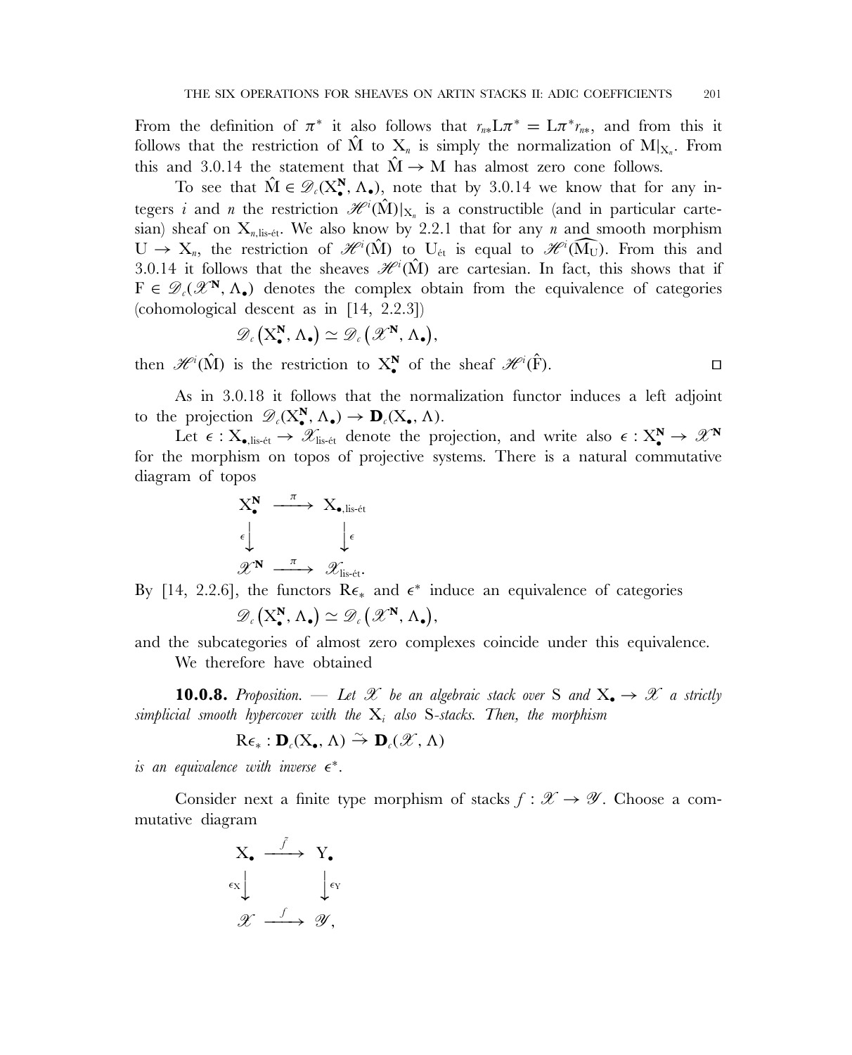From the definition of $\pi^*$ it also follows that $r_{n*}\mathrm{L}\pi^* = \mathrm{L}\pi^* r_{n*}$, and from this it follows that the restriction of $\hat{\mathrm{M}}$ to $\mathrm{X}_n$ is simply the normalization of $\mathrm{M}|_{\mathrm{X}_n}$. From this and 3.0.14 the statement that $\hat{\mathrm{M}} \to \mathrm{M}$ has almost zero cone follows.

To see that $\hat{\mathrm{M}} \in \mathscr{D}_c(\mathrm{X}_\bullet^{\mathbf{N}}, \Lambda_\bullet)$, note that by 3.0.14 we know that for any integers $i$ and $n$ the restriction $\mathscr{H}^i(\hat{\mathrm{M}})|_{\mathrm{X}_n}$ is a constructible (and in particular cartesian) sheaf on $\mathrm{X}_{n,\text{lis-ét}}$. We also know by 2.2.1 that for any $n$ and smooth morphism $\mathrm{U} \to \mathrm{X}_n$, the restriction of $\mathscr{H}^i(\hat{\mathrm{M}})$ to $\mathrm{U}_{\text{ét}}$ is equal to $\mathscr{H}^i(\widehat{\mathrm{M}_\mathrm{U}})$. From this and 3.0.14 it follows that the sheaves $\mathscr{H}^i(\hat{\mathrm{M}})$ are cartesian. In fact, this shows that if $\mathrm{F} \in \mathscr{D}_c(\mathscr{X}^{\mathbf{N}}, \Lambda_\bullet)$ denotes the complex obtain from the equivalence of categories (cohomological descent as in [14, 2.2.3])

$$\mathscr{D}_c\big(\mathrm{X}_\bullet^{\mathbf{N}}, \Lambda_\bullet\big) \simeq \mathscr{D}_c\big(\mathscr{X}^{\mathbf{N}}, \Lambda_\bullet\big),$$

then $\mathscr{H}^i(\hat{\mathrm{M}})$ is the restriction to $\mathrm{X}_\bullet^{\mathbf{N}}$ of the sheaf $\mathscr{H}^i(\hat{\mathrm{F}})$. □

As in 3.0.18 it follows that the normalization functor induces a left adjoint to the projection $\mathscr{D}_c(\mathrm{X}_\bullet^{\mathbf{N}}, \Lambda_\bullet) \to \mathbf{D}_c(\mathrm{X}_\bullet, \Lambda)$.

Let $\epsilon : \mathrm{X}_{\bullet,\text{lis-ét}} \to \mathscr{X}_{\text{lis-ét}}$ denote the projection, and write also $\epsilon : \mathrm{X}_\bullet^{\mathbf{N}} \to \mathscr{X}^{\mathbf{N}}$ for the morphism on topos of projective systems. There is a natural commutative diagram of topos

$$\begin{array}{ccc} \mathrm{X}_\bullet^{\mathbf{N}} & \xrightarrow{\pi} & \mathrm{X}_{\bullet,\text{lis-ét}} \\ {\scriptstyle\epsilon}\downarrow & & \downarrow{\scriptstyle\epsilon} \\ \mathscr{X}^{\mathbf{N}} & \xrightarrow{\pi} & \mathscr{X}_{\text{lis-ét}}. \end{array}$$

By [14, 2.2.6], the functors $\mathrm{R}\epsilon_*$ and $\epsilon^*$ induce an equivalence of categories

$$\mathscr{D}_c\big(\mathrm{X}_\bullet^{\mathbf{N}}, \Lambda_\bullet\big) \simeq \mathscr{D}_c\big(\mathscr{X}^{\mathbf{N}}, \Lambda_\bullet\big),$$

and the subcategories of almost zero complexes coincide under this equivalence.

We therefore have obtained

**10.0.8.** *Proposition. — Let $\mathscr{X}$ be an algebraic stack over* S *and $\mathrm{X}_\bullet \to \mathscr{X}$ a strictly simplicial smooth hypercover with the $\mathrm{X}_i$ also* S*-stacks. Then, the morphism*

$$\mathrm{R}\epsilon_* : \mathbf{D}_c(\mathrm{X}_\bullet, \Lambda) \xrightarrow{\sim} \mathbf{D}_c(\mathscr{X}, \Lambda)$$

*is an equivalence with inverse $\epsilon^*$.*

Consider next a finite type morphism of stacks $f : \mathscr{X} \to \mathscr{Y}$. Choose a commutative diagram

$$\begin{array}{ccc} \mathrm{X}_\bullet & \xrightarrow{\tilde{f}} & \mathrm{Y}_\bullet \\ {\scriptstyle\epsilon_\mathrm{X}}\downarrow & & \downarrow{\scriptstyle\epsilon_\mathrm{Y}} \\ \mathscr{X} & \xrightarrow{f} & \mathscr{Y}, \end{array}$$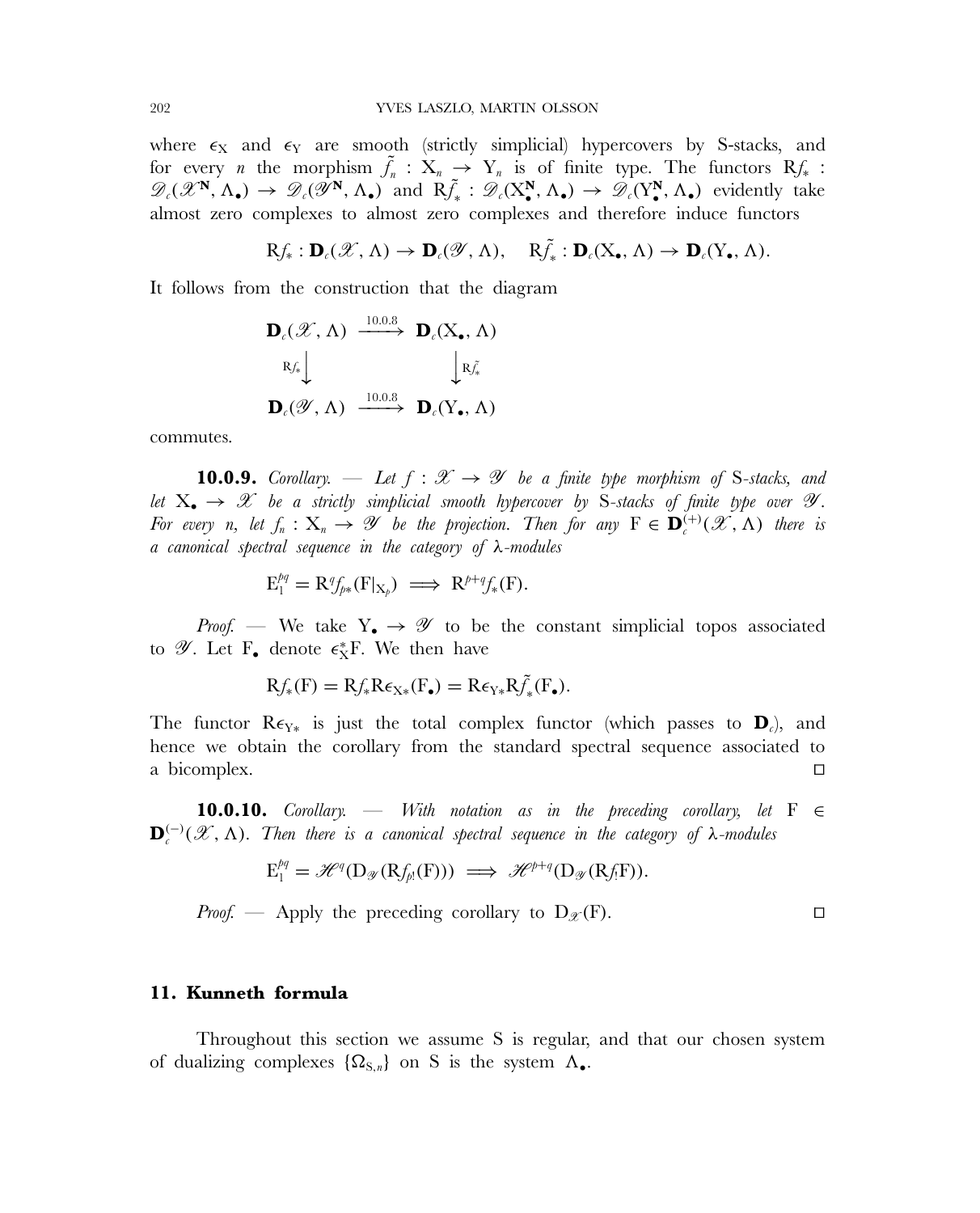where $\epsilon_X$ and $\epsilon_Y$ are smooth (strictly simplicial) hypercovers by S-stacks, and for every $n$ the morphism $\tilde{f}_n : X_n \to Y_n$ is of finite type. The functors $Rf_* : \mathscr{D}_c(\mathscr{X}^{\mathbf{N}}, \Lambda_\bullet) \to \mathscr{D}_c(\mathscr{Y}^{\mathbf{N}}, \Lambda_\bullet)$ and $R\tilde{f}_* : \mathscr{D}_c(X_\bullet^{\mathbf{N}}, \Lambda_\bullet) \to \mathscr{D}_c(Y_\bullet^{\mathbf{N}}, \Lambda_\bullet)$ evidently take almost zero complexes to almost zero complexes and therefore induce functors

$$Rf_* : \mathbf{D}_c(\mathscr{X}, \Lambda) \to \mathbf{D}_c(\mathscr{Y}, \Lambda), \quad R\tilde{f}_* : \mathbf{D}_c(X_\bullet, \Lambda) \to \mathbf{D}_c(Y_\bullet, \Lambda).$$

It follows from the construction that the diagram

$$\begin{array}{ccc}
\mathbf{D}_c(\mathscr{X}, \Lambda) & \xrightarrow{10.0.8} & \mathbf{D}_c(X_\bullet, \Lambda) \\
{\scriptstyle Rf_*}\downarrow & & \downarrow{\scriptstyle R\tilde{f}_*} \\
\mathbf{D}_c(\mathscr{Y}, \Lambda) & \xrightarrow{10.0.8} & \mathbf{D}_c(Y_\bullet, \Lambda)
\end{array}$$

commutes.

**10.0.9.** *Corollary. — Let $f : \mathscr{X} \to \mathscr{Y}$ be a finite type morphism of* S*-stacks, and let $X_\bullet \to \mathscr{X}$ be a strictly simplicial smooth hypercover by* S*-stacks of finite type over $\mathscr{Y}$. For every $n$, let $f_n : X_n \to \mathscr{Y}$ be the projection. Then for any $F \in \mathbf{D}_c^{(+)}(\mathscr{X}, \Lambda)$ there is a canonical spectral sequence in the category of $\lambda$-modules*

$$E_1^{pq} = R^q f_{p*}(F|_{X_p}) \implies R^{p+q} f_*(F).$$

*Proof.* — We take $Y_\bullet \to \mathscr{Y}$ to be the constant simplicial topos associated to $\mathscr{Y}$. Let $F_\bullet$ denote $\epsilon_X^* F$. We then have

$$Rf_*(F) = Rf_* R\epsilon_{X*}(F_\bullet) = R\epsilon_{Y*} R\tilde{f}_*(F_\bullet).$$

The functor $R\epsilon_{Y*}$ is just the total complex functor (which passes to $\mathbf{D}_c$), and hence we obtain the corollary from the standard spectral sequence associated to a bicomplex. □

**10.0.10.** *Corollary. — With notation as in the preceding corollary, let $F \in \mathbf{D}_c^{(-)}(\mathscr{X}, \Lambda)$. Then there is a canonical spectral sequence in the category of $\lambda$-modules*

$$E_1^{pq} = \mathscr{H}^q(D_{\mathscr{Y}}(Rf_{p!}(F))) \implies \mathscr{H}^{p+q}(D_{\mathscr{Y}}(Rf_! F)).$$

*Proof.* — Apply the preceding corollary to $D_{\mathscr{X}}(F)$. □

## 11. Kunneth formula

Throughout this section we assume S is regular, and that our chosen system of dualizing complexes $\{\Omega_{S,n}\}$ on S is the system $\Lambda_\bullet$.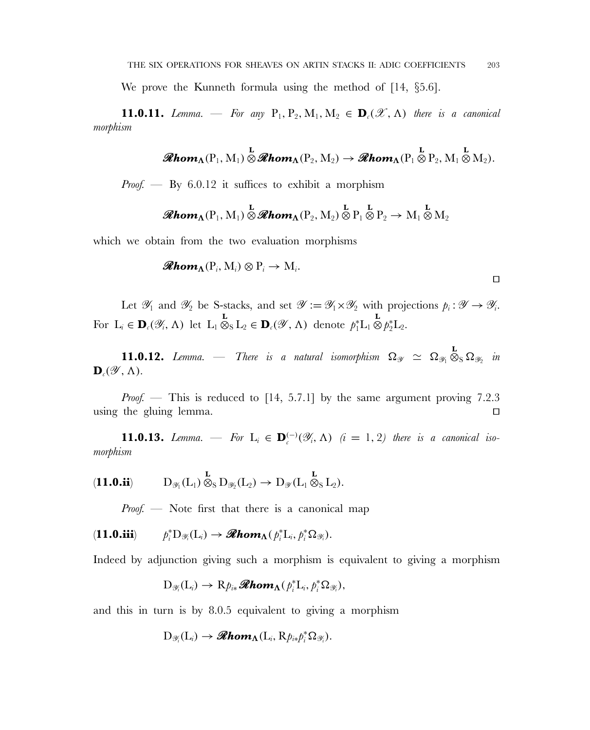We prove the Kunneth formula using the method of [14, §5.6].

**11.0.11.** *Lemma. — For any* $\mathrm{P}_1, \mathrm{P}_2, \mathrm{M}_1, \mathrm{M}_2 \in \mathbf{D}_c(\mathscr{X}, \Lambda)$ *there is a canonical morphism*

$$\mathscr{R}\mathbf{hom}_{\Lambda}(\mathrm{P}_1, \mathrm{M}_1) \overset{\mathbf{L}}{\otimes} \mathscr{R}\mathbf{hom}_{\Lambda}(\mathrm{P}_2, \mathrm{M}_2) \to \mathscr{R}\mathbf{hom}_{\Lambda}(\mathrm{P}_1 \overset{\mathbf{L}}{\otimes} \mathrm{P}_2, \mathrm{M}_1 \overset{\mathbf{L}}{\otimes} \mathrm{M}_2).$$

*Proof.* — By 6.0.12 it suffices to exhibit a morphism

$$\mathscr{R}\mathbf{hom}_{\Lambda}(\mathrm{P}_1, \mathrm{M}_1) \overset{\mathbf{L}}{\otimes} \mathscr{R}\mathbf{hom}_{\Lambda}(\mathrm{P}_2, \mathrm{M}_2) \overset{\mathbf{L}}{\otimes} \mathrm{P}_1 \overset{\mathbf{L}}{\otimes} \mathrm{P}_2 \to \mathrm{M}_1 \overset{\mathbf{L}}{\otimes} \mathrm{M}_2$$

which we obtain from the two evaluation morphisms

$$\mathscr{R}\mathbf{hom}_{\Lambda}(\mathrm{P}_i, \mathrm{M}_i) \otimes \mathrm{P}_i \to \mathrm{M}_i.$$

□

Let $\mathscr{Y}_1$ and $\mathscr{Y}_2$ be S-stacks, and set $\mathscr{Y} := \mathscr{Y}_1 \times \mathscr{Y}_2$ with projections $p_i : \mathscr{Y} \to \mathscr{Y}_i$. For $\mathrm{L}_i \in \mathbf{D}_c(\mathscr{Y}_i, \Lambda)$ let $\mathrm{L}_1 \overset{\mathbf{L}}{\otimes}_{\mathrm{S}} \mathrm{L}_2 \in \mathbf{D}_c(\mathscr{Y}, \Lambda)$ denote $p_1^* \mathrm{L}_1 \overset{\mathbf{L}}{\otimes} p_2^* \mathrm{L}_2$.

**11.0.12.** *Lemma. — There is a natural isomorphism* $\Omega_{\mathscr{Y}} \simeq \Omega_{\mathscr{Y}_1} \overset{\mathbf{L}}{\otimes}_{\mathrm{S}} \Omega_{\mathscr{Y}_2}$ *in* $\mathbf{D}_c(\mathscr{Y}, \Lambda)$.

*Proof.* — This is reduced to [14, 5.7.1] by the same argument proving 7.2.3 using the gluing lemma. □

**11.0.13.** *Lemma. — For* $\mathrm{L}_i \in \mathbf{D}_c^{(-)}(\mathscr{Y}_i, \Lambda)$ $(i = 1, 2)$ *there is a canonical isomorphism*

$$\mathrm{D}_{\mathscr{Y}_1}(\mathrm{L}_1) \overset{\mathbf{L}}{\otimes}_{\mathrm{S}} \mathrm{D}_{\mathscr{Y}_2}(\mathrm{L}_2) \to \mathrm{D}_{\mathscr{Y}}(\mathrm{L}_1 \overset{\mathbf{L}}{\otimes}_{\mathrm{S}} \mathrm{L}_2). \quad \textbf{(11.0.ii)}$$

*Proof.* — Note first that there is a canonical map

$$p_i^* \mathrm{D}_{\mathscr{Y}_i}(\mathrm{L}_i) \to \mathscr{R}\mathbf{hom}_{\Lambda}(p_i^* \mathrm{L}_i, p_i^* \Omega_{\mathscr{Y}_i}). \quad \textbf{(11.0.iii)}$$

Indeed by adjunction giving such a morphism is equivalent to giving a morphism

$$\mathrm{D}_{\mathscr{Y}_i}(\mathrm{L}_i) \to \mathrm{R}p_{i*} \mathscr{R}\mathbf{hom}_{\Lambda}(p_i^* \mathrm{L}_i, p_i^* \Omega_{\mathscr{Y}_i}),$$

and this in turn is by 8.0.5 equivalent to giving a morphism

$$\mathrm{D}_{\mathscr{Y}_i}(\mathrm{L}_i) \to \mathscr{R}\mathbf{hom}_{\Lambda}(\mathrm{L}_i, \mathrm{R}p_{i*} p_i^* \Omega_{\mathscr{Y}_i}).$$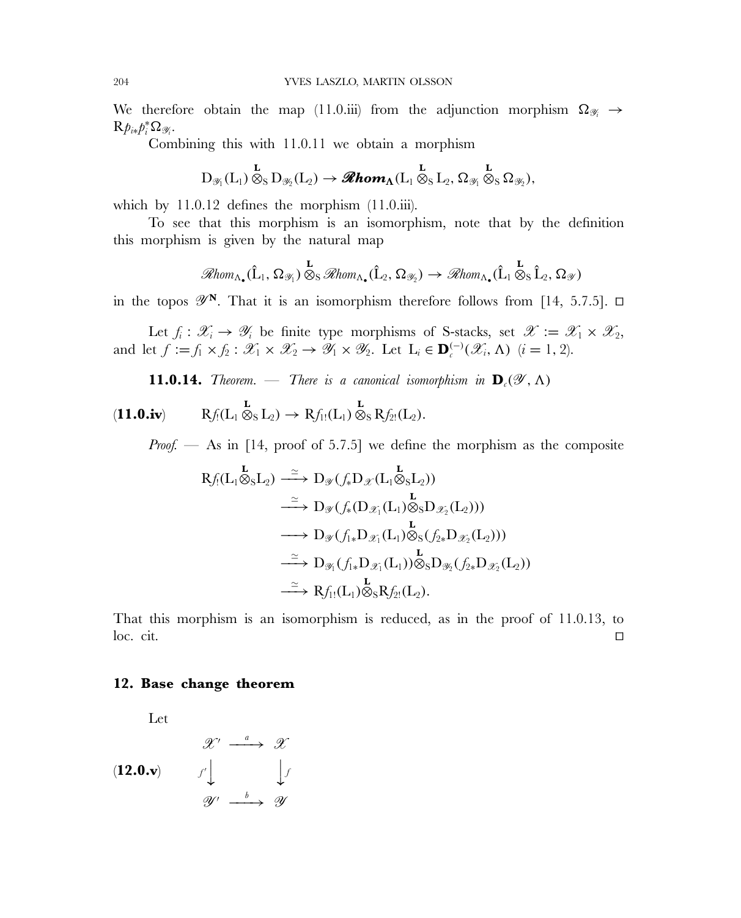We therefore obtain the map (11.0.iii) from the adjunction morphism $\Omega_{\mathscr{Y}_i} \to \mathrm{R}p_{i*}p_i^*\Omega_{\mathscr{Y}_i}$.

Combining this with 11.0.11 we obtain a morphism

$$\mathrm{D}_{\mathscr{Y}_1}(\mathrm{L}_1) \overset{\mathbf{L}}{\otimes}_{\mathrm{S}} \mathrm{D}_{\mathscr{Y}_2}(\mathrm{L}_2) \to \boldsymbol{\mathscr{R}hom}_{\boldsymbol{\Lambda}}(\mathrm{L}_1 \overset{\mathbf{L}}{\otimes}_{\mathrm{S}} \mathrm{L}_2, \Omega_{\mathscr{Y}_1} \overset{\mathbf{L}}{\otimes}_{\mathrm{S}} \Omega_{\mathscr{Y}_2}),$$

which by 11.0.12 defines the morphism (11.0.iii).

To see that this morphism is an isomorphism, note that by the definition this morphism is given by the natural map

$$\mathscr{R}hom_{\Lambda_\bullet}(\hat{\mathrm{L}}_1, \Omega_{\mathscr{Y}_1}) \overset{\mathbf{L}}{\otimes}_{\mathrm{S}} \mathscr{R}hom_{\Lambda_\bullet}(\hat{\mathrm{L}}_2, \Omega_{\mathscr{Y}_2}) \to \mathscr{R}hom_{\Lambda_\bullet}(\hat{\mathrm{L}}_1 \overset{\mathbf{L}}{\otimes}_{\mathrm{S}} \hat{\mathrm{L}}_2, \Omega_{\mathscr{Y}})$$

in the topos $\mathscr{Y}^{\mathbf{N}}$. That it is an isomorphism therefore follows from [14, 5.7.5]. □

Let $f_i : \mathscr{X}_i \to \mathscr{Y}_i$ be finite type morphisms of S-stacks, set $\mathscr{X} := \mathscr{X}_1 \times \mathscr{X}_2$, and let $f := f_1 \times f_2 : \mathscr{X}_1 \times \mathscr{X}_2 \to \mathscr{Y}_1 \times \mathscr{Y}_2$. Let $\mathrm{L}_i \in \mathbf{D}_c^{(-)}(\mathscr{X}_i, \Lambda)$ $(i = 1, 2)$.

**11.0.14.** *Theorem. — There is a canonical isomorphism in* $\mathbf{D}_c(\mathscr{Y}, \Lambda)$

$$\mathrm{R}f_!(\mathrm{L}_1 \overset{\mathbf{L}}{\otimes}_{\mathrm{S}} \mathrm{L}_2) \to \mathrm{R}f_{1!}(\mathrm{L}_1) \overset{\mathbf{L}}{\otimes}_{\mathrm{S}} \mathrm{R}f_{2!}(\mathrm{L}_2). \tag{11.0.iv}$$

*Proof.* — As in [14, proof of 5.7.5] we define the morphism as the composite

$$\begin{aligned}
\mathrm{R}f_!(\mathrm{L}_1 \overset{\mathbf{L}}{\otimes}_{\mathrm{S}} \mathrm{L}_2) &\xrightarrow{\simeq} \mathrm{D}_{\mathscr{Y}}(f_*\mathrm{D}_{\mathscr{X}}(\mathrm{L}_1 \overset{\mathbf{L}}{\otimes}_{\mathrm{S}} \mathrm{L}_2)) \\
&\xrightarrow{\simeq} \mathrm{D}_{\mathscr{Y}}(f_*(\mathrm{D}_{\mathscr{X}_1}(\mathrm{L}_1) \overset{\mathbf{L}}{\otimes}_{\mathrm{S}} \mathrm{D}_{\mathscr{X}_2}(\mathrm{L}_2))) \\
&\longrightarrow \mathrm{D}_{\mathscr{Y}}(f_{1*}\mathrm{D}_{\mathscr{X}_1}(\mathrm{L}_1) \overset{\mathbf{L}}{\otimes}_{\mathrm{S}} (f_{2*}\mathrm{D}_{\mathscr{X}_2}(\mathrm{L}_2))) \\
&\xrightarrow{\simeq} \mathrm{D}_{\mathscr{Y}_1}(f_{1*}\mathrm{D}_{\mathscr{X}_1}(\mathrm{L}_1)) \overset{\mathbf{L}}{\otimes}_{\mathrm{S}} \mathrm{D}_{\mathscr{Y}_2}(f_{2*}\mathrm{D}_{\mathscr{X}_2}(\mathrm{L}_2)) \\
&\xrightarrow{\simeq} \mathrm{R}f_{1!}(\mathrm{L}_1) \overset{\mathbf{L}}{\otimes}_{\mathrm{S}} \mathrm{R}f_{2!}(\mathrm{L}_2).
\end{aligned}$$

That this morphism is an isomorphism is reduced, as in the proof of 11.0.13, to loc. cit. □

## 12. Base change theorem

Let

$$\begin{array}{ccc}
\mathscr{X}' & \xrightarrow{a} & \mathscr{X} \\
{\scriptstyle f'}\downarrow & & \downarrow{\scriptstyle f} \\
\mathscr{Y}' & \xrightarrow{b} & \mathscr{Y}
\end{array} \tag{12.0.v}$$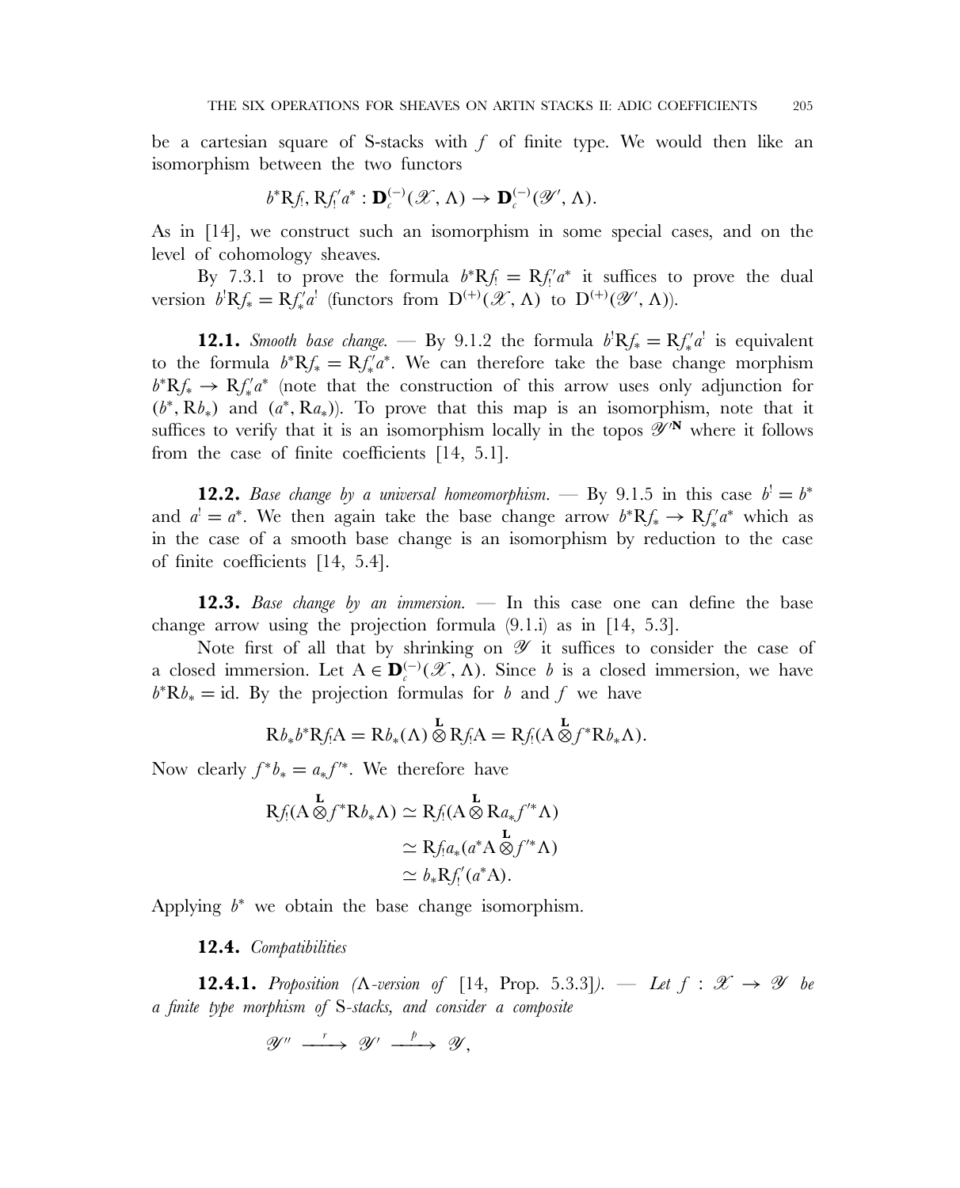be a cartesian square of S-stacks with $f$ of finite type. We would then like an isomorphism between the two functors

$$b^*\mathrm{R}f_!, \mathrm{R}f'_! a^* : \mathbf{D}_c^{(-)}(\mathscr{X}, \Lambda) \to \mathbf{D}_c^{(-)}(\mathscr{Y}', \Lambda).$$

As in [14], we construct such an isomorphism in some special cases, and on the level of cohomology sheaves.

By 7.3.1 to prove the formula $b^*\mathrm{R}f_! = \mathrm{R}f'_! a^*$ it suffices to prove the dual version $b^!\mathrm{R}f_* = \mathrm{R}f'_* a^!$ (functors from $\mathrm{D}^{(+)}(\mathscr{X}, \Lambda)$ to $\mathrm{D}^{(+)}(\mathscr{Y}', \Lambda)$).

**12.1.** *Smooth base change.* — By 9.1.2 the formula $b^!\mathrm{R}f_* = \mathrm{R}f'_* a^!$ is equivalent to the formula $b^*\mathrm{R}f_* = \mathrm{R}f'_* a^*$. We can therefore take the base change morphism $b^*\mathrm{R}f_* \to \mathrm{R}f'_* a^*$ (note that the construction of this arrow uses only adjunction for $(b^*, \mathrm{R}b_*)$ and $(a^*, \mathrm{R}a_*)$). To prove that this map is an isomorphism, note that it suffices to verify that it is an isomorphism locally in the topos $\mathscr{Y}'^{\mathbf{N}}$ where it follows from the case of finite coefficients [14, 5.1].

**12.2.** *Base change by a universal homeomorphism.* — By 9.1.5 in this case $b^! = b^*$ and $a^! = a^*$. We then again take the base change arrow $b^*\mathrm{R}f_* \to \mathrm{R}f'_* a^*$ which as in the case of a smooth base change is an isomorphism by reduction to the case of finite coefficients [14, 5.4].

**12.3.** *Base change by an immersion.* — In this case one can define the base change arrow using the projection formula (9.1.i) as in [14, 5.3].

Note first of all that by shrinking on $\mathscr{Y}$ it suffices to consider the case of a closed immersion. Let $\mathrm{A} \in \mathbf{D}_c^{(-)}(\mathscr{X}, \Lambda)$. Since $b$ is a closed immersion, we have $b^*\mathrm{R}b_* = \mathrm{id}$. By the projection formulas for $b$ and $f$ we have

$$\mathrm{R}b_* b^*\mathrm{R}f_!\mathrm{A} = \mathrm{R}b_*(\Lambda) \overset{\mathbf{L}}{\otimes} \mathrm{R}f_!\mathrm{A} = \mathrm{R}f_!(\mathrm{A} \overset{\mathbf{L}}{\otimes} f^*\mathrm{R}b_*\Lambda).$$

Now clearly $f^*b_* = a_* f'^*$. We therefore have

$$\begin{aligned}
\mathrm{R}f_!(\mathrm{A} \overset{\mathbf{L}}{\otimes} f^*\mathrm{R}b_*\Lambda) &\simeq \mathrm{R}f_!(\mathrm{A} \overset{\mathbf{L}}{\otimes} \mathrm{R}a_* f'^*\Lambda) \\
&\simeq \mathrm{R}f_! a_*(a^*\mathrm{A} \overset{\mathbf{L}}{\otimes} f'^*\Lambda) \\
&\simeq b_*\mathrm{R}f'_!(a^*\mathrm{A}).
\end{aligned}$$

Applying $b^*$ we obtain the base change isomorphism.

**12.4.** *Compatibilities*

**12.4.1.** *Proposition* ($\Lambda$*-version of* [14, Prop. 5.3.3]). — *Let $f : \mathscr{X} \to \mathscr{Y}$ be a finite type morphism of* S*-stacks, and consider a composite*

$$\mathscr{Y}'' \xrightarrow{\ r\ } \mathscr{Y}' \xrightarrow{\ p\ } \mathscr{Y},$$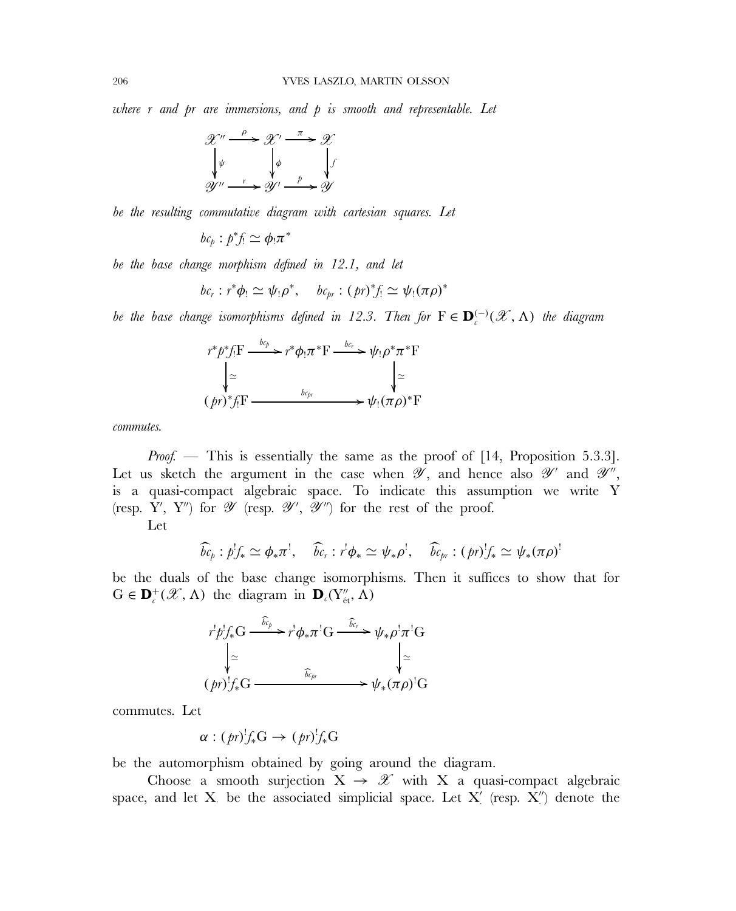*where $r$ and $pr$ are immersions, and $p$ is smooth and representable. Let*

$$\begin{array}{ccccc}
\mathscr{X}'' & \xrightarrow{\rho} & \mathscr{X}' & \xrightarrow{\pi} & \mathscr{X} \\
\downarrow{\scriptstyle \psi} & & \downarrow{\scriptstyle \phi} & & \downarrow{\scriptstyle f} \\
\mathscr{Y}'' & \xrightarrow{r} & \mathscr{Y}' & \xrightarrow{p} & \mathscr{Y}
\end{array}$$

*be the resulting commutative diagram with cartesian squares. Let*

$$bc_p : p^*f_! \simeq \phi_!\pi^*$$

*be the base change morphism defined in 12.1, and let*

$$bc_r : r^*\phi_! \simeq \psi_!\rho^*, \quad bc_{pr} : (pr)^*f_! \simeq \psi_!(\pi\rho)^*$$

*be the base change isomorphisms defined in 12.3. Then for $\mathrm{F} \in \mathbf{D}_c^{(-)}(\mathscr{X}, \Lambda)$ the diagram*

$$\begin{array}{ccccc}
r^*p^*f_!\mathrm{F} & \xrightarrow{bc_p} & r^*\phi_!\pi^*\mathrm{F} & \xrightarrow{bc_r} & \psi_!\rho^*\pi^*\mathrm{F} \\
\downarrow{\scriptstyle \simeq} & & & & \downarrow{\scriptstyle \simeq} \\
(pr)^*f_!\mathrm{F} & & \xrightarrow{bc_{pr}} & & \psi_!(\pi\rho)^*\mathrm{F}
\end{array}$$

*commutes.*

*Proof.* — This is essentially the same as the proof of [14, Proposition 5.3.3]. Let us sketch the argument in the case when $\mathscr{Y}$, and hence also $\mathscr{Y}'$ and $\mathscr{Y}''$, is a quasi-compact algebraic space. To indicate this assumption we write $\mathrm{Y}$ (resp. $\mathrm{Y}'$, $\mathrm{Y}''$) for $\mathscr{Y}$ (resp. $\mathscr{Y}'$, $\mathscr{Y}''$) for the rest of the proof.

Let

$$\widehat{bc}_p : p^!f_* \simeq \phi_*\pi^!, \quad \widehat{bc}_r : r^!\phi_* \simeq \psi_*\rho^!, \quad \widehat{bc}_{pr} : (pr)^!f_* \simeq \psi_*(\pi\rho)^!$$

be the duals of the base change isomorphisms. Then it suffices to show that for $\mathrm{G} \in \mathbf{D}_c^+(\mathscr{X}, \Lambda)$ the diagram in $\mathbf{D}_c(\mathrm{Y}''_{\text{ét}}, \Lambda)$

$$\begin{array}{ccccc}
r^!p^!f_*\mathrm{G} & \xrightarrow{\widehat{bc}_p} & r^!\phi_*\pi^!\mathrm{G} & \xrightarrow{\widehat{bc}_r} & \psi_*\rho^!\pi^!\mathrm{G} \\
\downarrow{\scriptstyle \simeq} & & & & \downarrow{\scriptstyle \simeq} \\
(pr)^!f_*\mathrm{G} & & \xrightarrow{\widehat{bc}_{pr}} & & \psi_*(\pi\rho)^!\mathrm{G}
\end{array}$$

commutes. Let

$$\alpha : (pr)^!f_*\mathrm{G} \to (pr)^!f_*\mathrm{G}$$

be the automorphism obtained by going around the diagram.

Choose a smooth surjection $\mathrm{X} \to \mathscr{X}$ with $\mathrm{X}$ a quasi-compact algebraic space, and let $\mathrm{X}_\cdot$ be the associated simplicial space. Let $\mathrm{X}'_\cdot$ (resp. $\mathrm{X}''_\cdot$) denote the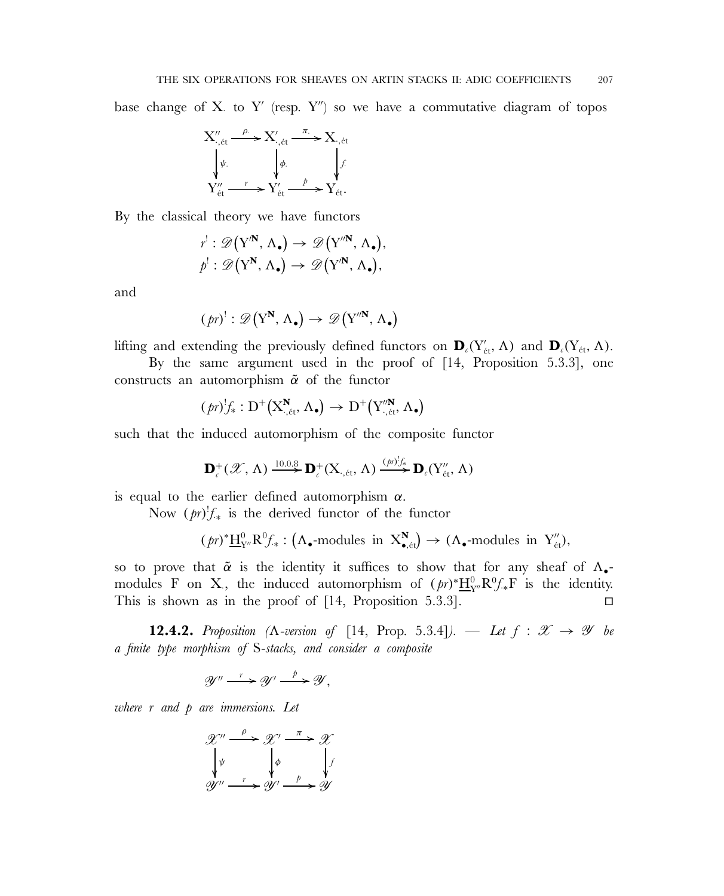base change of $X_\cdot$ to $Y'$ (resp. $Y''$) so we have a commutative diagram of topos

$$\begin{array}{ccccc} X''_{\cdot,\text{ét}} & \xrightarrow{\rho_\cdot} & X'_{\cdot,\text{ét}} & \xrightarrow{\pi_\cdot} & X_{\cdot,\text{ét}} \\ \downarrow{\scriptstyle \psi_\cdot} & & \downarrow{\scriptstyle \phi_\cdot} & & \downarrow{\scriptstyle f_\cdot} \\ Y''_{\text{ét}} & \xrightarrow{r} & Y'_{\text{ét}} & \xrightarrow{p} & Y_{\text{ét}}. \end{array}$$

By the classical theory we have functors

$$r^! : \mathscr{D}\big(Y'^{\mathbf{N}}, \Lambda_\bullet\big) \to \mathscr{D}\big(Y''^{\mathbf{N}}, \Lambda_\bullet\big),$$
$$p^! : \mathscr{D}\big(Y^{\mathbf{N}}, \Lambda_\bullet\big) \to \mathscr{D}\big(Y'^{\mathbf{N}}, \Lambda_\bullet\big),$$

and

$$(pr)^! : \mathscr{D}\big(Y^{\mathbf{N}}, \Lambda_\bullet\big) \to \mathscr{D}\big(Y''^{\mathbf{N}}, \Lambda_\bullet\big)$$

lifting and extending the previously defined functors on $\mathbf{D}_c(Y'_{\text{ét}}, \Lambda)$ and $\mathbf{D}_c(Y_{\text{ét}}, \Lambda)$.

By the same argument used in the proof of [14, Proposition 5.3.3], one constructs an automorphism $\tilde{\alpha}$ of the functor

$$(pr)^! f_* : D^+\big(X^{\mathbf{N}}_{\cdot,\text{ét}}, \Lambda_\bullet\big) \to D^+\big(Y''^{\mathbf{N}}_{\cdot,\text{ét}}, \Lambda_\bullet\big)$$

such that the induced automorphism of the composite functor

$$\mathbf{D}^+_c(\mathscr{X}, \Lambda) \xrightarrow{10.0.8} \mathbf{D}^+_c(X_{\cdot,\text{ét}}, \Lambda) \xrightarrow{(pr)^! f_*} \mathbf{D}_c(Y''_{\text{ét}}, \Lambda)$$

is equal to the earlier defined automorphism $\alpha$.

Now $(pr)^! f_{\cdot *}$ is the derived functor of the functor

$$(pr)^* \underline{H}^0_{Y''} R^0 f_{\cdot *} : \big(\Lambda_\bullet\text{-modules in } X^{\mathbf{N}}_{\bullet,\text{ét}}\big) \to (\Lambda_\bullet\text{-modules in } Y''_{\text{ét}}),$$

so to prove that $\tilde{\alpha}$ is the identity it suffices to show that for any sheaf of $\Lambda_\bullet$-modules F on $X_\cdot$, the induced automorphism of $(pr)^* \underline{H}^0_{Y''} R^0 f_{\cdot *} F$ is the identity. This is shown as in the proof of [14, Proposition 5.3.3]. ◻

**12.4.2.** *Proposition ($\Lambda$-version of* [14, Prop. 5.3.4]*). — Let $f : \mathscr{X} \to \mathscr{Y}$ be a finite type morphism of* S*-stacks, and consider a composite*

$$\mathscr{Y}'' \xrightarrow{r} \mathscr{Y}' \xrightarrow{p} \mathscr{Y},$$

*where $r$ and $p$ are immersions. Let*

$$\begin{array}{ccccc} \mathscr{X}'' & \xrightarrow{\rho} & \mathscr{X}' & \xrightarrow{\pi} & \mathscr{X} \\ \downarrow{\scriptstyle \psi} & & \downarrow{\scriptstyle \phi} & & \downarrow{\scriptstyle f} \\ \mathscr{Y}'' & \xrightarrow{r} & \mathscr{Y}' & \xrightarrow{p} & \mathscr{Y} \end{array}$$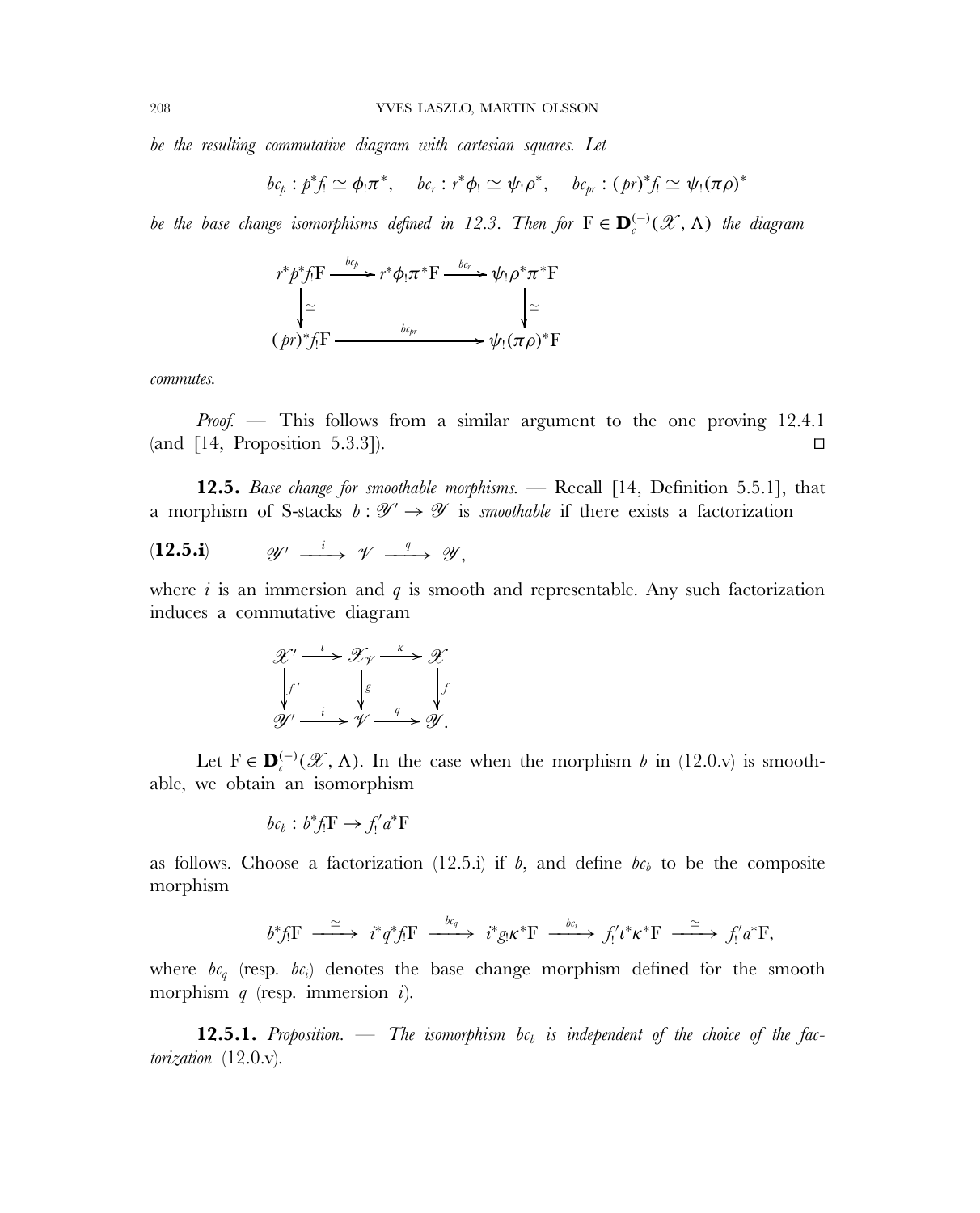*be the resulting commutative diagram with cartesian squares. Let*

$$bc_p : p^*f_! \simeq \phi_!\pi^*, \quad bc_r : r^*\phi_! \simeq \psi_!\rho^*, \quad bc_{pr} : (pr)^*f_! \simeq \psi_!(\pi\rho)^*$$

*be the base change isomorphisms defined in 12.3. Then for* $\mathrm{F} \in \mathbf{D}_c^{(-)}(\mathscr{X}, \Lambda)$ *the diagram*

$$\begin{array}{ccccc}
r^*p^*f_!\mathrm{F} & \xrightarrow{bc_p} & r^*\phi_!\pi^*\mathrm{F} & \xrightarrow{bc_r} & \psi_!\rho^*\pi^*\mathrm{F} \\
\big\downarrow \simeq & & & & \big\downarrow \simeq \\
(pr)^*f_!\mathrm{F} & & \xrightarrow{bc_{pr}} & & \psi_!(\pi\rho)^*\mathrm{F}
\end{array}$$

*commutes.*

*Proof.* — This follows from a similar argument to the one proving 12.4.1 (and [14, Proposition 5.3.3]). □

**12.5.** *Base change for smoothable morphisms.* — Recall [14, Definition 5.5.1], that a morphism of S-stacks $b : \mathscr{Y}' \to \mathscr{Y}$ is *smoothable* if there exists a factorization

$$\mathscr{Y}' \xrightarrow{\;i\;} \mathscr{V} \xrightarrow{\;q\;} \mathscr{Y}, \tag{12.5.i}$$

where $i$ is an immersion and $q$ is smooth and representable. Any such factorization induces a commutative diagram

$$\begin{array}{ccccc}
\mathscr{X}' & \xrightarrow{\iota} & \mathscr{X}_{\mathscr{V}} & \xrightarrow{\kappa} & \mathscr{X} \\
\big\downarrow f' & & \big\downarrow g & & \big\downarrow f \\
\mathscr{Y}' & \xrightarrow{i} & \mathscr{V} & \xrightarrow{q} & \mathscr{Y}.
\end{array}$$

Let $\mathrm{F} \in \mathbf{D}_c^{(-)}(\mathscr{X}, \Lambda)$. In the case when the morphism $b$ in (12.0.v) is smoothable, we obtain an isomorphism

$$bc_b : b^*f_!\mathrm{F} \to f'_!a^*\mathrm{F}$$

as follows. Choose a factorization (12.5.i) if $b$, and define $bc_b$ to be the composite morphism

$$b^*f_!\mathrm{F} \xrightarrow{\;\simeq\;} i^*q^*f_!\mathrm{F} \xrightarrow{\;bc_q\;} i^*g_!\kappa^*\mathrm{F} \xrightarrow{\;bc_i\;} f'_!\iota^*\kappa^*\mathrm{F} \xrightarrow{\;\simeq\;} f'_!a^*\mathrm{F},$$

where $bc_q$ (resp. $bc_i$) denotes the base change morphism defined for the smooth morphism $q$ (resp. immersion $i$).

**12.5.1.** *Proposition.* — *The isomorphism* $bc_b$ *is independent of the choice of the factorization* (12.0.v).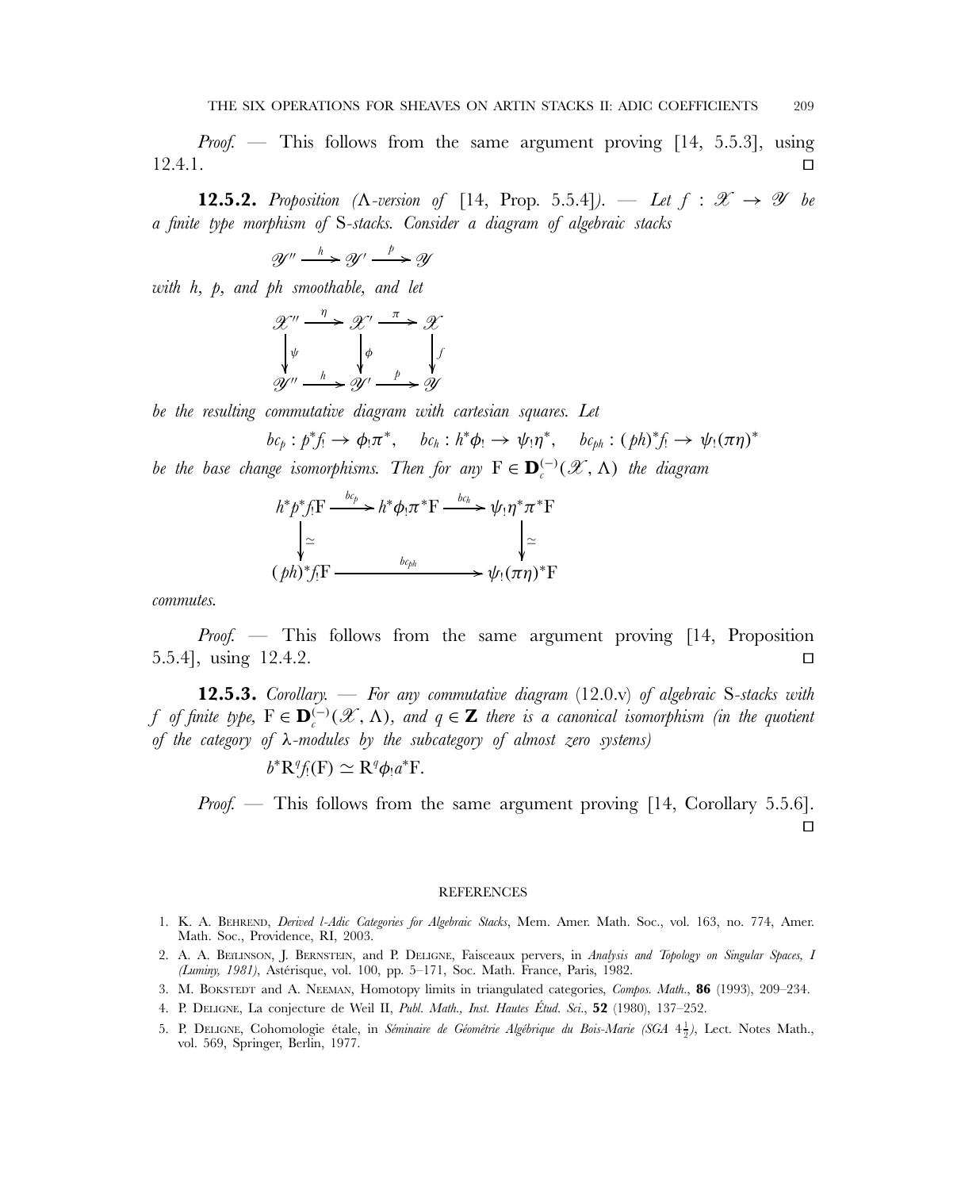*Proof.* — This follows from the same argument proving [14, 5.5.3], using 12.4.1. ∎

**12.5.2.** *Proposition (Λ-version of* [14, Prop. 5.5.4]*). — Let $f : \mathscr{X} \to \mathscr{Y}$ be a finite type morphism of* S*-stacks. Consider a diagram of algebraic stacks*

$$\mathscr{Y}'' \xrightarrow{h} \mathscr{Y}' \xrightarrow{p} \mathscr{Y}$$

*with h, p, and ph smoothable, and let*

$$\begin{array}{ccccc} \mathscr{X}'' & \xrightarrow{\eta} & \mathscr{X}' & \xrightarrow{\pi} & \mathscr{X} \\ \downarrow{\scriptstyle \psi} & & \downarrow{\scriptstyle \phi} & & \downarrow{\scriptstyle f} \\ \mathscr{Y}'' & \xrightarrow{h} & \mathscr{Y}' & \xrightarrow{p} & \mathscr{Y} \end{array}$$

*be the resulting commutative diagram with cartesian squares. Let*

$$bc_p : p^*f_! \to \phi_!\pi^*, \quad bc_h : h^*\phi_! \to \psi_!\eta^*, \quad bc_{ph} : (ph)^*f_! \to \psi_!(\pi\eta)^*$$

*be the base change isomorphisms. Then for any $\mathrm{F} \in \mathbf{D}_c^{(-)}(\mathscr{X}, \Lambda)$ the diagram*

$$\begin{array}{ccccc} h^*p^*f_!\mathrm{F} & \xrightarrow{bc_p} & h^*\phi_!\pi^*\mathrm{F} & \xrightarrow{bc_h} & \psi_!\eta^*\pi^*\mathrm{F} \\ \downarrow{\scriptstyle \simeq} & & & & \downarrow{\scriptstyle \simeq} \\ (ph)^*f_!\mathrm{F} & & \xrightarrow{bc_{ph}} & & \psi_!(\pi\eta)^*\mathrm{F} \end{array}$$

*commutes.*

*Proof.* — This follows from the same argument proving [14, Proposition 5.5.4], using 12.4.2. ∎

**12.5.3.** *Corollary. — For any commutative diagram* (12.0.v) *of algebraic* S*-stacks with $f$ of finite type, $\mathrm{F} \in \mathbf{D}_c^{(-)}(\mathscr{X}, \Lambda)$, and $q \in \mathbf{Z}$ there is a canonical isomorphism (in the quotient of the category of λ-modules by the subcategory of almost zero systems)*

$$b^*\mathrm{R}^q f_!(\mathrm{F}) \simeq \mathrm{R}^q\phi_! a^*\mathrm{F}.$$

*Proof.* — This follows from the same argument proving [14, Corollary 5.5.6]. ∎

## REFERENCES

1. K. A. Behrend, *Derived l-Adic Categories for Algebraic Stacks*, Mem. Amer. Math. Soc., vol. 163, no. 774, Amer. Math. Soc., Providence, RI, 2003.
2. A. A. Beĭlinson, J. Bernstein, and P. Deligne, Faisceaux pervers, in *Analysis and Topology on Singular Spaces, I (Luminy, 1981)*, Astérisque, vol. 100, pp. 5–171, Soc. Math. France, Paris, 1982.
3. M. Bokstedt and A. Neeman, Homotopy limits in triangulated categories, *Compos. Math.*, **86** (1993), 209–234.
4. P. Deligne, La conjecture de Weil II, *Publ. Math., Inst. Hautes Étud. Sci.*, **52** (1980), 137–252.
5. P. Deligne, Cohomologie étale, in *Séminaire de Géométrie Algébrique du Bois-Marie (SGA $4\frac{1}{2}$)*, Lect. Notes Math., vol. 569, Springer, Berlin, 1977.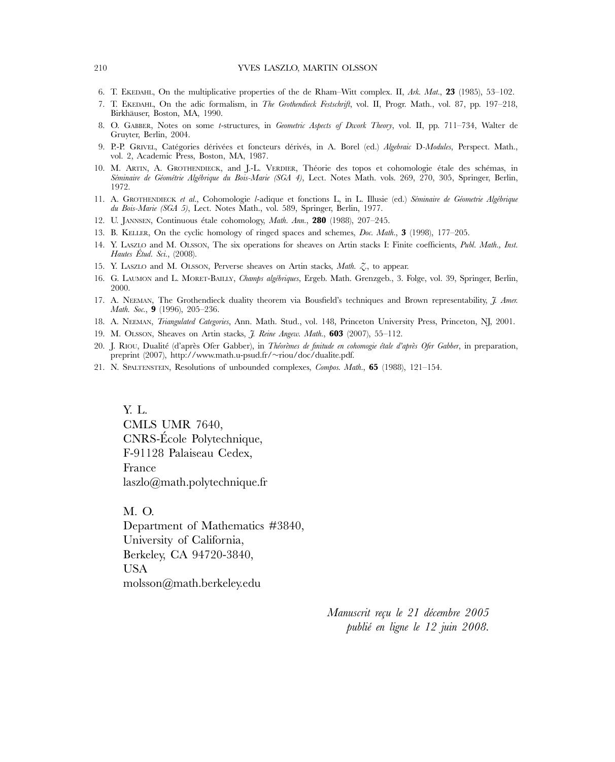6. T. Ekedahl, On the multiplicative properties of the de Rham–Witt complex. II, *Ark. Mat.*, **23** (1985), 53–102.
7. T. Ekedahl, On the adic formalism, in *The Grothendieck Festschrift*, vol. II, Progr. Math., vol. 87, pp. 197–218, Birkhäuser, Boston, MA, 1990.
8. O. Gabber, Notes on some *t*-structures, in *Geometric Aspects of Dwork Theory*, vol. II, pp. 711–734, Walter de Gruyter, Berlin, 2004.
9. P.-P. Grivel, Catégories dérivées et foncteurs dérivés, in A. Borel (ed.) *Algebraic* D*-Modules*, Perspect. Math., vol. 2, Academic Press, Boston, MA, 1987.
10. M. Artin, A. Grothendieck, and J.-L. Verdier, Théorie des topos et cohomologie étale des schémas, in *Séminaire de Géométrie Algébrique du Bois-Marie (SGA 4)*, Lect. Notes Math. vols. 269, 270, 305, Springer, Berlin, 1972.
11. A. Grothendieck *et al.*, Cohomologie *l*-adique et fonctions L, in L. Illusie (ed.) *Séminaire de Géometrie Algébrique du Bois-Marie (SGA 5)*, Lect. Notes Math., vol. 589, Springer, Berlin, 1977.
12. U. Jannsen, Continuous étale cohomology, *Math. Ann.*, **280** (1988), 207–245.
13. B. Keller, On the cyclic homology of ringed spaces and schemes, *Doc. Math.*, **3** (1998), 177–205.
14. Y. Laszlo and M. Olsson, The six operations for sheaves on Artin stacks I: Finite coefficients, *Publ. Math., Inst. Hautes Étud. Sci.*, (2008).
15. Y. Laszlo and M. Olsson, Perverse sheaves on Artin stacks, *Math. Z.*, to appear.
16. G. Laumon and L. Moret-Bailly, *Champs algébriques*, Ergeb. Math. Grenzgeb., 3. Folge, vol. 39, Springer, Berlin, 2000.
17. A. Neeman, The Grothendieck duality theorem via Bousfield's techniques and Brown representability, *J. Amer. Math. Soc.*, **9** (1996), 205–236.
18. A. Neeman, *Triangulated Categories*, Ann. Math. Stud., vol. 148, Princeton University Press, Princeton, NJ, 2001.
19. M. Olsson, Sheaves on Artin stacks, *J. Reine Angew. Math.*, **603** (2007), 55–112.
20. J. Riou, Dualité (d'après Ofer Gabber), in *Théorèmes de finitude en cohomogie étale d'après Ofer Gabber*, in preparation, preprint (2007), http://www.math.u-psud.fr/~riou/doc/dualite.pdf.
21. N. Spaltenstein, Resolutions of unbounded complexes, *Compos. Math.*, **65** (1988), 121–154.

Y. L.
CMLS UMR 7640,
CNRS-École Polytechnique,
F-91128 Palaiseau Cedex,
France
laszlo@math.polytechnique.fr

M. O.
Department of Mathematics #3840,
University of California,
Berkeley, CA 94720-3840,
USA
molsson@math.berkeley.edu

*Manuscrit reçu le 21 décembre 2005*
*publié en ligne le 12 juin 2008.*